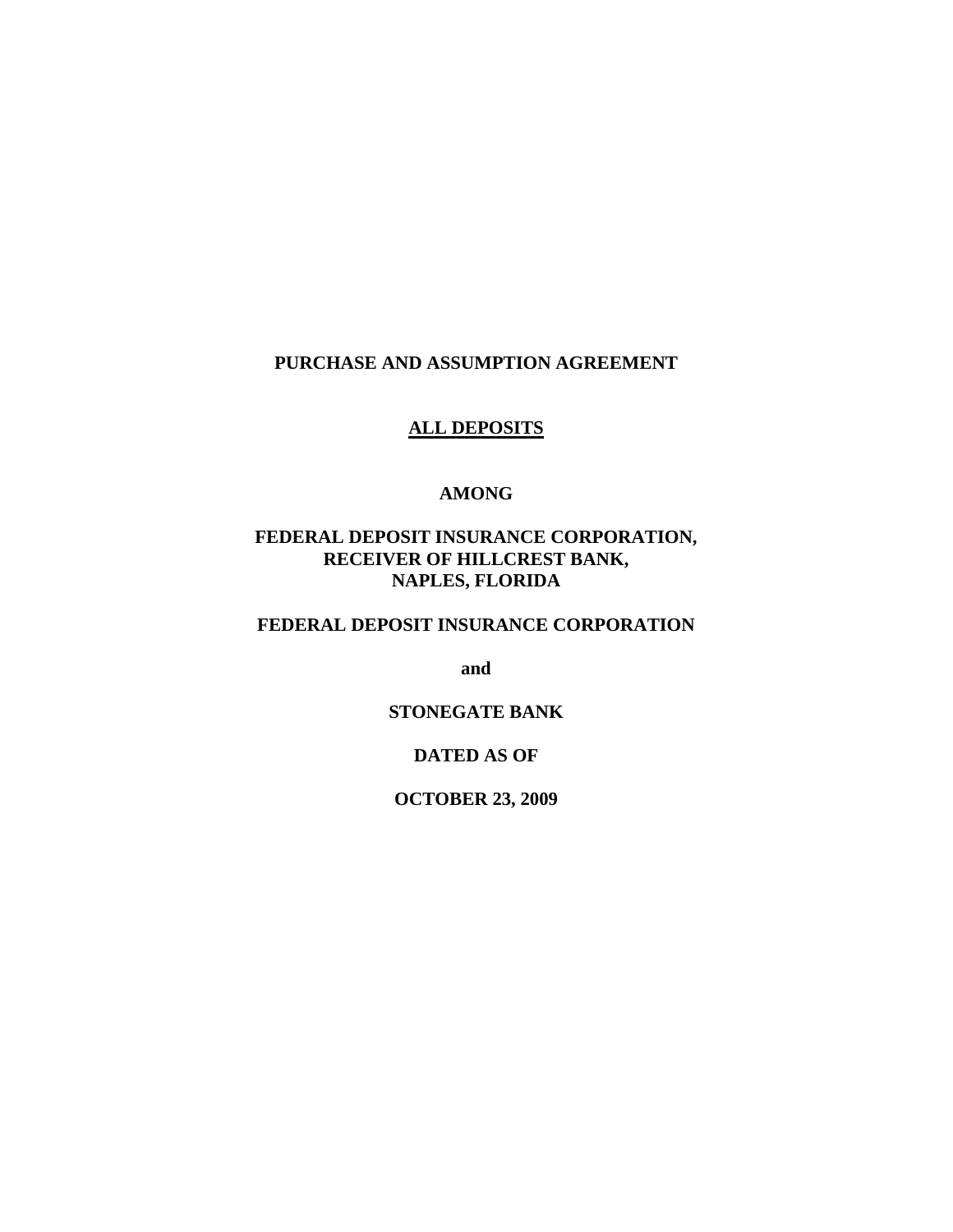**PURCHASE AND ASSUMPTION AGREEMENT**

**ALL DEPOSITS**

**AMONG**

**FEDERAL DEPOSIT INSURANCE CORPORATION,**
**RECEIVER OF HILLCREST BANK,**
**NAPLES, FLORIDA**

**FEDERAL DEPOSIT INSURANCE CORPORATION**

**and**

**STONEGATE BANK**

**DATED AS OF**

**OCTOBER 23, 2009**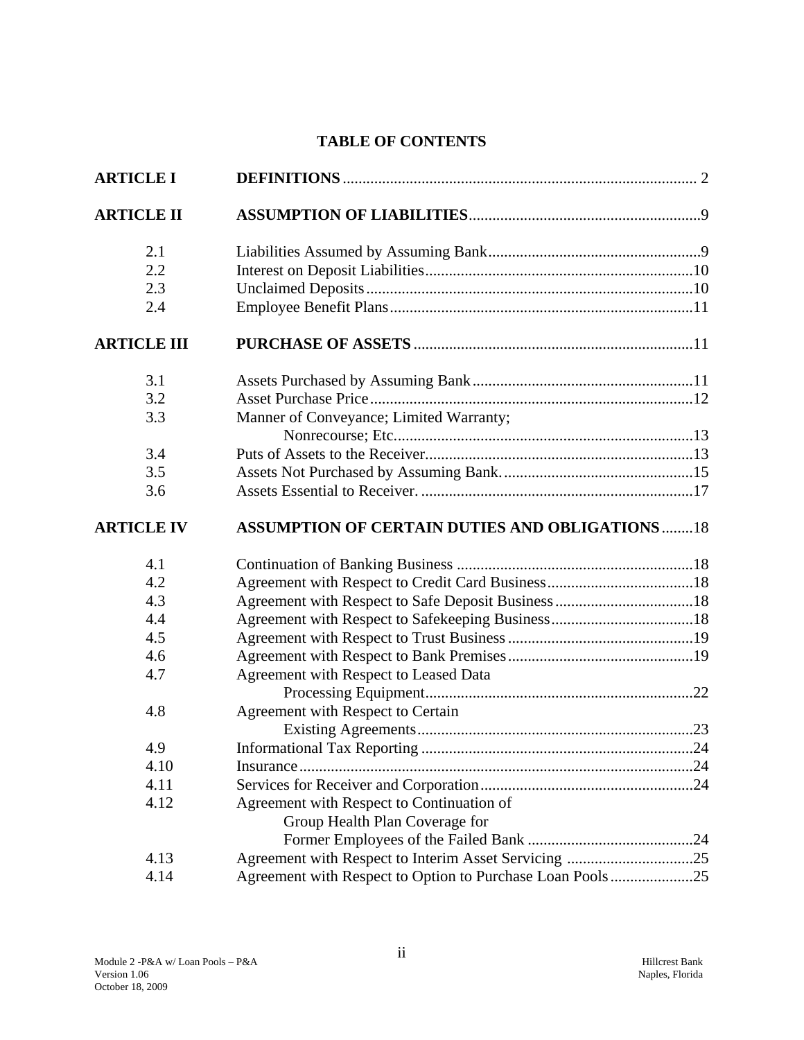# TABLE OF CONTENTS

| | | |
|---|---|---|
| **ARTICLE I** | **DEFINITIONS** | 2 |
| **ARTICLE II** | **ASSUMPTION OF LIABILITIES** | 9 |
| 2.1 | Liabilities Assumed by Assuming Bank | 9 |
| 2.2 | Interest on Deposit Liabilities | 10 |
| 2.3 | Unclaimed Deposits | 10 |
| 2.4 | Employee Benefit Plans | 11 |
| **ARTICLE III** | **PURCHASE OF ASSETS** | 11 |
| 3.1 | Assets Purchased by Assuming Bank | 11 |
| 3.2 | Asset Purchase Price | 12 |
| 3.3 | Manner of Conveyance; Limited Warranty; Nonrecourse; Etc. | 13 |
| 3.4 | Puts of Assets to the Receiver | 13 |
| 3.5 | Assets Not Purchased by Assuming Bank. | 15 |
| 3.6 | Assets Essential to Receiver. | 17 |
| **ARTICLE IV** | **ASSUMPTION OF CERTAIN DUTIES AND OBLIGATIONS** | 18 |
| 4.1 | Continuation of Banking Business | 18 |
| 4.2 | Agreement with Respect to Credit Card Business | 18 |
| 4.3 | Agreement with Respect to Safe Deposit Business | 18 |
| 4.4 | Agreement with Respect to Safekeeping Business | 18 |
| 4.5 | Agreement with Respect to Trust Business | 19 |
| 4.6 | Agreement with Respect to Bank Premises | 19 |
| 4.7 | Agreement with Respect to Leased Data Processing Equipment | 22 |
| 4.8 | Agreement with Respect to Certain Existing Agreements | 23 |
| 4.9 | Informational Tax Reporting | 24 |
| 4.10 | Insurance | 24 |
| 4.11 | Services for Receiver and Corporation | 24 |
| 4.12 | Agreement with Respect to Continuation of Group Health Plan Coverage for Former Employees of the Failed Bank | 24 |
| 4.13 | Agreement with Respect to Interim Asset Servicing | 25 |
| 4.14 | Agreement with Respect to Option to Purchase Loan Pools | 25 |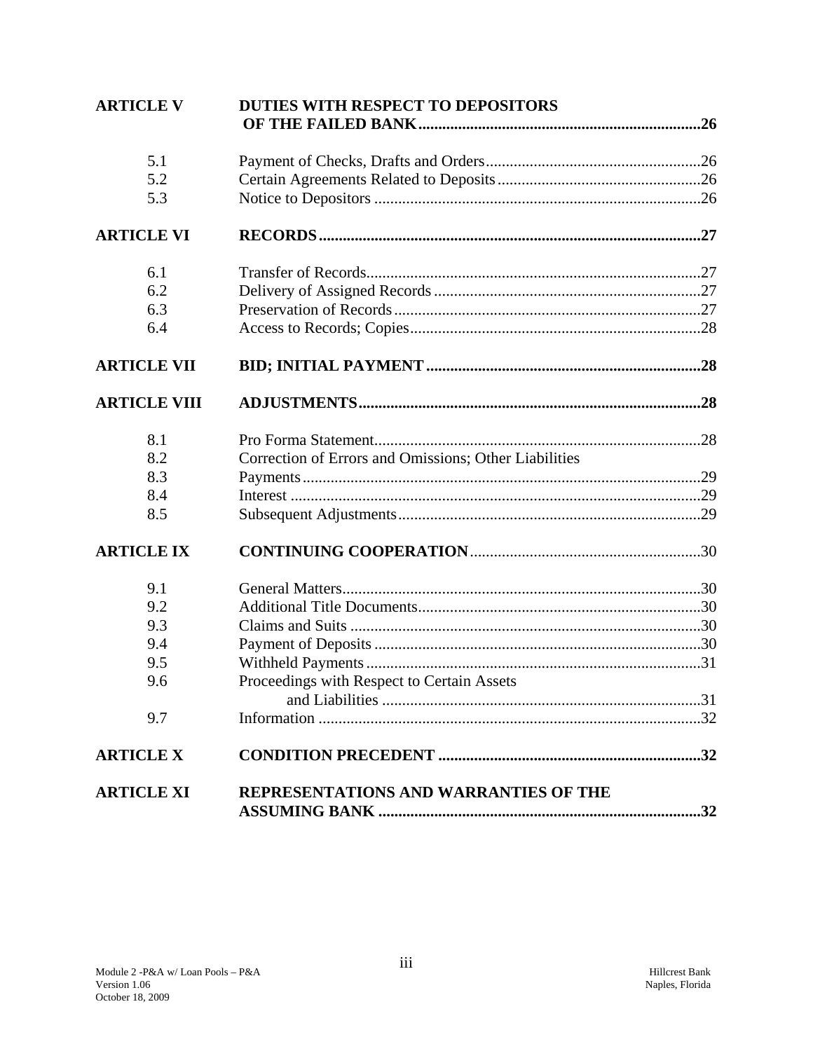| | | |
|---|---|---|
| **ARTICLE V** | **DUTIES WITH RESPECT TO DEPOSITORS OF THE FAILED BANK** | **26** |
| 5.1 | Payment of Checks, Drafts and Orders | 26 |
| 5.2 | Certain Agreements Related to Deposits | 26 |
| 5.3 | Notice to Depositors | 26 |
| **ARTICLE VI** | **RECORDS** | **27** |
| 6.1 | Transfer of Records | 27 |
| 6.2 | Delivery of Assigned Records | 27 |
| 6.3 | Preservation of Records | 27 |
| 6.4 | Access to Records; Copies | 28 |
| **ARTICLE VII** | **BID; INITIAL PAYMENT** | **28** |
| **ARTICLE VIII** | **ADJUSTMENTS** | **28** |
| 8.1 | Pro Forma Statement | 28 |
| 8.2 | Correction of Errors and Omissions; Other Liabilities | |
| 8.3 | Payments | 29 |
| 8.4 | Interest | 29 |
| 8.5 | Subsequent Adjustments | 29 |
| **ARTICLE IX** | **CONTINUING COOPERATION** | 30 |
| 9.1 | General Matters | 30 |
| 9.2 | Additional Title Documents | 30 |
| 9.3 | Claims and Suits | 30 |
| 9.4 | Payment of Deposits | 30 |
| 9.5 | Withheld Payments | 31 |
| 9.6 | Proceedings with Respect to Certain Assets and Liabilities | 31 |
| 9.7 | Information | 32 |
| **ARTICLE X** | **CONDITION PRECEDENT** | **32** |
| **ARTICLE XI** | **REPRESENTATIONS AND WARRANTIES OF THE ASSUMING BANK** | **32** |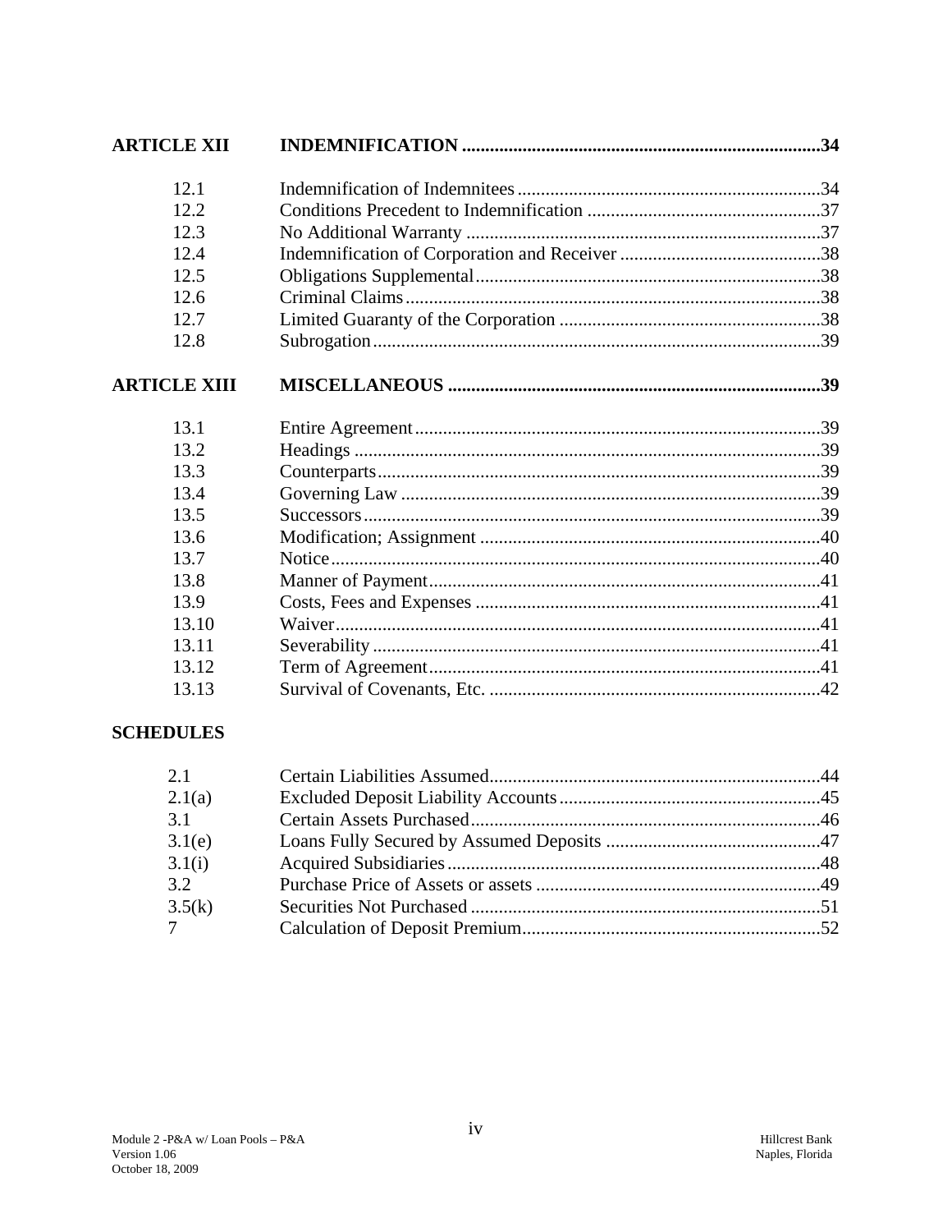| | | |
|---|---|---|
| **ARTICLE XII** | **INDEMNIFICATION** | **34** |
| 12.1 | Indemnification of Indemnitees | 34 |
| 12.2 | Conditions Precedent to Indemnification | 37 |
| 12.3 | No Additional Warranty | 37 |
| 12.4 | Indemnification of Corporation and Receiver | 38 |
| 12.5 | Obligations Supplemental | 38 |
| 12.6 | Criminal Claims | 38 |
| 12.7 | Limited Guaranty of the Corporation | 38 |
| 12.8 | Subrogation | 39 |
| **ARTICLE XIII** | **MISCELLANEOUS** | **39** |
| 13.1 | Entire Agreement | 39 |
| 13.2 | Headings | 39 |
| 13.3 | Counterparts | 39 |
| 13.4 | Governing Law | 39 |
| 13.5 | Successors | 39 |
| 13.6 | Modification; Assignment | 40 |
| 13.7 | Notice | 40 |
| 13.8 | Manner of Payment | 41 |
| 13.9 | Costs, Fees and Expenses | 41 |
| 13.10 | Waiver | 41 |
| 13.11 | Severability | 41 |
| 13.12 | Term of Agreement | 41 |
| 13.13 | Survival of Covenants, Etc. | 42 |

**SCHEDULES**

| | | |
|---|---|---|
| 2.1 | Certain Liabilities Assumed | 44 |
| 2.1(a) | Excluded Deposit Liability Accounts | 45 |
| 3.1 | Certain Assets Purchased | 46 |
| 3.1(e) | Loans Fully Secured by Assumed Deposits | 47 |
| 3.1(i) | Acquired Subsidiaries | 48 |
| 3.2 | Purchase Price of Assets or assets | 49 |
| 3.5(k) | Securities Not Purchased | 51 |
| 7 | Calculation of Deposit Premium | 52 |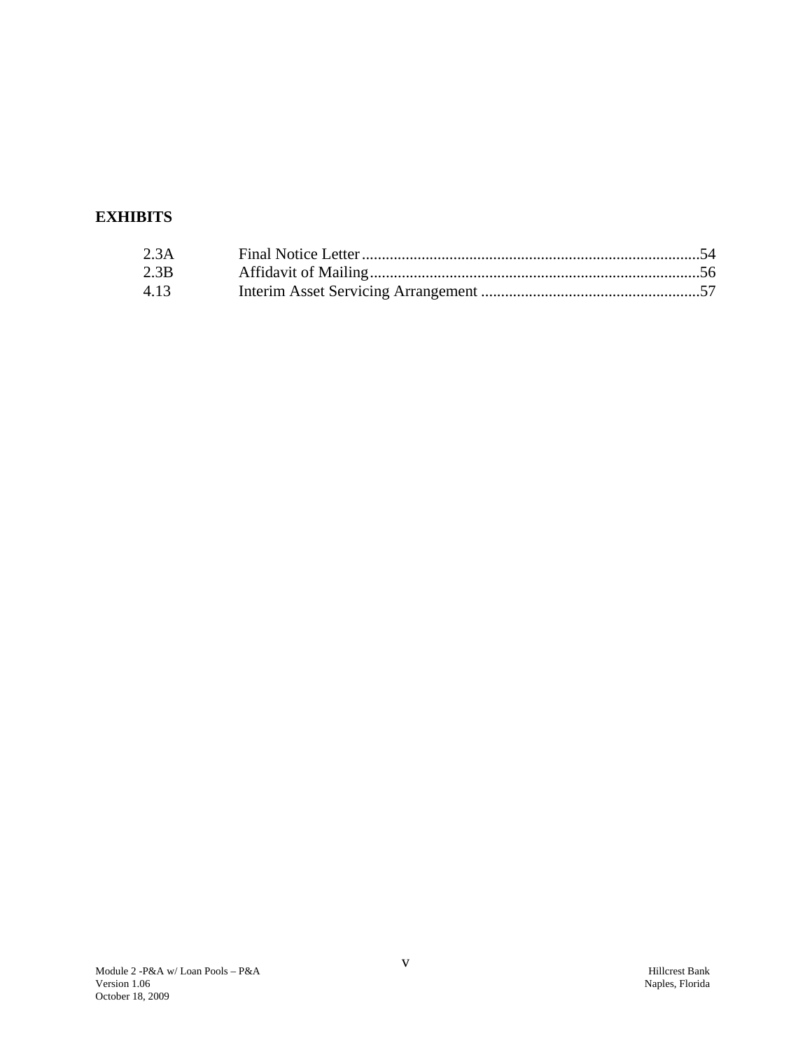## EXHIBITS

| | | |
|---|---|---|
| 2.3A | Final Notice Letter | 54 |
| 2.3B | Affidavit of Mailing | 56 |
| 4.13 | Interim Asset Servicing Arrangement | 57 |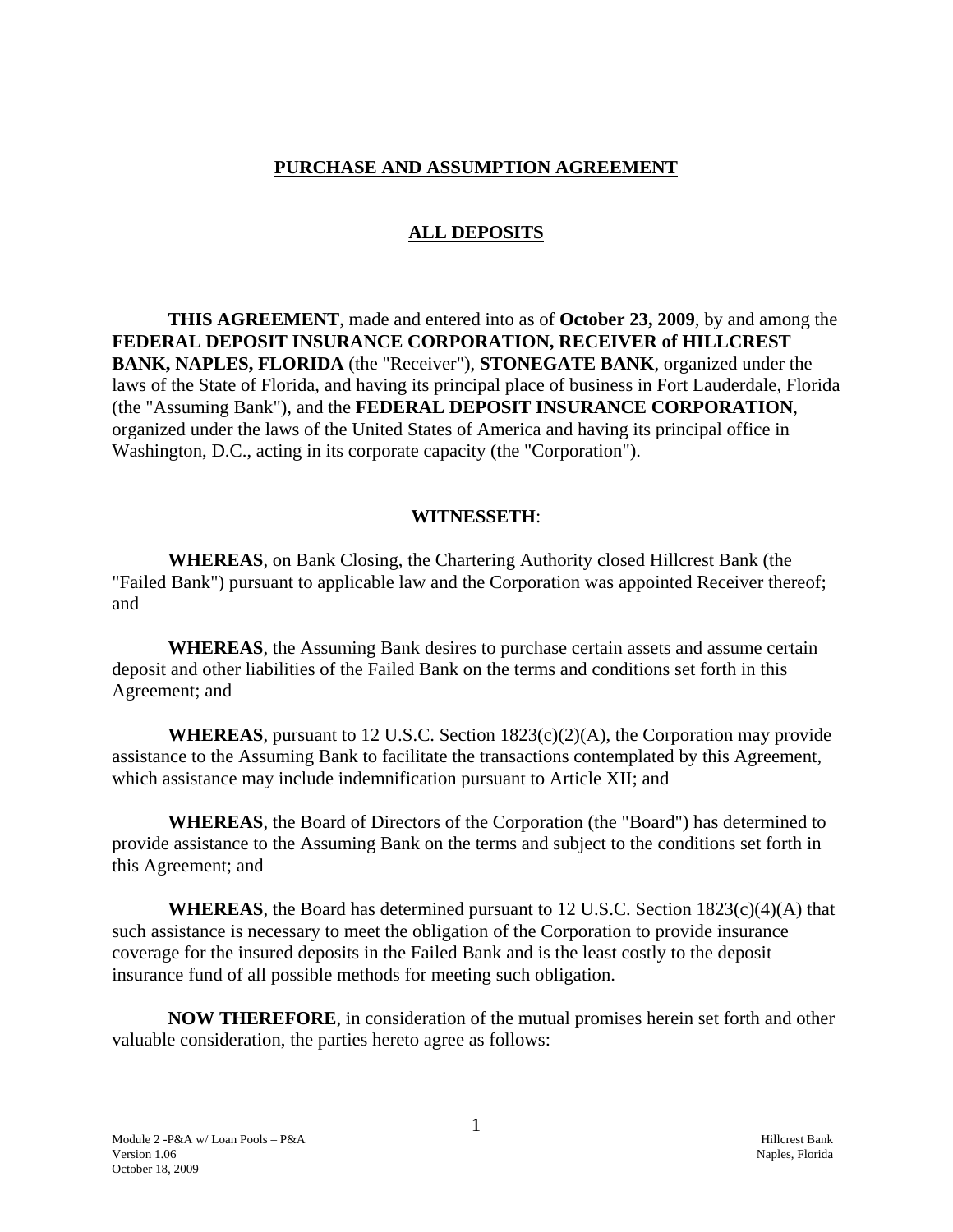## PURCHASE AND ASSUMPTION AGREEMENT

## ALL DEPOSITS

**THIS AGREEMENT**, made and entered into as of **October 23, 2009**, by and among the **FEDERAL DEPOSIT INSURANCE CORPORATION, RECEIVER of HILLCREST BANK, NAPLES, FLORIDA** (the "Receiver"), **STONEGATE BANK**, organized under the laws of the State of Florida, and having its principal place of business in Fort Lauderdale, Florida (the "Assuming Bank"), and the **FEDERAL DEPOSIT INSURANCE CORPORATION**, organized under the laws of the United States of America and having its principal office in Washington, D.C., acting in its corporate capacity (the "Corporation").

**WITNESSETH**:

**WHEREAS**, on Bank Closing, the Chartering Authority closed Hillcrest Bank (the "Failed Bank") pursuant to applicable law and the Corporation was appointed Receiver thereof; and

**WHEREAS**, the Assuming Bank desires to purchase certain assets and assume certain deposit and other liabilities of the Failed Bank on the terms and conditions set forth in this Agreement; and

**WHEREAS**, pursuant to 12 U.S.C. Section 1823(c)(2)(A), the Corporation may provide assistance to the Assuming Bank to facilitate the transactions contemplated by this Agreement, which assistance may include indemnification pursuant to Article XII; and

**WHEREAS**, the Board of Directors of the Corporation (the "Board") has determined to provide assistance to the Assuming Bank on the terms and subject to the conditions set forth in this Agreement; and

**WHEREAS**, the Board has determined pursuant to 12 U.S.C. Section 1823(c)(4)(A) that such assistance is necessary to meet the obligation of the Corporation to provide insurance coverage for the insured deposits in the Failed Bank and is the least costly to the deposit insurance fund of all possible methods for meeting such obligation.

**NOW THEREFORE**, in consideration of the mutual promises herein set forth and other valuable consideration, the parties hereto agree as follows: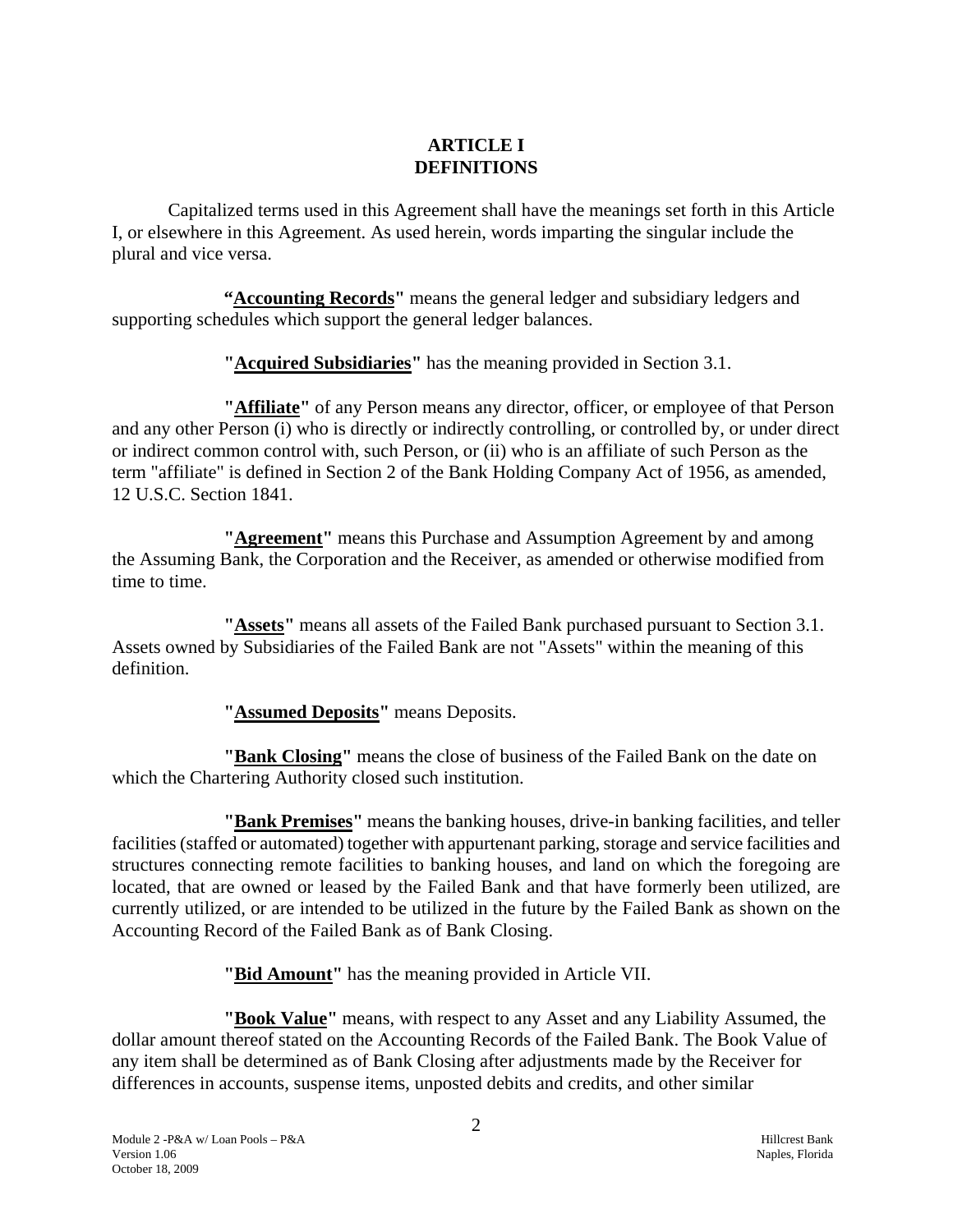# ARTICLE I
# DEFINITIONS

Capitalized terms used in this Agreement shall have the meanings set forth in this Article I, or elsewhere in this Agreement. As used herein, words imparting the singular include the plural and vice versa.

**"Accounting Records"** means the general ledger and subsidiary ledgers and supporting schedules which support the general ledger balances.

**"Acquired Subsidiaries"** has the meaning provided in Section 3.1.

**"Affiliate"** of any Person means any director, officer, or employee of that Person and any other Person (i) who is directly or indirectly controlling, or controlled by, or under direct or indirect common control with, such Person, or (ii) who is an affiliate of such Person as the term "affiliate" is defined in Section 2 of the Bank Holding Company Act of 1956, as amended, 12 U.S.C. Section 1841.

**"Agreement"** means this Purchase and Assumption Agreement by and among the Assuming Bank, the Corporation and the Receiver, as amended or otherwise modified from time to time.

**"Assets"** means all assets of the Failed Bank purchased pursuant to Section 3.1. Assets owned by Subsidiaries of the Failed Bank are not "Assets" within the meaning of this definition.

**"Assumed Deposits"** means Deposits.

**"Bank Closing"** means the close of business of the Failed Bank on the date on which the Chartering Authority closed such institution.

**"Bank Premises"** means the banking houses, drive-in banking facilities, and teller facilities (staffed or automated) together with appurtenant parking, storage and service facilities and structures connecting remote facilities to banking houses, and land on which the foregoing are located, that are owned or leased by the Failed Bank and that have formerly been utilized, are currently utilized, or are intended to be utilized in the future by the Failed Bank as shown on the Accounting Record of the Failed Bank as of Bank Closing.

**"Bid Amount"** has the meaning provided in Article VII.

**"Book Value"** means, with respect to any Asset and any Liability Assumed, the dollar amount thereof stated on the Accounting Records of the Failed Bank. The Book Value of any item shall be determined as of Bank Closing after adjustments made by the Receiver for differences in accounts, suspense items, unposted debits and credits, and other similar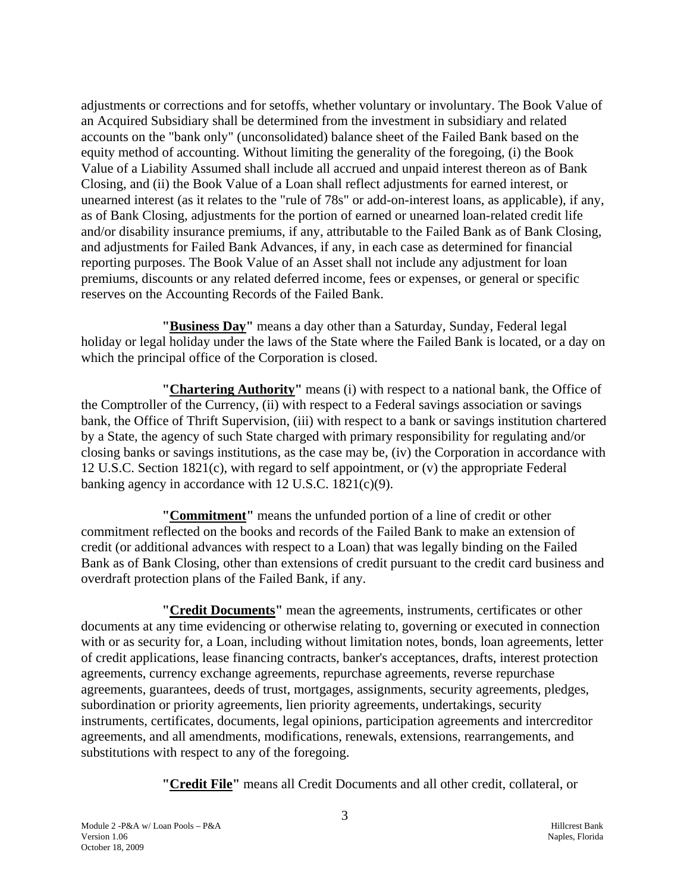adjustments or corrections and for setoffs, whether voluntary or involuntary. The Book Value of an Acquired Subsidiary shall be determined from the investment in subsidiary and related accounts on the "bank only" (unconsolidated) balance sheet of the Failed Bank based on the equity method of accounting. Without limiting the generality of the foregoing, (i) the Book Value of a Liability Assumed shall include all accrued and unpaid interest thereon as of Bank Closing, and (ii) the Book Value of a Loan shall reflect adjustments for earned interest, or unearned interest (as it relates to the "rule of 78s" or add-on-interest loans, as applicable), if any, as of Bank Closing, adjustments for the portion of earned or unearned loan-related credit life and/or disability insurance premiums, if any, attributable to the Failed Bank as of Bank Closing, and adjustments for Failed Bank Advances, if any, in each case as determined for financial reporting purposes. The Book Value of an Asset shall not include any adjustment for loan premiums, discounts or any related deferred income, fees or expenses, or general or specific reserves on the Accounting Records of the Failed Bank.

**"Business Day"** means a day other than a Saturday, Sunday, Federal legal holiday or legal holiday under the laws of the State where the Failed Bank is located, or a day on which the principal office of the Corporation is closed.

**"Chartering Authority"** means (i) with respect to a national bank, the Office of the Comptroller of the Currency, (ii) with respect to a Federal savings association or savings bank, the Office of Thrift Supervision, (iii) with respect to a bank or savings institution chartered by a State, the agency of such State charged with primary responsibility for regulating and/or closing banks or savings institutions, as the case may be, (iv) the Corporation in accordance with 12 U.S.C. Section 1821(c), with regard to self appointment, or (v) the appropriate Federal banking agency in accordance with 12 U.S.C. 1821(c)(9).

**"Commitment"** means the unfunded portion of a line of credit or other commitment reflected on the books and records of the Failed Bank to make an extension of credit (or additional advances with respect to a Loan) that was legally binding on the Failed Bank as of Bank Closing, other than extensions of credit pursuant to the credit card business and overdraft protection plans of the Failed Bank, if any.

**"Credit Documents"** mean the agreements, instruments, certificates or other documents at any time evidencing or otherwise relating to, governing or executed in connection with or as security for, a Loan, including without limitation notes, bonds, loan agreements, letter of credit applications, lease financing contracts, banker's acceptances, drafts, interest protection agreements, currency exchange agreements, repurchase agreements, reverse repurchase agreements, guarantees, deeds of trust, mortgages, assignments, security agreements, pledges, subordination or priority agreements, lien priority agreements, undertakings, security instruments, certificates, documents, legal opinions, participation agreements and intercreditor agreements, and all amendments, modifications, renewals, extensions, rearrangements, and substitutions with respect to any of the foregoing.

**"Credit File"** means all Credit Documents and all other credit, collateral, or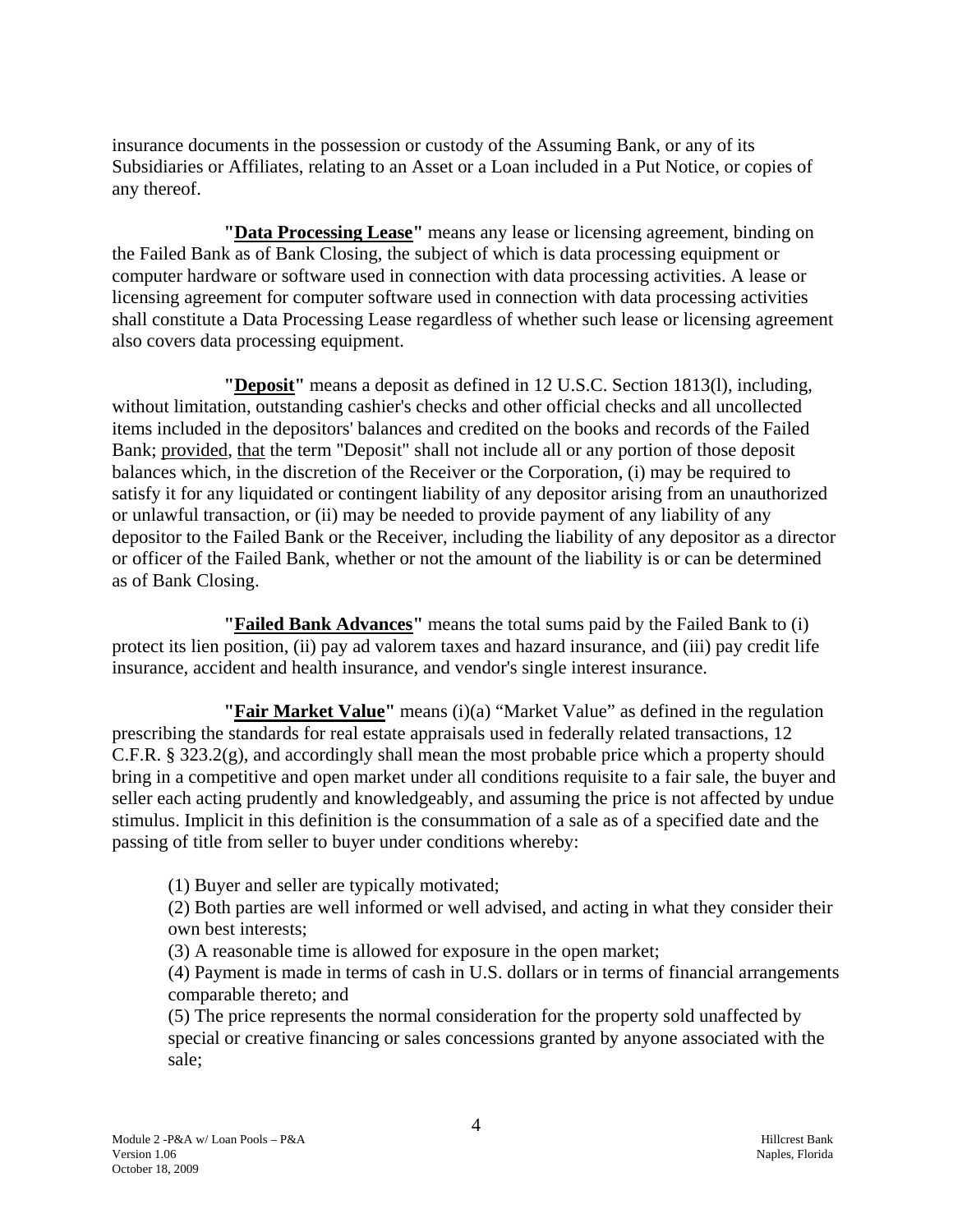insurance documents in the possession or custody of the Assuming Bank, or any of its Subsidiaries or Affiliates, relating to an Asset or a Loan included in a Put Notice, or copies of any thereof.

**"Data Processing Lease"** means any lease or licensing agreement, binding on the Failed Bank as of Bank Closing, the subject of which is data processing equipment or computer hardware or software used in connection with data processing activities. A lease or licensing agreement for computer software used in connection with data processing activities shall constitute a Data Processing Lease regardless of whether such lease or licensing agreement also covers data processing equipment.

**"Deposit"** means a deposit as defined in 12 U.S.C. Section 1813(l), including, without limitation, outstanding cashier's checks and other official checks and all uncollected items included in the depositors' balances and credited on the books and records of the Failed Bank; provided, that the term "Deposit" shall not include all or any portion of those deposit balances which, in the discretion of the Receiver or the Corporation, (i) may be required to satisfy it for any liquidated or contingent liability of any depositor arising from an unauthorized or unlawful transaction, or (ii) may be needed to provide payment of any liability of any depositor to the Failed Bank or the Receiver, including the liability of any depositor as a director or officer of the Failed Bank, whether or not the amount of the liability is or can be determined as of Bank Closing.

**"Failed Bank Advances"** means the total sums paid by the Failed Bank to (i) protect its lien position, (ii) pay ad valorem taxes and hazard insurance, and (iii) pay credit life insurance, accident and health insurance, and vendor's single interest insurance.

**"Fair Market Value"** means (i)(a) "Market Value" as defined in the regulation prescribing the standards for real estate appraisals used in federally related transactions, 12 C.F.R. § 323.2(g), and accordingly shall mean the most probable price which a property should bring in a competitive and open market under all conditions requisite to a fair sale, the buyer and seller each acting prudently and knowledgeably, and assuming the price is not affected by undue stimulus. Implicit in this definition is the consummation of a sale as of a specified date and the passing of title from seller to buyer under conditions whereby:

(1) Buyer and seller are typically motivated;

(2) Both parties are well informed or well advised, and acting in what they consider their own best interests;

(3) A reasonable time is allowed for exposure in the open market;

(4) Payment is made in terms of cash in U.S. dollars or in terms of financial arrangements comparable thereto; and

(5) The price represents the normal consideration for the property sold unaffected by special or creative financing or sales concessions granted by anyone associated with the sale;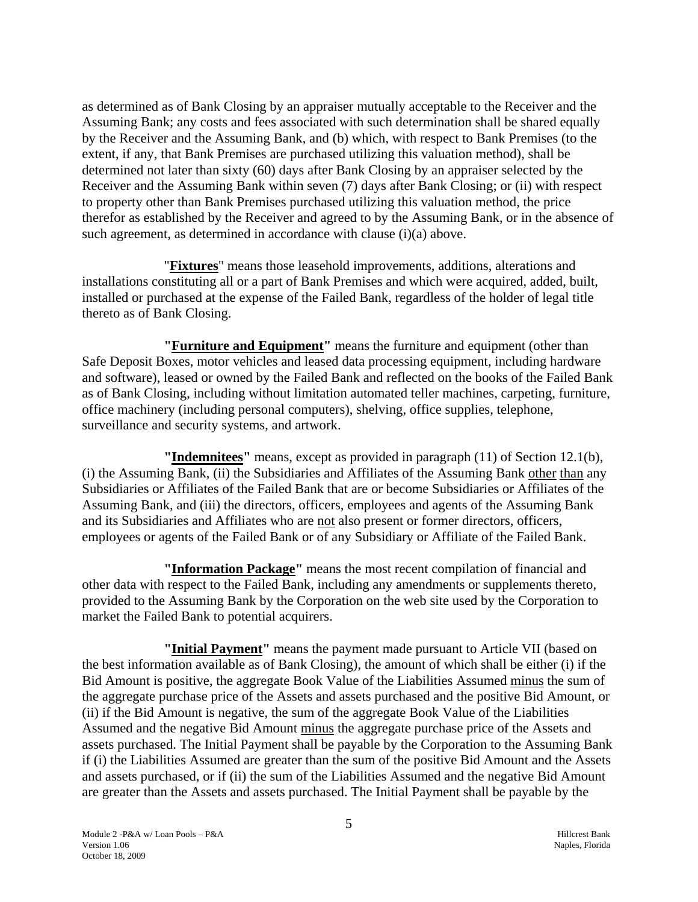as determined as of Bank Closing by an appraiser mutually acceptable to the Receiver and the Assuming Bank; any costs and fees associated with such determination shall be shared equally by the Receiver and the Assuming Bank, and (b) which, with respect to Bank Premises (to the extent, if any, that Bank Premises are purchased utilizing this valuation method), shall be determined not later than sixty (60) days after Bank Closing by an appraiser selected by the Receiver and the Assuming Bank within seven (7) days after Bank Closing; or (ii) with respect to property other than Bank Premises purchased utilizing this valuation method, the price therefor as established by the Receiver and agreed to by the Assuming Bank, or in the absence of such agreement, as determined in accordance with clause (i)(a) above.

"**Fixtures**" means those leasehold improvements, additions, alterations and installations constituting all or a part of Bank Premises and which were acquired, added, built, installed or purchased at the expense of the Failed Bank, regardless of the holder of legal title thereto as of Bank Closing.

**"Furniture and Equipment"** means the furniture and equipment (other than Safe Deposit Boxes, motor vehicles and leased data processing equipment, including hardware and software), leased or owned by the Failed Bank and reflected on the books of the Failed Bank as of Bank Closing, including without limitation automated teller machines, carpeting, furniture, office machinery (including personal computers), shelving, office supplies, telephone, surveillance and security systems, and artwork.

**"Indemnitees"** means, except as provided in paragraph (11) of Section 12.1(b), (i) the Assuming Bank, (ii) the Subsidiaries and Affiliates of the Assuming Bank other than any Subsidiaries or Affiliates of the Failed Bank that are or become Subsidiaries or Affiliates of the Assuming Bank, and (iii) the directors, officers, employees and agents of the Assuming Bank and its Subsidiaries and Affiliates who are not also present or former directors, officers, employees or agents of the Failed Bank or of any Subsidiary or Affiliate of the Failed Bank.

**"Information Package"** means the most recent compilation of financial and other data with respect to the Failed Bank, including any amendments or supplements thereto, provided to the Assuming Bank by the Corporation on the web site used by the Corporation to market the Failed Bank to potential acquirers.

**"Initial Payment"** means the payment made pursuant to Article VII (based on the best information available as of Bank Closing), the amount of which shall be either (i) if the Bid Amount is positive, the aggregate Book Value of the Liabilities Assumed minus the sum of the aggregate purchase price of the Assets and assets purchased and the positive Bid Amount, or (ii) if the Bid Amount is negative, the sum of the aggregate Book Value of the Liabilities Assumed and the negative Bid Amount minus the aggregate purchase price of the Assets and assets purchased. The Initial Payment shall be payable by the Corporation to the Assuming Bank if (i) the Liabilities Assumed are greater than the sum of the positive Bid Amount and the Assets and assets purchased, or if (ii) the sum of the Liabilities Assumed and the negative Bid Amount are greater than the Assets and assets purchased. The Initial Payment shall be payable by the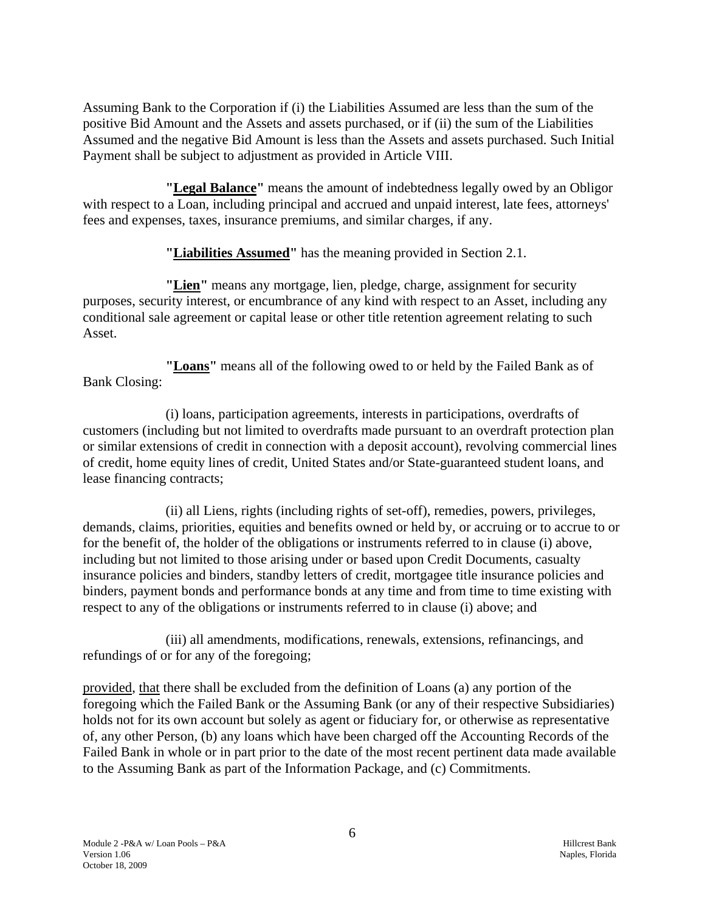Assuming Bank to the Corporation if (i) the Liabilities Assumed are less than the sum of the positive Bid Amount and the Assets and assets purchased, or if (ii) the sum of the Liabilities Assumed and the negative Bid Amount is less than the Assets and assets purchased. Such Initial Payment shall be subject to adjustment as provided in Article VIII.

**"Legal Balance"** means the amount of indebtedness legally owed by an Obligor with respect to a Loan, including principal and accrued and unpaid interest, late fees, attorneys' fees and expenses, taxes, insurance premiums, and similar charges, if any.

**"Liabilities Assumed"** has the meaning provided in Section 2.1.

**"Lien"** means any mortgage, lien, pledge, charge, assignment for security purposes, security interest, or encumbrance of any kind with respect to an Asset, including any conditional sale agreement or capital lease or other title retention agreement relating to such Asset.

**"Loans"** means all of the following owed to or held by the Failed Bank as of Bank Closing:

(i) loans, participation agreements, interests in participations, overdrafts of customers (including but not limited to overdrafts made pursuant to an overdraft protection plan or similar extensions of credit in connection with a deposit account), revolving commercial lines of credit, home equity lines of credit, United States and/or State-guaranteed student loans, and lease financing contracts;

(ii) all Liens, rights (including rights of set-off), remedies, powers, privileges, demands, claims, priorities, equities and benefits owned or held by, or accruing or to accrue to or for the benefit of, the holder of the obligations or instruments referred to in clause (i) above, including but not limited to those arising under or based upon Credit Documents, casualty insurance policies and binders, standby letters of credit, mortgagee title insurance policies and binders, payment bonds and performance bonds at any time and from time to time existing with respect to any of the obligations or instruments referred to in clause (i) above; and

(iii) all amendments, modifications, renewals, extensions, refinancings, and refundings of or for any of the foregoing;

provided, that there shall be excluded from the definition of Loans (a) any portion of the foregoing which the Failed Bank or the Assuming Bank (or any of their respective Subsidiaries) holds not for its own account but solely as agent or fiduciary for, or otherwise as representative of, any other Person, (b) any loans which have been charged off the Accounting Records of the Failed Bank in whole or in part prior to the date of the most recent pertinent data made available to the Assuming Bank as part of the Information Package, and (c) Commitments.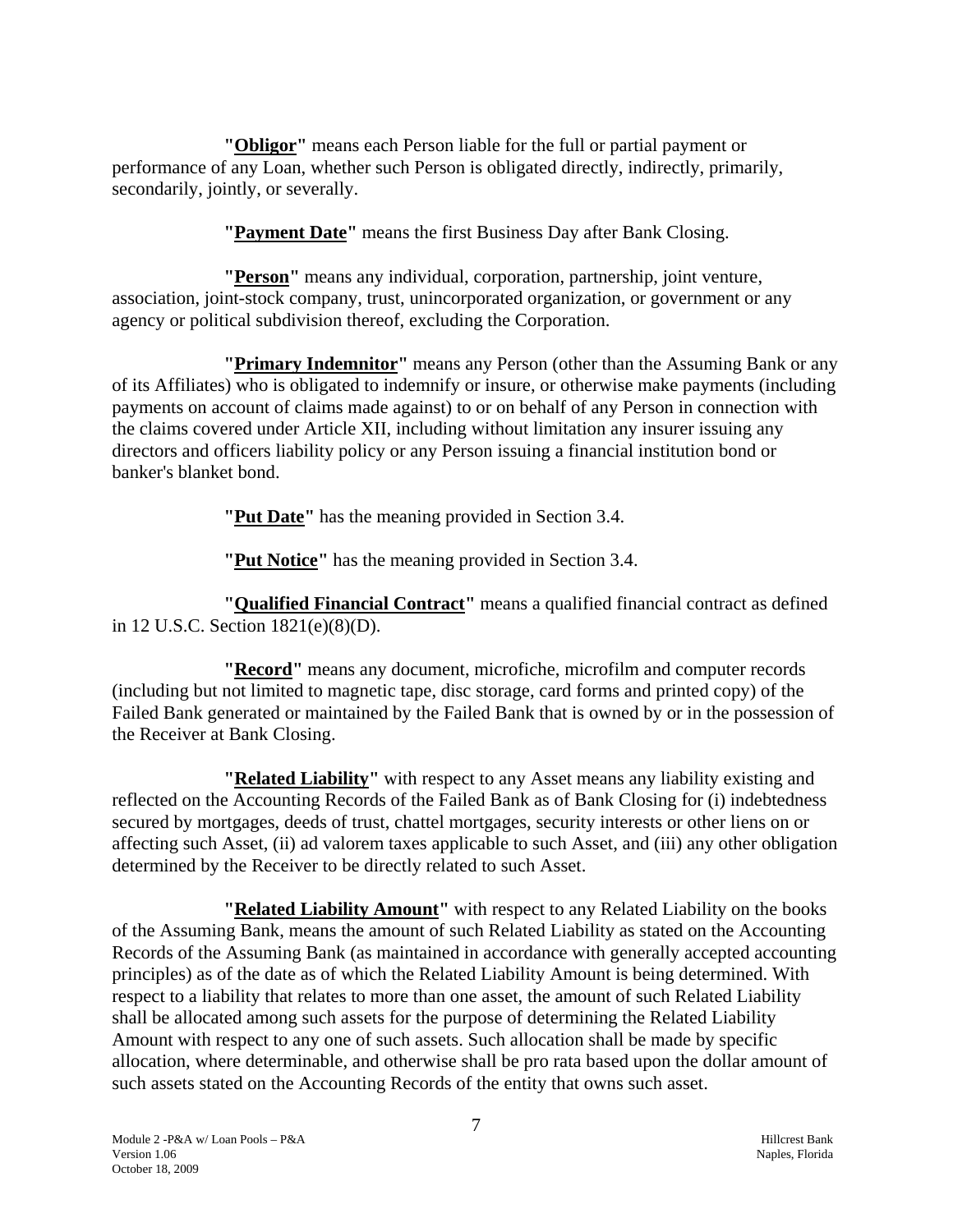**"Obligor"** means each Person liable for the full or partial payment or performance of any Loan, whether such Person is obligated directly, indirectly, primarily, secondarily, jointly, or severally.

**"Payment Date"** means the first Business Day after Bank Closing.

**"Person"** means any individual, corporation, partnership, joint venture, association, joint-stock company, trust, unincorporated organization, or government or any agency or political subdivision thereof, excluding the Corporation.

**"Primary Indemnitor"** means any Person (other than the Assuming Bank or any of its Affiliates) who is obligated to indemnify or insure, or otherwise make payments (including payments on account of claims made against) to or on behalf of any Person in connection with the claims covered under Article XII, including without limitation any insurer issuing any directors and officers liability policy or any Person issuing a financial institution bond or banker's blanket bond.

**"Put Date"** has the meaning provided in Section 3.4.

**"Put Notice"** has the meaning provided in Section 3.4.

**"Qualified Financial Contract"** means a qualified financial contract as defined in 12 U.S.C. Section 1821(e)(8)(D).

**"Record"** means any document, microfiche, microfilm and computer records (including but not limited to magnetic tape, disc storage, card forms and printed copy) of the Failed Bank generated or maintained by the Failed Bank that is owned by or in the possession of the Receiver at Bank Closing.

**"Related Liability"** with respect to any Asset means any liability existing and reflected on the Accounting Records of the Failed Bank as of Bank Closing for (i) indebtedness secured by mortgages, deeds of trust, chattel mortgages, security interests or other liens on or affecting such Asset, (ii) ad valorem taxes applicable to such Asset, and (iii) any other obligation determined by the Receiver to be directly related to such Asset.

**"Related Liability Amount"** with respect to any Related Liability on the books of the Assuming Bank, means the amount of such Related Liability as stated on the Accounting Records of the Assuming Bank (as maintained in accordance with generally accepted accounting principles) as of the date as of which the Related Liability Amount is being determined. With respect to a liability that relates to more than one asset, the amount of such Related Liability shall be allocated among such assets for the purpose of determining the Related Liability Amount with respect to any one of such assets. Such allocation shall be made by specific allocation, where determinable, and otherwise shall be pro rata based upon the dollar amount of such assets stated on the Accounting Records of the entity that owns such asset.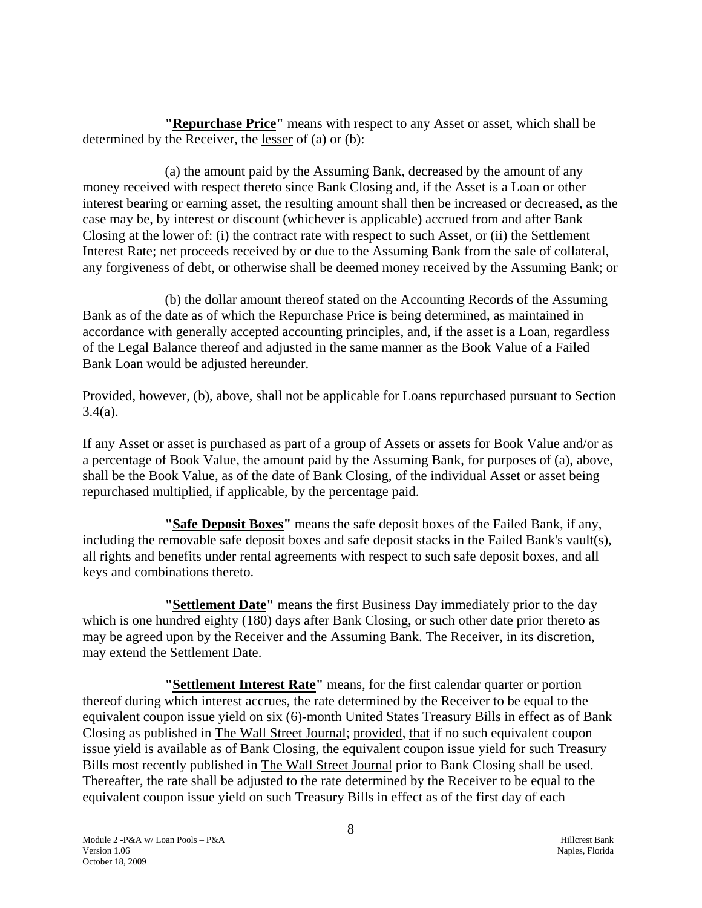**"Repurchase Price"** means with respect to any Asset or asset, which shall be determined by the Receiver, the lesser of (a) or (b):

(a) the amount paid by the Assuming Bank, decreased by the amount of any money received with respect thereto since Bank Closing and, if the Asset is a Loan or other interest bearing or earning asset, the resulting amount shall then be increased or decreased, as the case may be, by interest or discount (whichever is applicable) accrued from and after Bank Closing at the lower of: (i) the contract rate with respect to such Asset, or (ii) the Settlement Interest Rate; net proceeds received by or due to the Assuming Bank from the sale of collateral, any forgiveness of debt, or otherwise shall be deemed money received by the Assuming Bank; or

(b) the dollar amount thereof stated on the Accounting Records of the Assuming Bank as of the date as of which the Repurchase Price is being determined, as maintained in accordance with generally accepted accounting principles, and, if the asset is a Loan, regardless of the Legal Balance thereof and adjusted in the same manner as the Book Value of a Failed Bank Loan would be adjusted hereunder.

Provided, however, (b), above, shall not be applicable for Loans repurchased pursuant to Section 3.4(a).

If any Asset or asset is purchased as part of a group of Assets or assets for Book Value and/or as a percentage of Book Value, the amount paid by the Assuming Bank, for purposes of (a), above, shall be the Book Value, as of the date of Bank Closing, of the individual Asset or asset being repurchased multiplied, if applicable, by the percentage paid.

**"Safe Deposit Boxes"** means the safe deposit boxes of the Failed Bank, if any, including the removable safe deposit boxes and safe deposit stacks in the Failed Bank's vault(s), all rights and benefits under rental agreements with respect to such safe deposit boxes, and all keys and combinations thereto.

**"Settlement Date"** means the first Business Day immediately prior to the day which is one hundred eighty (180) days after Bank Closing, or such other date prior thereto as may be agreed upon by the Receiver and the Assuming Bank. The Receiver, in its discretion, may extend the Settlement Date.

**"Settlement Interest Rate"** means, for the first calendar quarter or portion thereof during which interest accrues, the rate determined by the Receiver to be equal to the equivalent coupon issue yield on six (6)-month United States Treasury Bills in effect as of Bank Closing as published in The Wall Street Journal; provided, that if no such equivalent coupon issue yield is available as of Bank Closing, the equivalent coupon issue yield for such Treasury Bills most recently published in The Wall Street Journal prior to Bank Closing shall be used. Thereafter, the rate shall be adjusted to the rate determined by the Receiver to be equal to the equivalent coupon issue yield on such Treasury Bills in effect as of the first day of each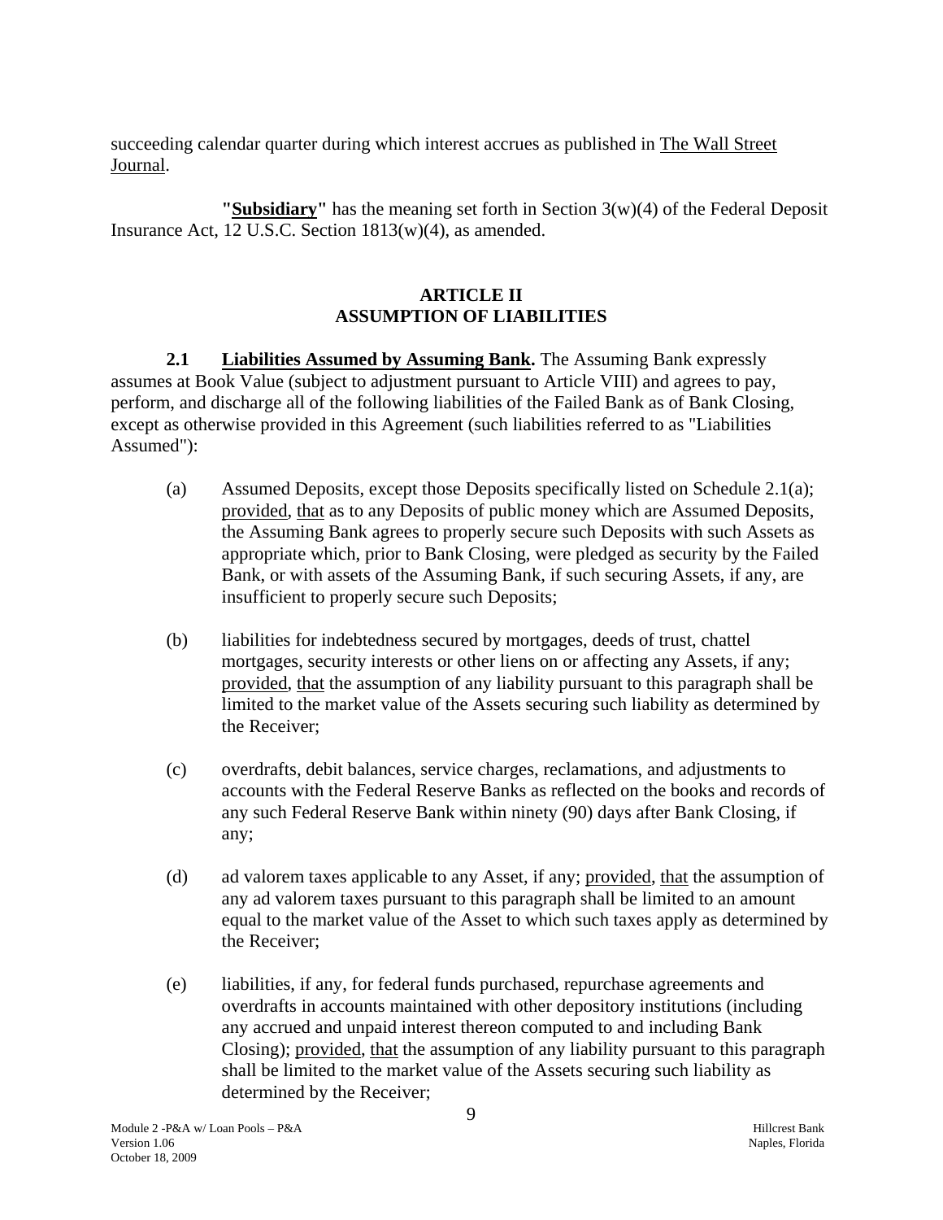succeeding calendar quarter during which interest accrues as published in The Wall Street Journal.

**"Subsidiary"** has the meaning set forth in Section 3(w)(4) of the Federal Deposit Insurance Act, 12 U.S.C. Section 1813(w)(4), as amended.

## ARTICLE II
## ASSUMPTION OF LIABILITIES

**2.1 Liabilities Assumed by Assuming Bank.** The Assuming Bank expressly assumes at Book Value (subject to adjustment pursuant to Article VIII) and agrees to pay, perform, and discharge all of the following liabilities of the Failed Bank as of Bank Closing, except as otherwise provided in this Agreement (such liabilities referred to as "Liabilities Assumed"):

(a) Assumed Deposits, except those Deposits specifically listed on Schedule 2.1(a); provided, that as to any Deposits of public money which are Assumed Deposits, the Assuming Bank agrees to properly secure such Deposits with such Assets as appropriate which, prior to Bank Closing, were pledged as security by the Failed Bank, or with assets of the Assuming Bank, if such securing Assets, if any, are insufficient to properly secure such Deposits;

(b) liabilities for indebtedness secured by mortgages, deeds of trust, chattel mortgages, security interests or other liens on or affecting any Assets, if any; provided, that the assumption of any liability pursuant to this paragraph shall be limited to the market value of the Assets securing such liability as determined by the Receiver;

(c) overdrafts, debit balances, service charges, reclamations, and adjustments to accounts with the Federal Reserve Banks as reflected on the books and records of any such Federal Reserve Bank within ninety (90) days after Bank Closing, if any;

(d) ad valorem taxes applicable to any Asset, if any; provided, that the assumption of any ad valorem taxes pursuant to this paragraph shall be limited to an amount equal to the market value of the Asset to which such taxes apply as determined by the Receiver;

(e) liabilities, if any, for federal funds purchased, repurchase agreements and overdrafts in accounts maintained with other depository institutions (including any accrued and unpaid interest thereon computed to and including Bank Closing); provided, that the assumption of any liability pursuant to this paragraph shall be limited to the market value of the Assets securing such liability as determined by the Receiver;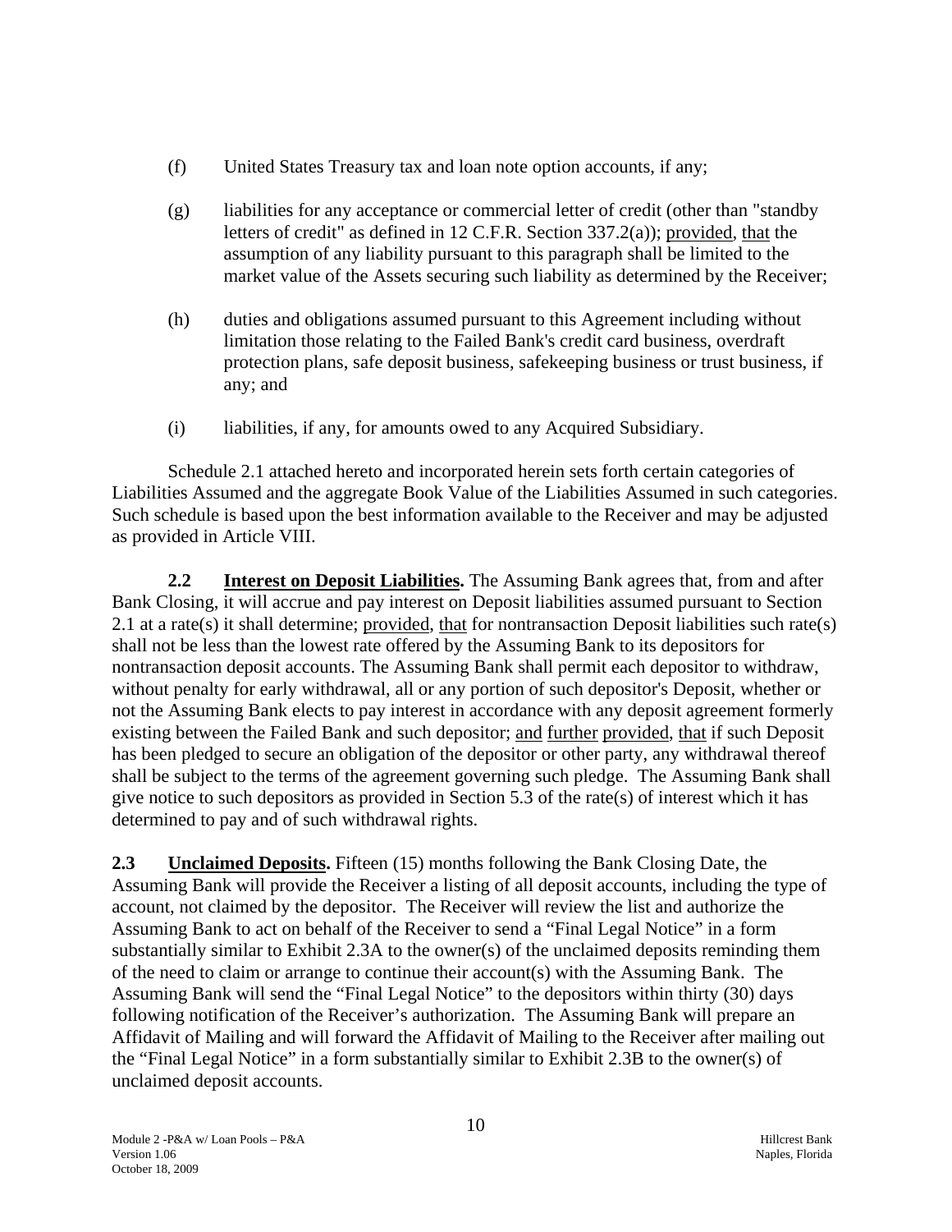(f) United States Treasury tax and loan note option accounts, if any;

(g) liabilities for any acceptance or commercial letter of credit (other than "standby letters of credit" as defined in 12 C.F.R. Section 337.2(a)); provided, that the assumption of any liability pursuant to this paragraph shall be limited to the market value of the Assets securing such liability as determined by the Receiver;

(h) duties and obligations assumed pursuant to this Agreement including without limitation those relating to the Failed Bank's credit card business, overdraft protection plans, safe deposit business, safekeeping business or trust business, if any; and

(i) liabilities, if any, for amounts owed to any Acquired Subsidiary.

Schedule 2.1 attached hereto and incorporated herein sets forth certain categories of Liabilities Assumed and the aggregate Book Value of the Liabilities Assumed in such categories. Such schedule is based upon the best information available to the Receiver and may be adjusted as provided in Article VIII.

**2.2 Interest on Deposit Liabilities.** The Assuming Bank agrees that, from and after Bank Closing, it will accrue and pay interest on Deposit liabilities assumed pursuant to Section 2.1 at a rate(s) it shall determine; provided, that for nontransaction Deposit liabilities such rate(s) shall not be less than the lowest rate offered by the Assuming Bank to its depositors for nontransaction deposit accounts. The Assuming Bank shall permit each depositor to withdraw, without penalty for early withdrawal, all or any portion of such depositor's Deposit, whether or not the Assuming Bank elects to pay interest in accordance with any deposit agreement formerly existing between the Failed Bank and such depositor; and further provided, that if such Deposit has been pledged to secure an obligation of the depositor or other party, any withdrawal thereof shall be subject to the terms of the agreement governing such pledge. The Assuming Bank shall give notice to such depositors as provided in Section 5.3 of the rate(s) of interest which it has determined to pay and of such withdrawal rights.

**2.3 Unclaimed Deposits.** Fifteen (15) months following the Bank Closing Date, the Assuming Bank will provide the Receiver a listing of all deposit accounts, including the type of account, not claimed by the depositor. The Receiver will review the list and authorize the Assuming Bank to act on behalf of the Receiver to send a "Final Legal Notice" in a form substantially similar to Exhibit 2.3A to the owner(s) of the unclaimed deposits reminding them of the need to claim or arrange to continue their account(s) with the Assuming Bank. The Assuming Bank will send the "Final Legal Notice" to the depositors within thirty (30) days following notification of the Receiver's authorization. The Assuming Bank will prepare an Affidavit of Mailing and will forward the Affidavit of Mailing to the Receiver after mailing out the "Final Legal Notice" in a form substantially similar to Exhibit 2.3B to the owner(s) of unclaimed deposit accounts.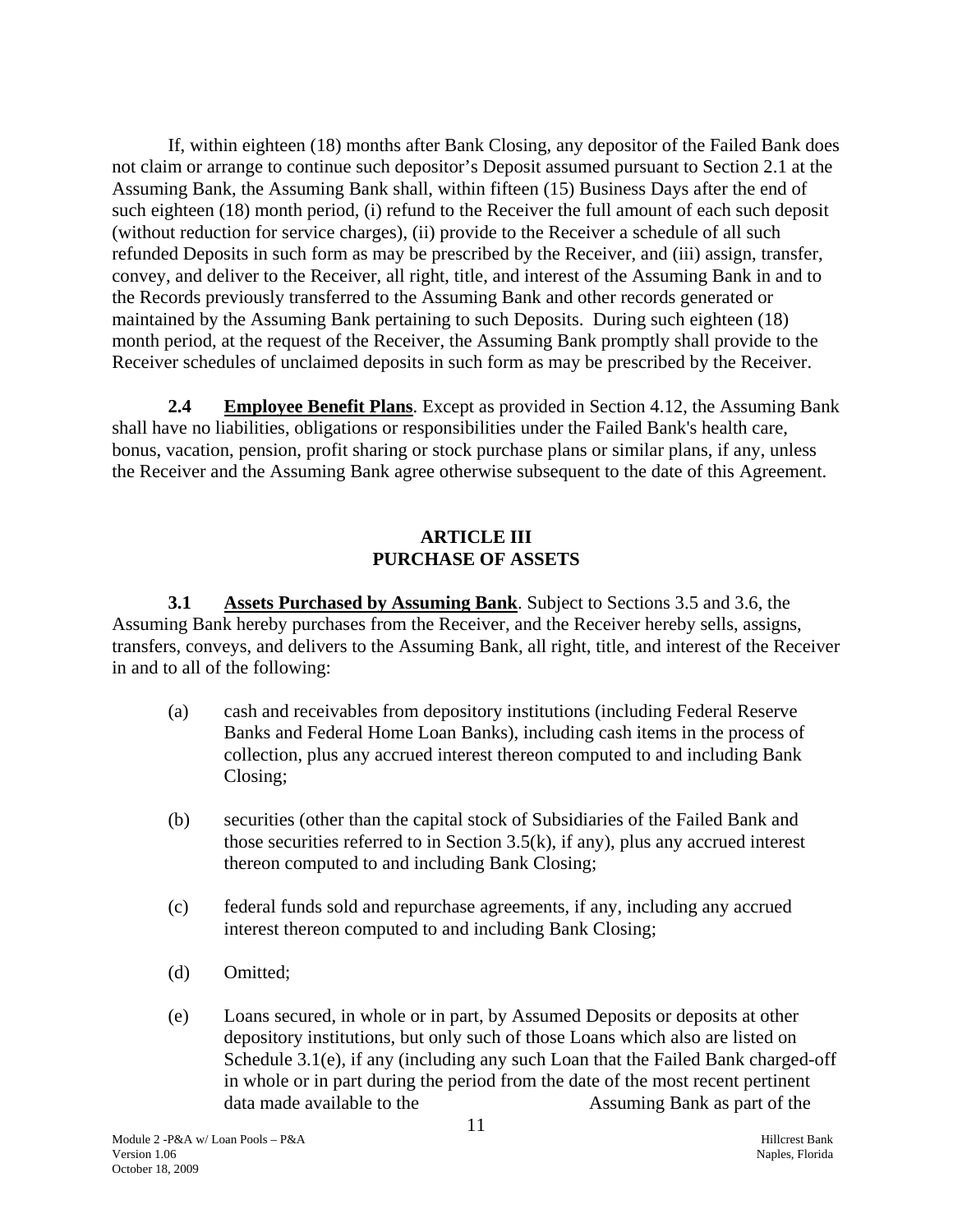If, within eighteen (18) months after Bank Closing, any depositor of the Failed Bank does not claim or arrange to continue such depositor's Deposit assumed pursuant to Section 2.1 at the Assuming Bank, the Assuming Bank shall, within fifteen (15) Business Days after the end of such eighteen (18) month period, (i) refund to the Receiver the full amount of each such deposit (without reduction for service charges), (ii) provide to the Receiver a schedule of all such refunded Deposits in such form as may be prescribed by the Receiver, and (iii) assign, transfer, convey, and deliver to the Receiver, all right, title, and interest of the Assuming Bank in and to the Records previously transferred to the Assuming Bank and other records generated or maintained by the Assuming Bank pertaining to such Deposits. During such eighteen (18) month period, at the request of the Receiver, the Assuming Bank promptly shall provide to the Receiver schedules of unclaimed deposits in such form as may be prescribed by the Receiver.

**2.4 Employee Benefit Plans**. Except as provided in Section 4.12, the Assuming Bank shall have no liabilities, obligations or responsibilities under the Failed Bank's health care, bonus, vacation, pension, profit sharing or stock purchase plans or similar plans, if any, unless the Receiver and the Assuming Bank agree otherwise subsequent to the date of this Agreement.

## ARTICLE III
## PURCHASE OF ASSETS

**3.1 Assets Purchased by Assuming Bank**. Subject to Sections 3.5 and 3.6, the Assuming Bank hereby purchases from the Receiver, and the Receiver hereby sells, assigns, transfers, conveys, and delivers to the Assuming Bank, all right, title, and interest of the Receiver in and to all of the following:

(a) cash and receivables from depository institutions (including Federal Reserve Banks and Federal Home Loan Banks), including cash items in the process of collection, plus any accrued interest thereon computed to and including Bank Closing;

(b) securities (other than the capital stock of Subsidiaries of the Failed Bank and those securities referred to in Section 3.5(k), if any), plus any accrued interest thereon computed to and including Bank Closing;

(c) federal funds sold and repurchase agreements, if any, including any accrued interest thereon computed to and including Bank Closing;

(d) Omitted;

(e) Loans secured, in whole or in part, by Assumed Deposits or deposits at other depository institutions, but only such of those Loans which also are listed on Schedule 3.1(e), if any (including any such Loan that the Failed Bank charged-off in whole or in part during the period from the date of the most recent pertinent data made available to the Assuming Bank as part of the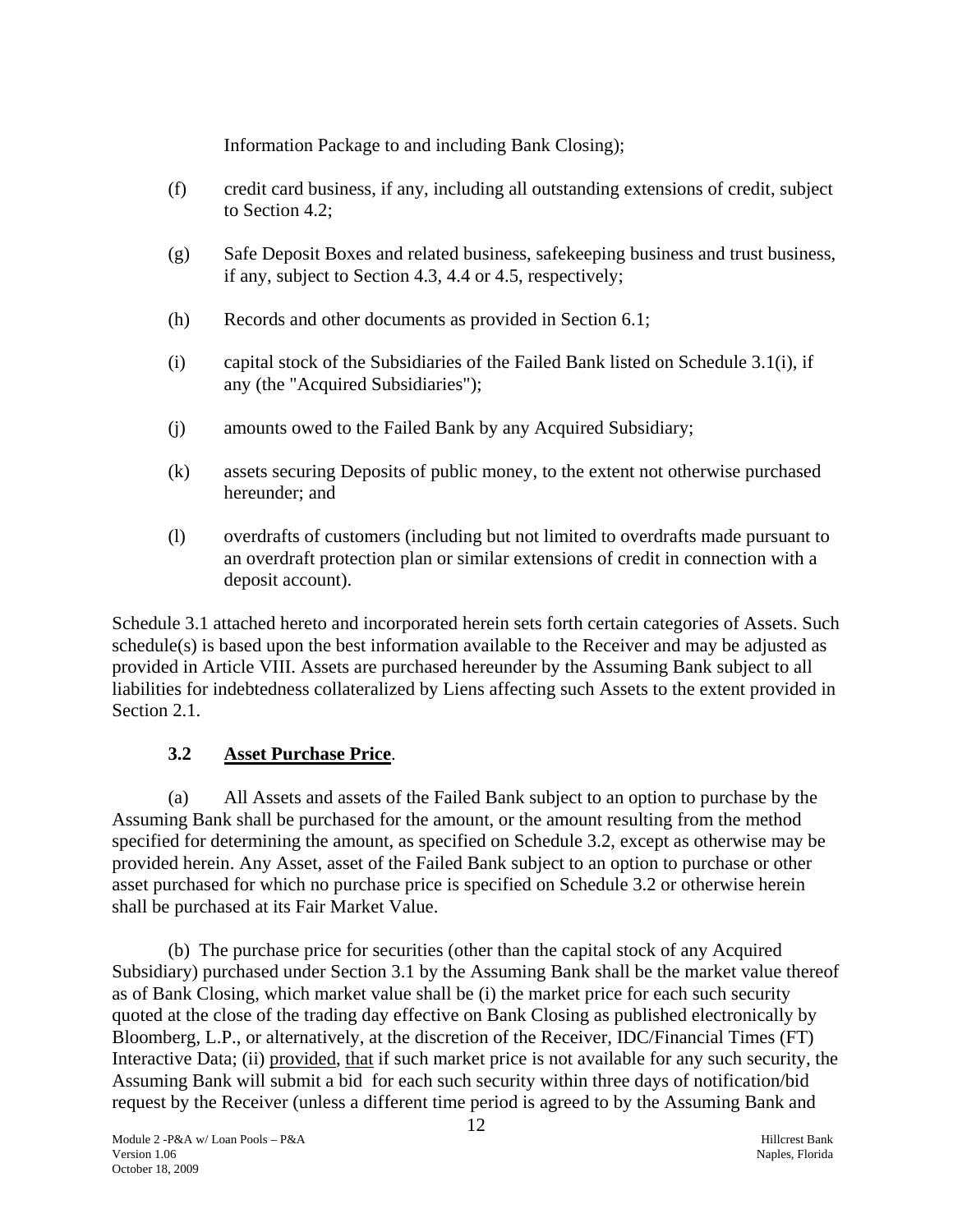Information Package to and including Bank Closing);

(f) credit card business, if any, including all outstanding extensions of credit, subject to Section 4.2;

(g) Safe Deposit Boxes and related business, safekeeping business and trust business, if any, subject to Section 4.3, 4.4 or 4.5, respectively;

(h) Records and other documents as provided in Section 6.1;

(i) capital stock of the Subsidiaries of the Failed Bank listed on Schedule 3.1(i), if any (the "Acquired Subsidiaries");

(j) amounts owed to the Failed Bank by any Acquired Subsidiary;

(k) assets securing Deposits of public money, to the extent not otherwise purchased hereunder; and

(l) overdrafts of customers (including but not limited to overdrafts made pursuant to an overdraft protection plan or similar extensions of credit in connection with a deposit account).

Schedule 3.1 attached hereto and incorporated herein sets forth certain categories of Assets. Such schedule(s) is based upon the best information available to the Receiver and may be adjusted as provided in Article VIII. Assets are purchased hereunder by the Assuming Bank subject to all liabilities for indebtedness collateralized by Liens affecting such Assets to the extent provided in Section 2.1.

### 3.2 Asset Purchase Price.

(a) All Assets and assets of the Failed Bank subject to an option to purchase by the Assuming Bank shall be purchased for the amount, or the amount resulting from the method specified for determining the amount, as specified on Schedule 3.2, except as otherwise may be provided herein. Any Asset, asset of the Failed Bank subject to an option to purchase or other asset purchased for which no purchase price is specified on Schedule 3.2 or otherwise herein shall be purchased at its Fair Market Value.

(b) The purchase price for securities (other than the capital stock of any Acquired Subsidiary) purchased under Section 3.1 by the Assuming Bank shall be the market value thereof as of Bank Closing, which market value shall be (i) the market price for each such security quoted at the close of the trading day effective on Bank Closing as published electronically by Bloomberg, L.P., or alternatively, at the discretion of the Receiver, IDC/Financial Times (FT) Interactive Data; (ii) provided, that if such market price is not available for any such security, the Assuming Bank will submit a bid for each such security within three days of notification/bid request by the Receiver (unless a different time period is agreed to by the Assuming Bank and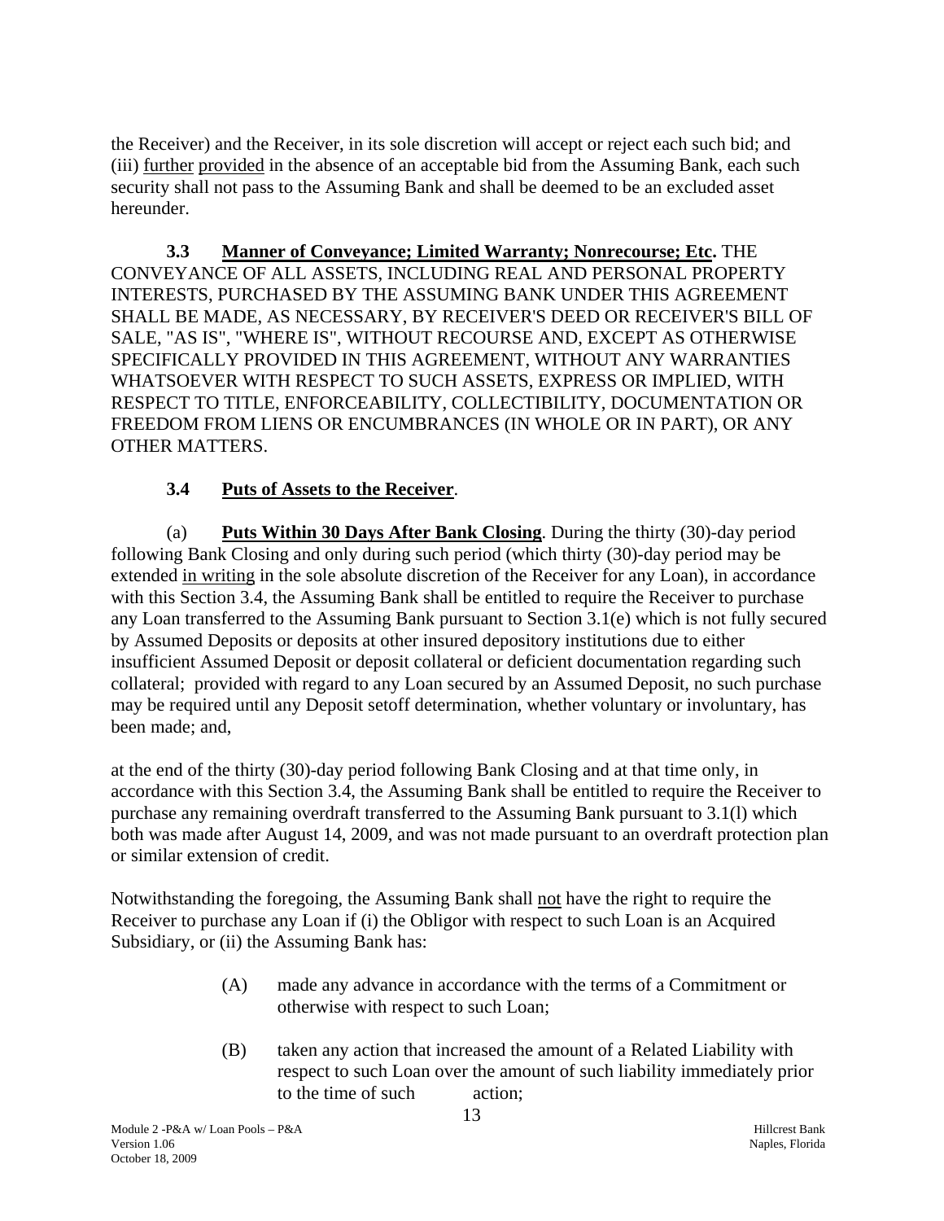the Receiver) and the Receiver, in its sole discretion will accept or reject each such bid; and (iii) further provided in the absence of an acceptable bid from the Assuming Bank, each such security shall not pass to the Assuming Bank and shall be deemed to be an excluded asset hereunder.

**3.3 Manner of Conveyance; Limited Warranty; Nonrecourse; Etc.** THE CONVEYANCE OF ALL ASSETS, INCLUDING REAL AND PERSONAL PROPERTY INTERESTS, PURCHASED BY THE ASSUMING BANK UNDER THIS AGREEMENT SHALL BE MADE, AS NECESSARY, BY RECEIVER'S DEED OR RECEIVER'S BILL OF SALE, "AS IS", "WHERE IS", WITHOUT RECOURSE AND, EXCEPT AS OTHERWISE SPECIFICALLY PROVIDED IN THIS AGREEMENT, WITHOUT ANY WARRANTIES WHATSOEVER WITH RESPECT TO SUCH ASSETS, EXPRESS OR IMPLIED, WITH RESPECT TO TITLE, ENFORCEABILITY, COLLECTIBILITY, DOCUMENTATION OR FREEDOM FROM LIENS OR ENCUMBRANCES (IN WHOLE OR IN PART), OR ANY OTHER MATTERS.

**3.4 Puts of Assets to the Receiver.**

(a) **Puts Within 30 Days After Bank Closing**. During the thirty (30)-day period following Bank Closing and only during such period (which thirty (30)-day period may be extended in writing in the sole absolute discretion of the Receiver for any Loan), in accordance with this Section 3.4, the Assuming Bank shall be entitled to require the Receiver to purchase any Loan transferred to the Assuming Bank pursuant to Section 3.1(e) which is not fully secured by Assumed Deposits or deposits at other insured depository institutions due to either insufficient Assumed Deposit or deposit collateral or deficient documentation regarding such collateral; provided with regard to any Loan secured by an Assumed Deposit, no such purchase may be required until any Deposit setoff determination, whether voluntary or involuntary, has been made; and,

at the end of the thirty (30)-day period following Bank Closing and at that time only, in accordance with this Section 3.4, the Assuming Bank shall be entitled to require the Receiver to purchase any remaining overdraft transferred to the Assuming Bank pursuant to 3.1(l) which both was made after August 14, 2009, and was not made pursuant to an overdraft protection plan or similar extension of credit.

Notwithstanding the foregoing, the Assuming Bank shall not have the right to require the Receiver to purchase any Loan if (i) the Obligor with respect to such Loan is an Acquired Subsidiary, or (ii) the Assuming Bank has:

(A) made any advance in accordance with the terms of a Commitment or otherwise with respect to such Loan;

(B) taken any action that increased the amount of a Related Liability with respect to such Loan over the amount of such liability immediately prior to the time of such action;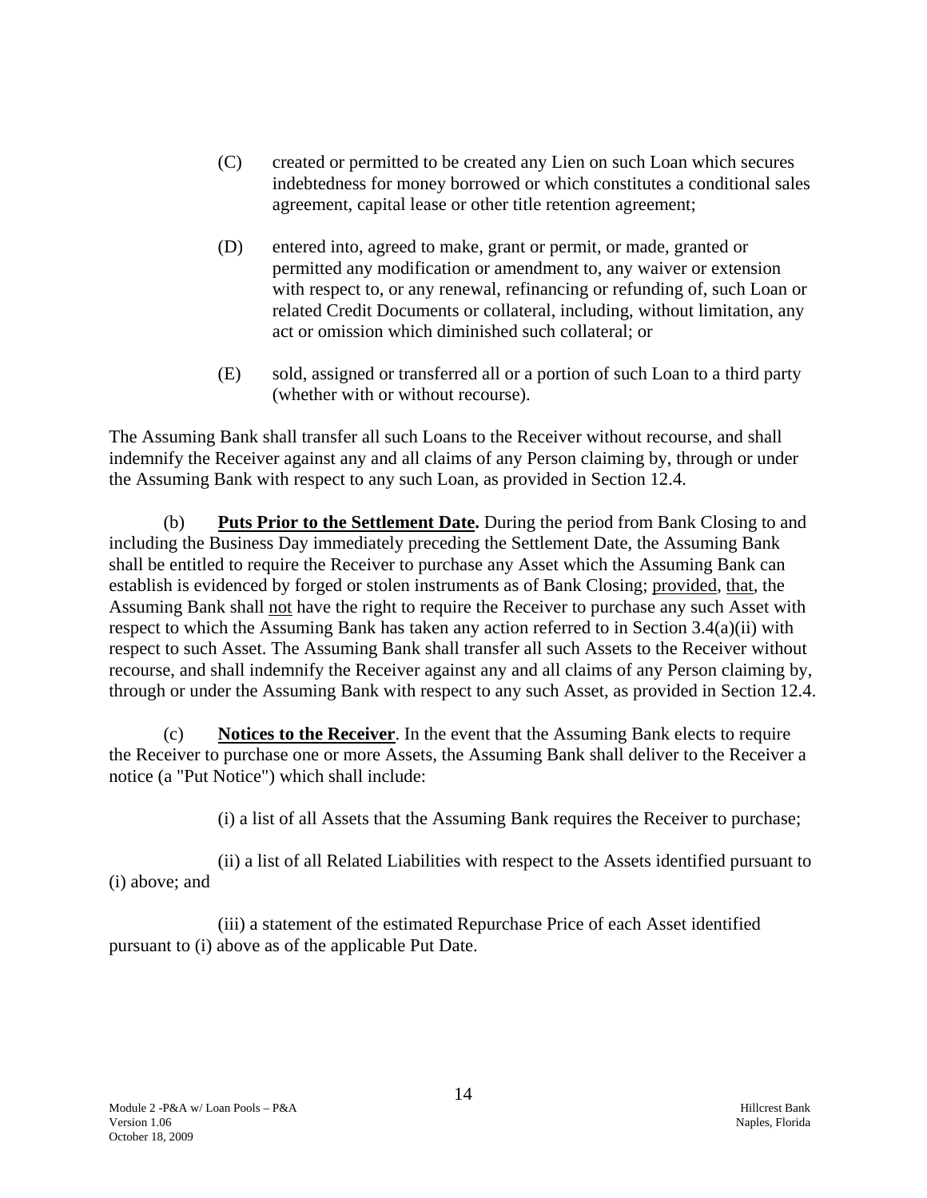(C) created or permitted to be created any Lien on such Loan which secures indebtedness for money borrowed or which constitutes a conditional sales agreement, capital lease or other title retention agreement;

(D) entered into, agreed to make, grant or permit, or made, granted or permitted any modification or amendment to, any waiver or extension with respect to, or any renewal, refinancing or refunding of, such Loan or related Credit Documents or collateral, including, without limitation, any act or omission which diminished such collateral; or

(E) sold, assigned or transferred all or a portion of such Loan to a third party (whether with or without recourse).

The Assuming Bank shall transfer all such Loans to the Receiver without recourse, and shall indemnify the Receiver against any and all claims of any Person claiming by, through or under the Assuming Bank with respect to any such Loan, as provided in Section 12.4.

(b) **Puts Prior to the Settlement Date.** During the period from Bank Closing to and including the Business Day immediately preceding the Settlement Date, the Assuming Bank shall be entitled to require the Receiver to purchase any Asset which the Assuming Bank can establish is evidenced by forged or stolen instruments as of Bank Closing; provided, that, the Assuming Bank shall not have the right to require the Receiver to purchase any such Asset with respect to which the Assuming Bank has taken any action referred to in Section 3.4(a)(ii) with respect to such Asset. The Assuming Bank shall transfer all such Assets to the Receiver without recourse, and shall indemnify the Receiver against any and all claims of any Person claiming by, through or under the Assuming Bank with respect to any such Asset, as provided in Section 12.4.

(c) **Notices to the Receiver**. In the event that the Assuming Bank elects to require the Receiver to purchase one or more Assets, the Assuming Bank shall deliver to the Receiver a notice (a "Put Notice") which shall include:

(i) a list of all Assets that the Assuming Bank requires the Receiver to purchase;

(ii) a list of all Related Liabilities with respect to the Assets identified pursuant to (i) above; and

(iii) a statement of the estimated Repurchase Price of each Asset identified pursuant to (i) above as of the applicable Put Date.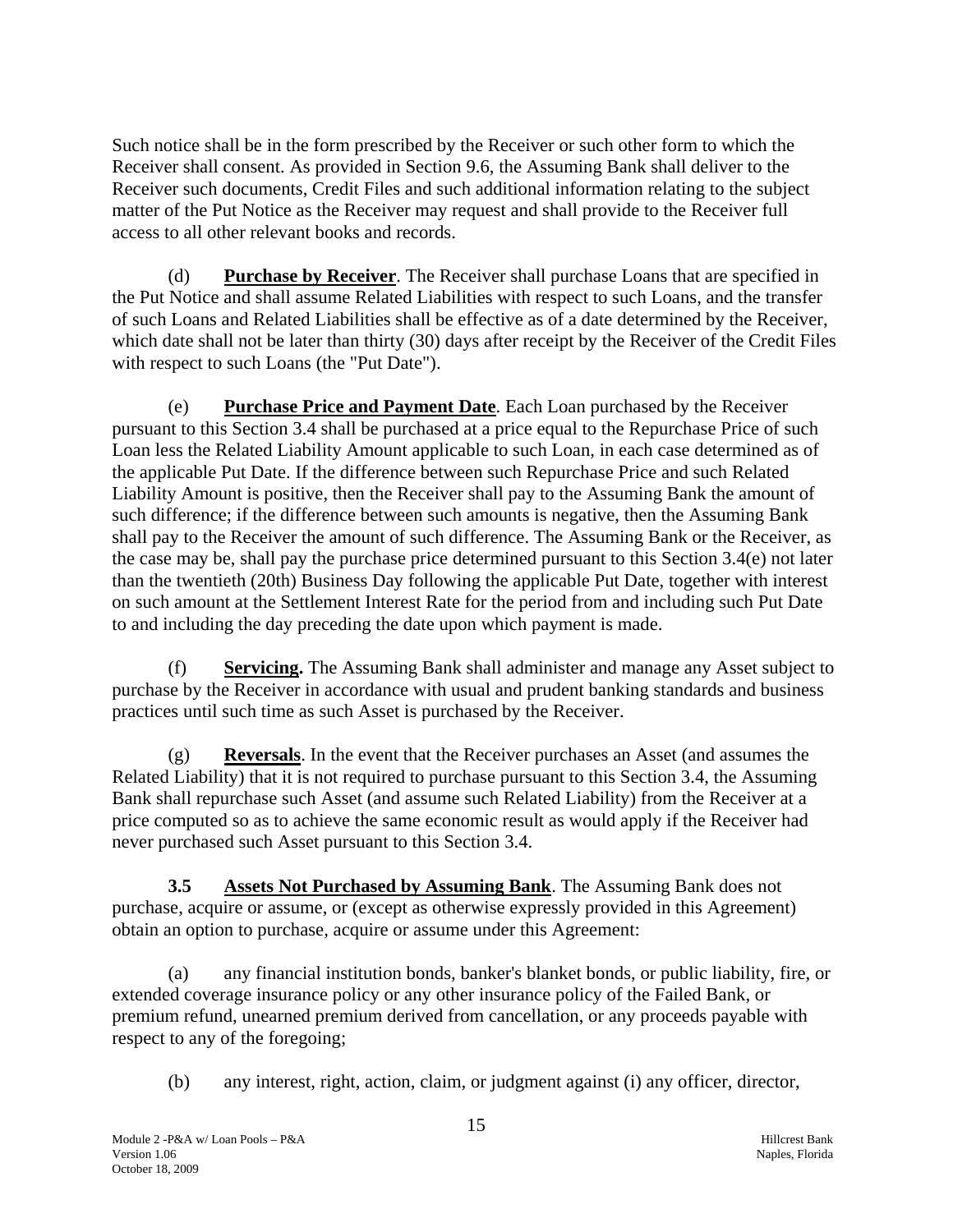Such notice shall be in the form prescribed by the Receiver or such other form to which the Receiver shall consent. As provided in Section 9.6, the Assuming Bank shall deliver to the Receiver such documents, Credit Files and such additional information relating to the subject matter of the Put Notice as the Receiver may request and shall provide to the Receiver full access to all other relevant books and records.

(d) **Purchase by Receiver**. The Receiver shall purchase Loans that are specified in the Put Notice and shall assume Related Liabilities with respect to such Loans, and the transfer of such Loans and Related Liabilities shall be effective as of a date determined by the Receiver, which date shall not be later than thirty (30) days after receipt by the Receiver of the Credit Files with respect to such Loans (the "Put Date").

(e) **Purchase Price and Payment Date**. Each Loan purchased by the Receiver pursuant to this Section 3.4 shall be purchased at a price equal to the Repurchase Price of such Loan less the Related Liability Amount applicable to such Loan, in each case determined as of the applicable Put Date. If the difference between such Repurchase Price and such Related Liability Amount is positive, then the Receiver shall pay to the Assuming Bank the amount of such difference; if the difference between such amounts is negative, then the Assuming Bank shall pay to the Receiver the amount of such difference. The Assuming Bank or the Receiver, as the case may be, shall pay the purchase price determined pursuant to this Section 3.4(e) not later than the twentieth (20th) Business Day following the applicable Put Date, together with interest on such amount at the Settlement Interest Rate for the period from and including such Put Date to and including the day preceding the date upon which payment is made.

(f) **Servicing.** The Assuming Bank shall administer and manage any Asset subject to purchase by the Receiver in accordance with usual and prudent banking standards and business practices until such time as such Asset is purchased by the Receiver.

(g) **Reversals**. In the event that the Receiver purchases an Asset (and assumes the Related Liability) that it is not required to purchase pursuant to this Section 3.4, the Assuming Bank shall repurchase such Asset (and assume such Related Liability) from the Receiver at a price computed so as to achieve the same economic result as would apply if the Receiver had never purchased such Asset pursuant to this Section 3.4.

**3.5 Assets Not Purchased by Assuming Bank**. The Assuming Bank does not purchase, acquire or assume, or (except as otherwise expressly provided in this Agreement) obtain an option to purchase, acquire or assume under this Agreement:

(a) any financial institution bonds, banker's blanket bonds, or public liability, fire, or extended coverage insurance policy or any other insurance policy of the Failed Bank, or premium refund, unearned premium derived from cancellation, or any proceeds payable with respect to any of the foregoing;

(b) any interest, right, action, claim, or judgment against (i) any officer, director,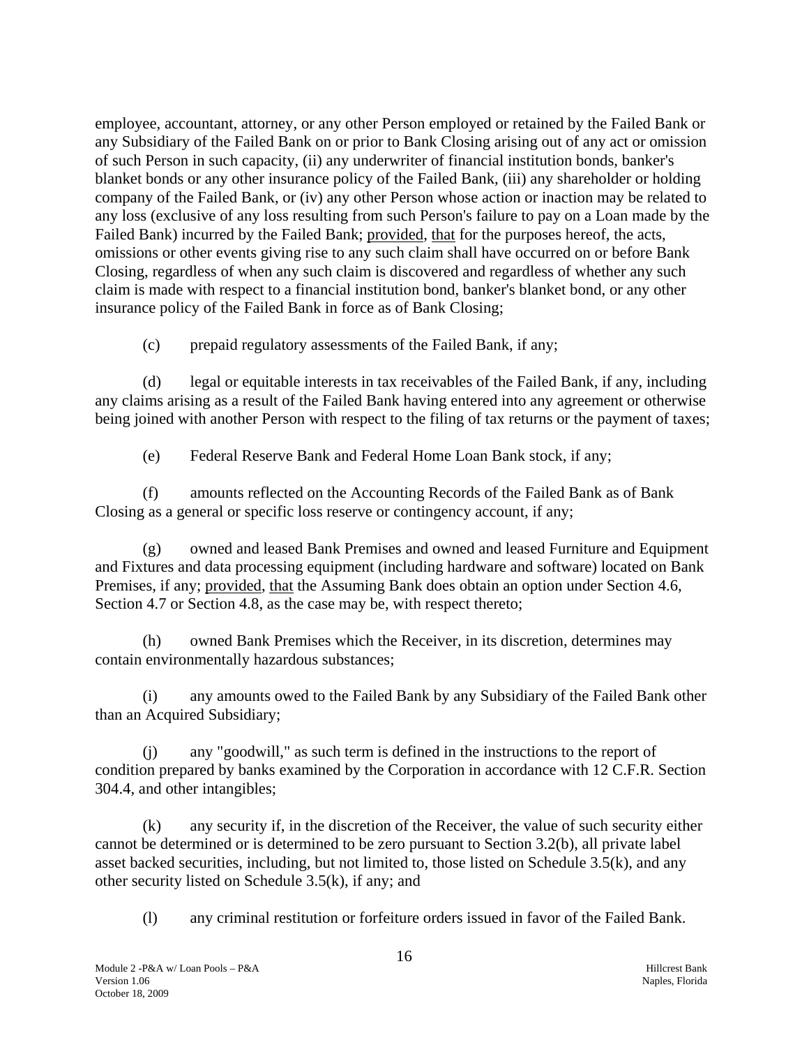employee, accountant, attorney, or any other Person employed or retained by the Failed Bank or any Subsidiary of the Failed Bank on or prior to Bank Closing arising out of any act or omission of such Person in such capacity, (ii) any underwriter of financial institution bonds, banker's blanket bonds or any other insurance policy of the Failed Bank, (iii) any shareholder or holding company of the Failed Bank, or (iv) any other Person whose action or inaction may be related to any loss (exclusive of any loss resulting from such Person's failure to pay on a Loan made by the Failed Bank) incurred by the Failed Bank; provided, that for the purposes hereof, the acts, omissions or other events giving rise to any such claim shall have occurred on or before Bank Closing, regardless of when any such claim is discovered and regardless of whether any such claim is made with respect to a financial institution bond, banker's blanket bond, or any other insurance policy of the Failed Bank in force as of Bank Closing;

(c) prepaid regulatory assessments of the Failed Bank, if any;

(d) legal or equitable interests in tax receivables of the Failed Bank, if any, including any claims arising as a result of the Failed Bank having entered into any agreement or otherwise being joined with another Person with respect to the filing of tax returns or the payment of taxes;

(e) Federal Reserve Bank and Federal Home Loan Bank stock, if any;

(f) amounts reflected on the Accounting Records of the Failed Bank as of Bank Closing as a general or specific loss reserve or contingency account, if any;

(g) owned and leased Bank Premises and owned and leased Furniture and Equipment and Fixtures and data processing equipment (including hardware and software) located on Bank Premises, if any; provided, that the Assuming Bank does obtain an option under Section 4.6, Section 4.7 or Section 4.8, as the case may be, with respect thereto;

(h) owned Bank Premises which the Receiver, in its discretion, determines may contain environmentally hazardous substances;

(i) any amounts owed to the Failed Bank by any Subsidiary of the Failed Bank other than an Acquired Subsidiary;

(j) any "goodwill," as such term is defined in the instructions to the report of condition prepared by banks examined by the Corporation in accordance with 12 C.F.R. Section 304.4, and other intangibles;

(k) any security if, in the discretion of the Receiver, the value of such security either cannot be determined or is determined to be zero pursuant to Section 3.2(b), all private label asset backed securities, including, but not limited to, those listed on Schedule 3.5(k), and any other security listed on Schedule 3.5(k), if any; and

(l) any criminal restitution or forfeiture orders issued in favor of the Failed Bank.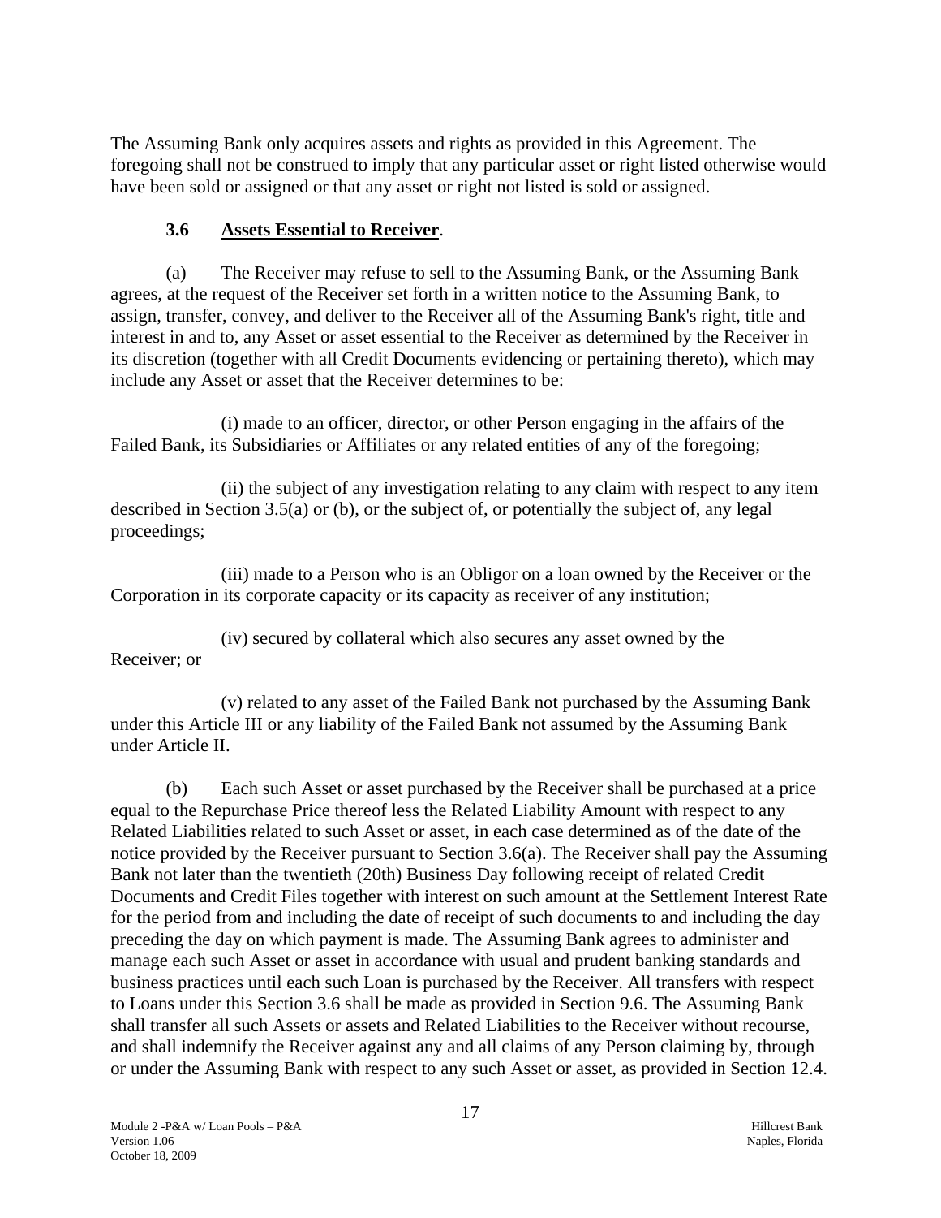The Assuming Bank only acquires assets and rights as provided in this Agreement. The foregoing shall not be construed to imply that any particular asset or right listed otherwise would have been sold or assigned or that any asset or right not listed is sold or assigned.

### 3.6 Assets Essential to Receiver.

(a) The Receiver may refuse to sell to the Assuming Bank, or the Assuming Bank agrees, at the request of the Receiver set forth in a written notice to the Assuming Bank, to assign, transfer, convey, and deliver to the Receiver all of the Assuming Bank's right, title and interest in and to, any Asset or asset essential to the Receiver as determined by the Receiver in its discretion (together with all Credit Documents evidencing or pertaining thereto), which may include any Asset or asset that the Receiver determines to be:

(i) made to an officer, director, or other Person engaging in the affairs of the Failed Bank, its Subsidiaries or Affiliates or any related entities of any of the foregoing;

(ii) the subject of any investigation relating to any claim with respect to any item described in Section 3.5(a) or (b), or the subject of, or potentially the subject of, any legal proceedings;

(iii) made to a Person who is an Obligor on a loan owned by the Receiver or the Corporation in its corporate capacity or its capacity as receiver of any institution;

(iv) secured by collateral which also secures any asset owned by the Receiver; or

(v) related to any asset of the Failed Bank not purchased by the Assuming Bank under this Article III or any liability of the Failed Bank not assumed by the Assuming Bank under Article II.

(b) Each such Asset or asset purchased by the Receiver shall be purchased at a price equal to the Repurchase Price thereof less the Related Liability Amount with respect to any Related Liabilities related to such Asset or asset, in each case determined as of the date of the notice provided by the Receiver pursuant to Section 3.6(a). The Receiver shall pay the Assuming Bank not later than the twentieth (20th) Business Day following receipt of related Credit Documents and Credit Files together with interest on such amount at the Settlement Interest Rate for the period from and including the date of receipt of such documents to and including the day preceding the day on which payment is made. The Assuming Bank agrees to administer and manage each such Asset or asset in accordance with usual and prudent banking standards and business practices until each such Loan is purchased by the Receiver. All transfers with respect to Loans under this Section 3.6 shall be made as provided in Section 9.6. The Assuming Bank shall transfer all such Assets or assets and Related Liabilities to the Receiver without recourse, and shall indemnify the Receiver against any and all claims of any Person claiming by, through or under the Assuming Bank with respect to any such Asset or asset, as provided in Section 12.4.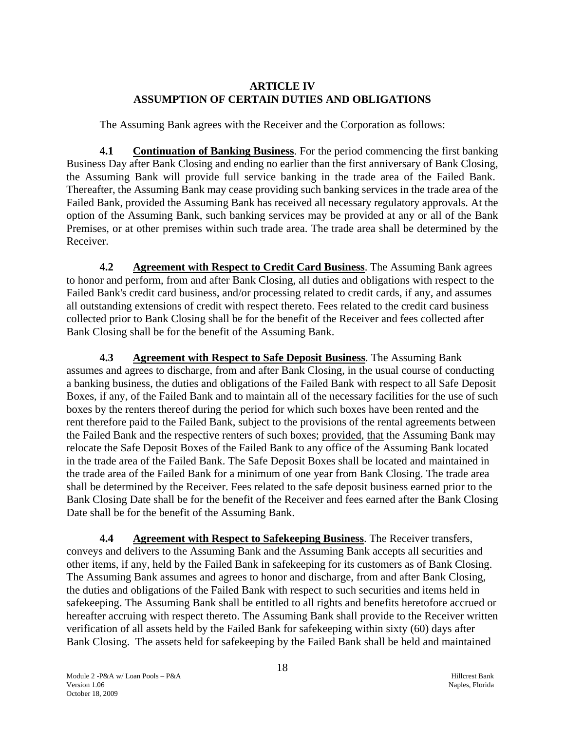## ARTICLE IV
## ASSUMPTION OF CERTAIN DUTIES AND OBLIGATIONS

The Assuming Bank agrees with the Receiver and the Corporation as follows:

**4.1 Continuation of Banking Business**. For the period commencing the first banking Business Day after Bank Closing and ending no earlier than the first anniversary of Bank Closing, the Assuming Bank will provide full service banking in the trade area of the Failed Bank. Thereafter, the Assuming Bank may cease providing such banking services in the trade area of the Failed Bank, provided the Assuming Bank has received all necessary regulatory approvals. At the option of the Assuming Bank, such banking services may be provided at any or all of the Bank Premises, or at other premises within such trade area. The trade area shall be determined by the Receiver.

**4.2 Agreement with Respect to Credit Card Business**. The Assuming Bank agrees to honor and perform, from and after Bank Closing, all duties and obligations with respect to the Failed Bank's credit card business, and/or processing related to credit cards, if any, and assumes all outstanding extensions of credit with respect thereto. Fees related to the credit card business collected prior to Bank Closing shall be for the benefit of the Receiver and fees collected after Bank Closing shall be for the benefit of the Assuming Bank.

**4.3 Agreement with Respect to Safe Deposit Business**. The Assuming Bank assumes and agrees to discharge, from and after Bank Closing, in the usual course of conducting a banking business, the duties and obligations of the Failed Bank with respect to all Safe Deposit Boxes, if any, of the Failed Bank and to maintain all of the necessary facilities for the use of such boxes by the renters thereof during the period for which such boxes have been rented and the rent therefore paid to the Failed Bank, subject to the provisions of the rental agreements between the Failed Bank and the respective renters of such boxes; provided, that the Assuming Bank may relocate the Safe Deposit Boxes of the Failed Bank to any office of the Assuming Bank located in the trade area of the Failed Bank. The Safe Deposit Boxes shall be located and maintained in the trade area of the Failed Bank for a minimum of one year from Bank Closing. The trade area shall be determined by the Receiver. Fees related to the safe deposit business earned prior to the Bank Closing Date shall be for the benefit of the Receiver and fees earned after the Bank Closing Date shall be for the benefit of the Assuming Bank.

**4.4 Agreement with Respect to Safekeeping Business**. The Receiver transfers, conveys and delivers to the Assuming Bank and the Assuming Bank accepts all securities and other items, if any, held by the Failed Bank in safekeeping for its customers as of Bank Closing. The Assuming Bank assumes and agrees to honor and discharge, from and after Bank Closing, the duties and obligations of the Failed Bank with respect to such securities and items held in safekeeping. The Assuming Bank shall be entitled to all rights and benefits heretofore accrued or hereafter accruing with respect thereto. The Assuming Bank shall provide to the Receiver written verification of all assets held by the Failed Bank for safekeeping within sixty (60) days after Bank Closing. The assets held for safekeeping by the Failed Bank shall be held and maintained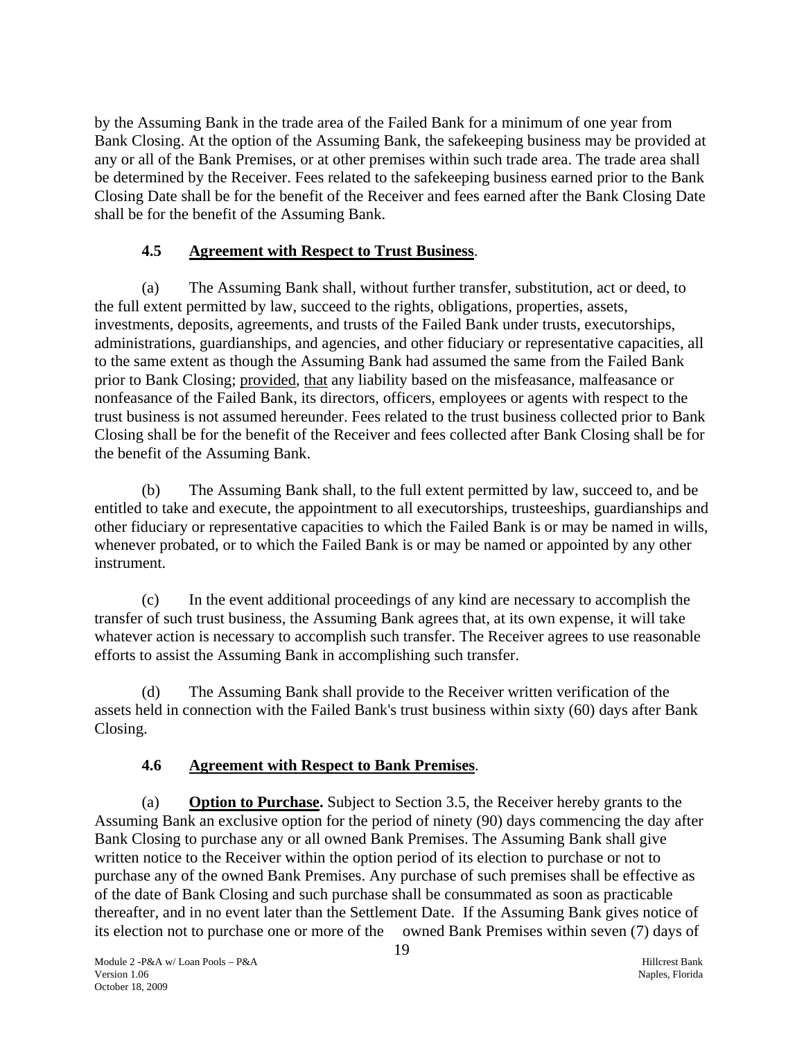by the Assuming Bank in the trade area of the Failed Bank for a minimum of one year from Bank Closing. At the option of the Assuming Bank, the safekeeping business may be provided at any or all of the Bank Premises, or at other premises within such trade area. The trade area shall be determined by the Receiver. Fees related to the safekeeping business earned prior to the Bank Closing Date shall be for the benefit of the Receiver and fees earned after the Bank Closing Date shall be for the benefit of the Assuming Bank.

### 4.5 Agreement with Respect to Trust Business.

(a) The Assuming Bank shall, without further transfer, substitution, act or deed, to the full extent permitted by law, succeed to the rights, obligations, properties, assets, investments, deposits, agreements, and trusts of the Failed Bank under trusts, executorships, administrations, guardianships, and agencies, and other fiduciary or representative capacities, all to the same extent as though the Assuming Bank had assumed the same from the Failed Bank prior to Bank Closing; provided, that any liability based on the misfeasance, malfeasance or nonfeasance of the Failed Bank, its directors, officers, employees or agents with respect to the trust business is not assumed hereunder. Fees related to the trust business collected prior to Bank Closing shall be for the benefit of the Receiver and fees collected after Bank Closing shall be for the benefit of the Assuming Bank.

(b) The Assuming Bank shall, to the full extent permitted by law, succeed to, and be entitled to take and execute, the appointment to all executorships, trusteeships, guardianships and other fiduciary or representative capacities to which the Failed Bank is or may be named in wills, whenever probated, or to which the Failed Bank is or may be named or appointed by any other instrument.

(c) In the event additional proceedings of any kind are necessary to accomplish the transfer of such trust business, the Assuming Bank agrees that, at its own expense, it will take whatever action is necessary to accomplish such transfer. The Receiver agrees to use reasonable efforts to assist the Assuming Bank in accomplishing such transfer.

(d) The Assuming Bank shall provide to the Receiver written verification of the assets held in connection with the Failed Bank's trust business within sixty (60) days after Bank Closing.

### 4.6 Agreement with Respect to Bank Premises.

(a) **Option to Purchase.** Subject to Section 3.5, the Receiver hereby grants to the Assuming Bank an exclusive option for the period of ninety (90) days commencing the day after Bank Closing to purchase any or all owned Bank Premises. The Assuming Bank shall give written notice to the Receiver within the option period of its election to purchase or not to purchase any of the owned Bank Premises. Any purchase of such premises shall be effective as of the date of Bank Closing and such purchase shall be consummated as soon as practicable thereafter, and in no event later than the Settlement Date. If the Assuming Bank gives notice of its election not to purchase one or more of the owned Bank Premises within seven (7) days of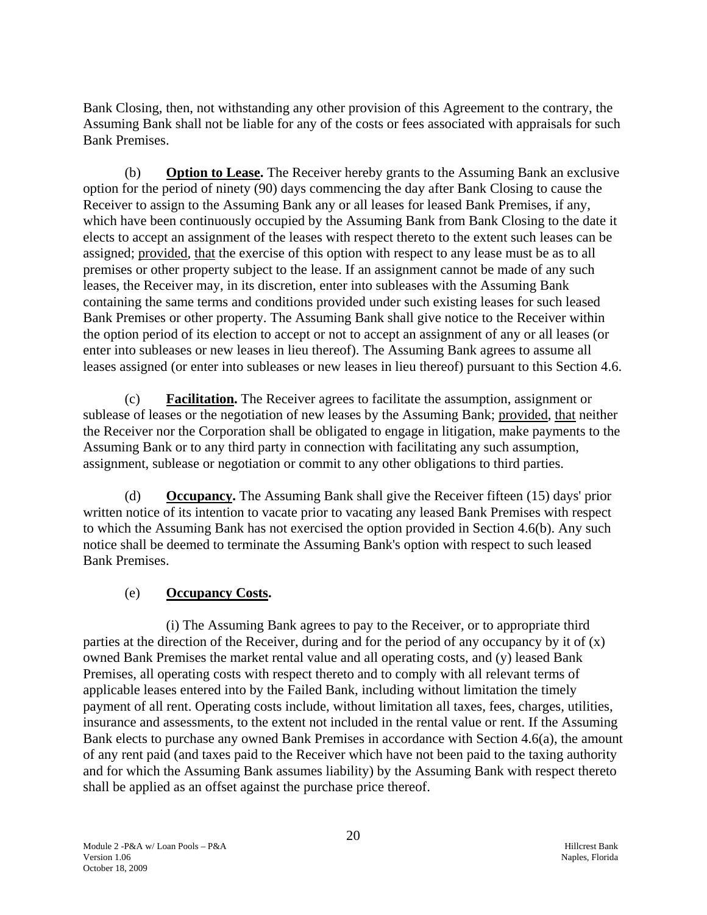Bank Closing, then, not withstanding any other provision of this Agreement to the contrary, the Assuming Bank shall not be liable for any of the costs or fees associated with appraisals for such Bank Premises.

(b) **Option to Lease.** The Receiver hereby grants to the Assuming Bank an exclusive option for the period of ninety (90) days commencing the day after Bank Closing to cause the Receiver to assign to the Assuming Bank any or all leases for leased Bank Premises, if any, which have been continuously occupied by the Assuming Bank from Bank Closing to the date it elects to accept an assignment of the leases with respect thereto to the extent such leases can be assigned; provided, that the exercise of this option with respect to any lease must be as to all premises or other property subject to the lease. If an assignment cannot be made of any such leases, the Receiver may, in its discretion, enter into subleases with the Assuming Bank containing the same terms and conditions provided under such existing leases for such leased Bank Premises or other property. The Assuming Bank shall give notice to the Receiver within the option period of its election to accept or not to accept an assignment of any or all leases (or enter into subleases or new leases in lieu thereof). The Assuming Bank agrees to assume all leases assigned (or enter into subleases or new leases in lieu thereof) pursuant to this Section 4.6.

(c) **Facilitation.** The Receiver agrees to facilitate the assumption, assignment or sublease of leases or the negotiation of new leases by the Assuming Bank; provided, that neither the Receiver nor the Corporation shall be obligated to engage in litigation, make payments to the Assuming Bank or to any third party in connection with facilitating any such assumption, assignment, sublease or negotiation or commit to any other obligations to third parties.

(d) **Occupancy.** The Assuming Bank shall give the Receiver fifteen (15) days' prior written notice of its intention to vacate prior to vacating any leased Bank Premises with respect to which the Assuming Bank has not exercised the option provided in Section 4.6(b). Any such notice shall be deemed to terminate the Assuming Bank's option with respect to such leased Bank Premises.

(e) **Occupancy Costs.**

(i) The Assuming Bank agrees to pay to the Receiver, or to appropriate third parties at the direction of the Receiver, during and for the period of any occupancy by it of (x) owned Bank Premises the market rental value and all operating costs, and (y) leased Bank Premises, all operating costs with respect thereto and to comply with all relevant terms of applicable leases entered into by the Failed Bank, including without limitation the timely payment of all rent. Operating costs include, without limitation all taxes, fees, charges, utilities, insurance and assessments, to the extent not included in the rental value or rent. If the Assuming Bank elects to purchase any owned Bank Premises in accordance with Section 4.6(a), the amount of any rent paid (and taxes paid to the Receiver which have not been paid to the taxing authority and for which the Assuming Bank assumes liability) by the Assuming Bank with respect thereto shall be applied as an offset against the purchase price thereof.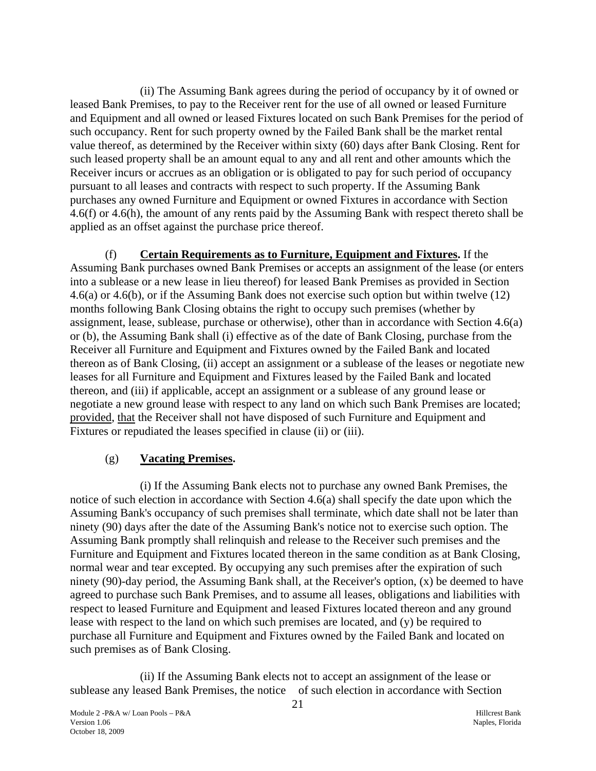(ii) The Assuming Bank agrees during the period of occupancy by it of owned or leased Bank Premises, to pay to the Receiver rent for the use of all owned or leased Furniture and Equipment and all owned or leased Fixtures located on such Bank Premises for the period of such occupancy. Rent for such property owned by the Failed Bank shall be the market rental value thereof, as determined by the Receiver within sixty (60) days after Bank Closing. Rent for such leased property shall be an amount equal to any and all rent and other amounts which the Receiver incurs or accrues as an obligation or is obligated to pay for such period of occupancy pursuant to all leases and contracts with respect to such property. If the Assuming Bank purchases any owned Furniture and Equipment or owned Fixtures in accordance with Section 4.6(f) or 4.6(h), the amount of any rents paid by the Assuming Bank with respect thereto shall be applied as an offset against the purchase price thereof.

(f) **Certain Requirements as to Furniture, Equipment and Fixtures.** If the Assuming Bank purchases owned Bank Premises or accepts an assignment of the lease (or enters into a sublease or a new lease in lieu thereof) for leased Bank Premises as provided in Section 4.6(a) or 4.6(b), or if the Assuming Bank does not exercise such option but within twelve (12) months following Bank Closing obtains the right to occupy such premises (whether by assignment, lease, sublease, purchase or otherwise), other than in accordance with Section 4.6(a) or (b), the Assuming Bank shall (i) effective as of the date of Bank Closing, purchase from the Receiver all Furniture and Equipment and Fixtures owned by the Failed Bank and located thereon as of Bank Closing, (ii) accept an assignment or a sublease of the leases or negotiate new leases for all Furniture and Equipment and Fixtures leased by the Failed Bank and located thereon, and (iii) if applicable, accept an assignment or a sublease of any ground lease or negotiate a new ground lease with respect to any land on which such Bank Premises are located; provided, that the Receiver shall not have disposed of such Furniture and Equipment and Fixtures or repudiated the leases specified in clause (ii) or (iii).

(g) **Vacating Premises.**

(i) If the Assuming Bank elects not to purchase any owned Bank Premises, the notice of such election in accordance with Section 4.6(a) shall specify the date upon which the Assuming Bank's occupancy of such premises shall terminate, which date shall not be later than ninety (90) days after the date of the Assuming Bank's notice not to exercise such option. The Assuming Bank promptly shall relinquish and release to the Receiver such premises and the Furniture and Equipment and Fixtures located thereon in the same condition as at Bank Closing, normal wear and tear excepted. By occupying any such premises after the expiration of such ninety (90)-day period, the Assuming Bank shall, at the Receiver's option, (x) be deemed to have agreed to purchase such Bank Premises, and to assume all leases, obligations and liabilities with respect to leased Furniture and Equipment and leased Fixtures located thereon and any ground lease with respect to the land on which such premises are located, and (y) be required to purchase all Furniture and Equipment and Fixtures owned by the Failed Bank and located on such premises as of Bank Closing.

(ii) If the Assuming Bank elects not to accept an assignment of the lease or sublease any leased Bank Premises, the notice of such election in accordance with Section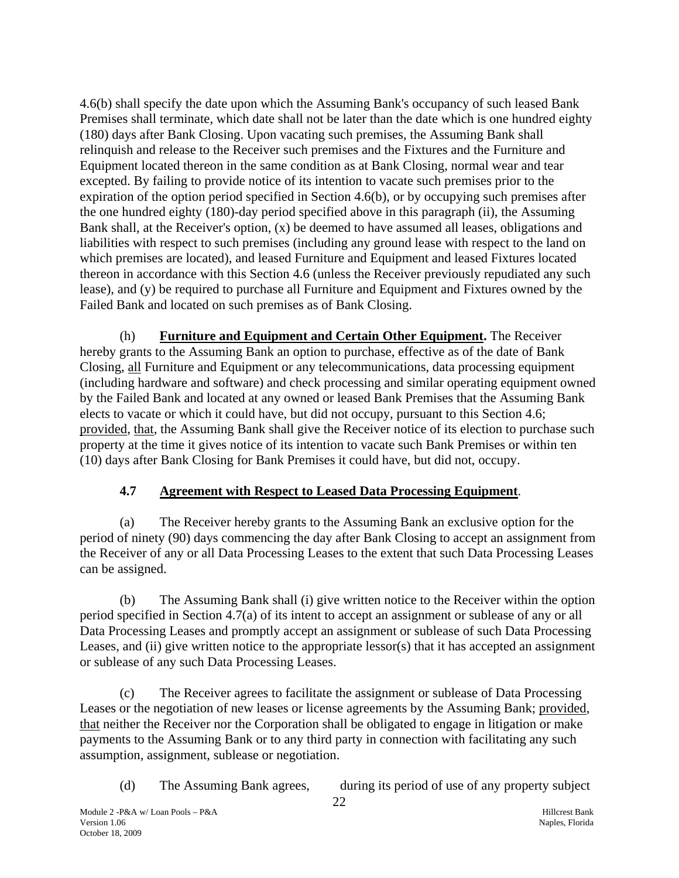4.6(b) shall specify the date upon which the Assuming Bank's occupancy of such leased Bank Premises shall terminate, which date shall not be later than the date which is one hundred eighty (180) days after Bank Closing. Upon vacating such premises, the Assuming Bank shall relinquish and release to the Receiver such premises and the Fixtures and the Furniture and Equipment located thereon in the same condition as at Bank Closing, normal wear and tear excepted. By failing to provide notice of its intention to vacate such premises prior to the expiration of the option period specified in Section 4.6(b), or by occupying such premises after the one hundred eighty (180)-day period specified above in this paragraph (ii), the Assuming Bank shall, at the Receiver's option, (x) be deemed to have assumed all leases, obligations and liabilities with respect to such premises (including any ground lease with respect to the land on which premises are located), and leased Furniture and Equipment and leased Fixtures located thereon in accordance with this Section 4.6 (unless the Receiver previously repudiated any such lease), and (y) be required to purchase all Furniture and Equipment and Fixtures owned by the Failed Bank and located on such premises as of Bank Closing.

(h) **Furniture and Equipment and Certain Other Equipment.** The Receiver hereby grants to the Assuming Bank an option to purchase, effective as of the date of Bank Closing, all Furniture and Equipment or any telecommunications, data processing equipment (including hardware and software) and check processing and similar operating equipment owned by the Failed Bank and located at any owned or leased Bank Premises that the Assuming Bank elects to vacate or which it could have, but did not occupy, pursuant to this Section 4.6; provided, that, the Assuming Bank shall give the Receiver notice of its election to purchase such property at the time it gives notice of its intention to vacate such Bank Premises or within ten (10) days after Bank Closing for Bank Premises it could have, but did not, occupy.

### 4.7 Agreement with Respect to Leased Data Processing Equipment.

(a) The Receiver hereby grants to the Assuming Bank an exclusive option for the period of ninety (90) days commencing the day after Bank Closing to accept an assignment from the Receiver of any or all Data Processing Leases to the extent that such Data Processing Leases can be assigned.

(b) The Assuming Bank shall (i) give written notice to the Receiver within the option period specified in Section 4.7(a) of its intent to accept an assignment or sublease of any or all Data Processing Leases and promptly accept an assignment or sublease of such Data Processing Leases, and (ii) give written notice to the appropriate lessor(s) that it has accepted an assignment or sublease of any such Data Processing Leases.

(c) The Receiver agrees to facilitate the assignment or sublease of Data Processing Leases or the negotiation of new leases or license agreements by the Assuming Bank; provided, that neither the Receiver nor the Corporation shall be obligated to engage in litigation or make payments to the Assuming Bank or to any third party in connection with facilitating any such assumption, assignment, sublease or negotiation.

(d) The Assuming Bank agrees, during its period of use of any property subject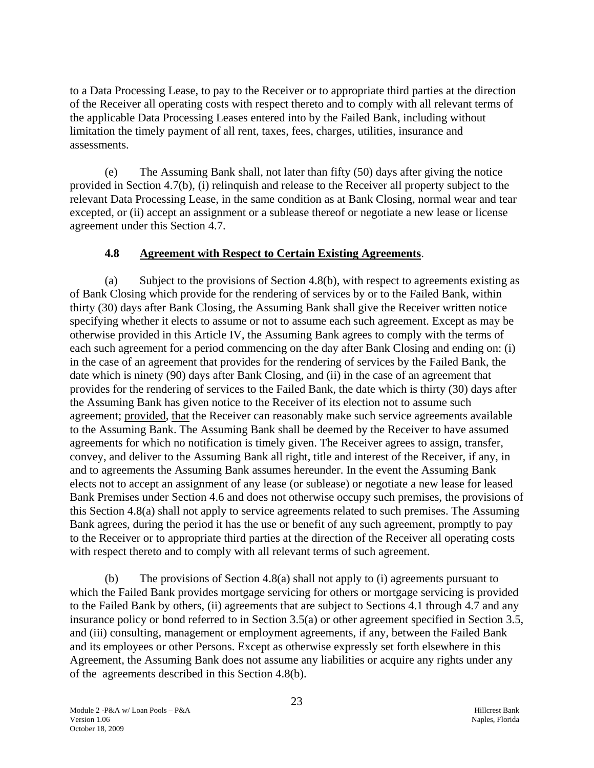to a Data Processing Lease, to pay to the Receiver or to appropriate third parties at the direction of the Receiver all operating costs with respect thereto and to comply with all relevant terms of the applicable Data Processing Leases entered into by the Failed Bank, including without limitation the timely payment of all rent, taxes, fees, charges, utilities, insurance and assessments.

(e) The Assuming Bank shall, not later than fifty (50) days after giving the notice provided in Section 4.7(b), (i) relinquish and release to the Receiver all property subject to the relevant Data Processing Lease, in the same condition as at Bank Closing, normal wear and tear excepted, or (ii) accept an assignment or a sublease thereof or negotiate a new lease or license agreement under this Section 4.7.

### 4.8 Agreement with Respect to Certain Existing Agreements.

(a) Subject to the provisions of Section 4.8(b), with respect to agreements existing as of Bank Closing which provide for the rendering of services by or to the Failed Bank, within thirty (30) days after Bank Closing, the Assuming Bank shall give the Receiver written notice specifying whether it elects to assume or not to assume each such agreement. Except as may be otherwise provided in this Article IV, the Assuming Bank agrees to comply with the terms of each such agreement for a period commencing on the day after Bank Closing and ending on: (i) in the case of an agreement that provides for the rendering of services by the Failed Bank, the date which is ninety (90) days after Bank Closing, and (ii) in the case of an agreement that provides for the rendering of services to the Failed Bank, the date which is thirty (30) days after the Assuming Bank has given notice to the Receiver of its election not to assume such agreement; provided, that the Receiver can reasonably make such service agreements available to the Assuming Bank. The Assuming Bank shall be deemed by the Receiver to have assumed agreements for which no notification is timely given. The Receiver agrees to assign, transfer, convey, and deliver to the Assuming Bank all right, title and interest of the Receiver, if any, in and to agreements the Assuming Bank assumes hereunder. In the event the Assuming Bank elects not to accept an assignment of any lease (or sublease) or negotiate a new lease for leased Bank Premises under Section 4.6 and does not otherwise occupy such premises, the provisions of this Section 4.8(a) shall not apply to service agreements related to such premises. The Assuming Bank agrees, during the period it has the use or benefit of any such agreement, promptly to pay to the Receiver or to appropriate third parties at the direction of the Receiver all operating costs with respect thereto and to comply with all relevant terms of such agreement.

(b) The provisions of Section 4.8(a) shall not apply to (i) agreements pursuant to which the Failed Bank provides mortgage servicing for others or mortgage servicing is provided to the Failed Bank by others, (ii) agreements that are subject to Sections 4.1 through 4.7 and any insurance policy or bond referred to in Section 3.5(a) or other agreement specified in Section 3.5, and (iii) consulting, management or employment agreements, if any, between the Failed Bank and its employees or other Persons. Except as otherwise expressly set forth elsewhere in this Agreement, the Assuming Bank does not assume any liabilities or acquire any rights under any of the agreements described in this Section 4.8(b).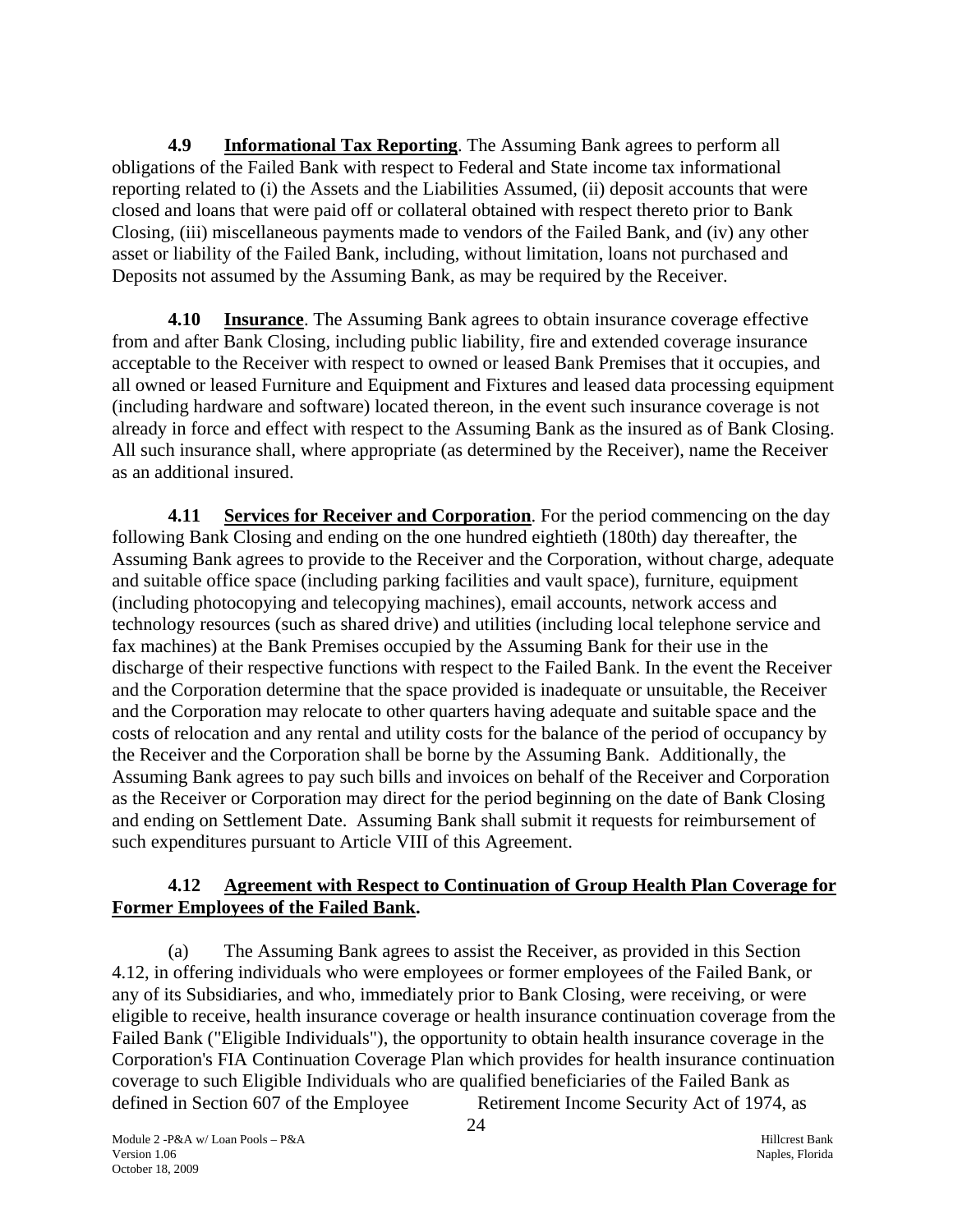**4.9 Informational Tax Reporting**. The Assuming Bank agrees to perform all obligations of the Failed Bank with respect to Federal and State income tax informational reporting related to (i) the Assets and the Liabilities Assumed, (ii) deposit accounts that were closed and loans that were paid off or collateral obtained with respect thereto prior to Bank Closing, (iii) miscellaneous payments made to vendors of the Failed Bank, and (iv) any other asset or liability of the Failed Bank, including, without limitation, loans not purchased and Deposits not assumed by the Assuming Bank, as may be required by the Receiver.

**4.10 Insurance**. The Assuming Bank agrees to obtain insurance coverage effective from and after Bank Closing, including public liability, fire and extended coverage insurance acceptable to the Receiver with respect to owned or leased Bank Premises that it occupies, and all owned or leased Furniture and Equipment and Fixtures and leased data processing equipment (including hardware and software) located thereon, in the event such insurance coverage is not already in force and effect with respect to the Assuming Bank as the insured as of Bank Closing. All such insurance shall, where appropriate (as determined by the Receiver), name the Receiver as an additional insured.

**4.11 Services for Receiver and Corporation**. For the period commencing on the day following Bank Closing and ending on the one hundred eightieth (180th) day thereafter, the Assuming Bank agrees to provide to the Receiver and the Corporation, without charge, adequate and suitable office space (including parking facilities and vault space), furniture, equipment (including photocopying and telecopying machines), email accounts, network access and technology resources (such as shared drive) and utilities (including local telephone service and fax machines) at the Bank Premises occupied by the Assuming Bank for their use in the discharge of their respective functions with respect to the Failed Bank. In the event the Receiver and the Corporation determine that the space provided is inadequate or unsuitable, the Receiver and the Corporation may relocate to other quarters having adequate and suitable space and the costs of relocation and any rental and utility costs for the balance of the period of occupancy by the Receiver and the Corporation shall be borne by the Assuming Bank. Additionally, the Assuming Bank agrees to pay such bills and invoices on behalf of the Receiver and Corporation as the Receiver or Corporation may direct for the period beginning on the date of Bank Closing and ending on Settlement Date. Assuming Bank shall submit it requests for reimbursement of such expenditures pursuant to Article VIII of this Agreement.

**4.12 Agreement with Respect to Continuation of Group Health Plan Coverage for Former Employees of the Failed Bank.**

(a) The Assuming Bank agrees to assist the Receiver, as provided in this Section 4.12, in offering individuals who were employees or former employees of the Failed Bank, or any of its Subsidiaries, and who, immediately prior to Bank Closing, were receiving, or were eligible to receive, health insurance coverage or health insurance continuation coverage from the Failed Bank ("Eligible Individuals"), the opportunity to obtain health insurance coverage in the Corporation's FIA Continuation Coverage Plan which provides for health insurance continuation coverage to such Eligible Individuals who are qualified beneficiaries of the Failed Bank as defined in Section 607 of the Employee Retirement Income Security Act of 1974, as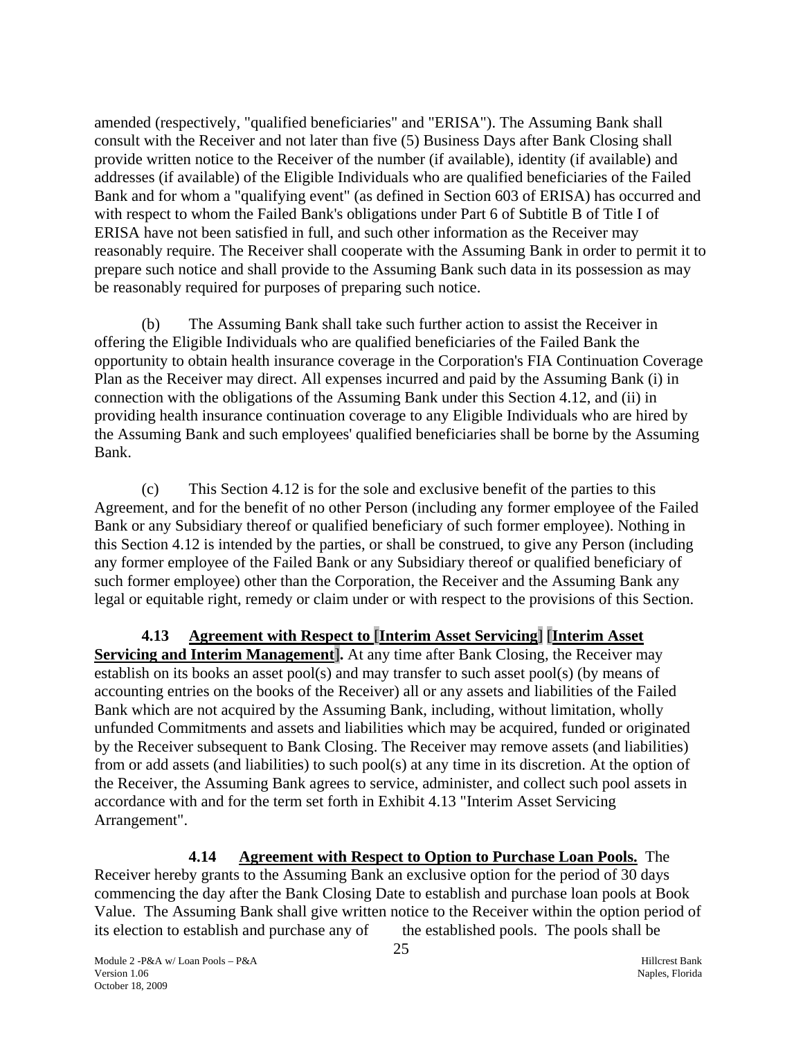amended (respectively, "qualified beneficiaries" and "ERISA"). The Assuming Bank shall consult with the Receiver and not later than five (5) Business Days after Bank Closing shall provide written notice to the Receiver of the number (if available), identity (if available) and addresses (if available) of the Eligible Individuals who are qualified beneficiaries of the Failed Bank and for whom a "qualifying event" (as defined in Section 603 of ERISA) has occurred and with respect to whom the Failed Bank's obligations under Part 6 of Subtitle B of Title I of ERISA have not been satisfied in full, and such other information as the Receiver may reasonably require. The Receiver shall cooperate with the Assuming Bank in order to permit it to prepare such notice and shall provide to the Assuming Bank such data in its possession as may be reasonably required for purposes of preparing such notice.

(b) The Assuming Bank shall take such further action to assist the Receiver in offering the Eligible Individuals who are qualified beneficiaries of the Failed Bank the opportunity to obtain health insurance coverage in the Corporation's FIA Continuation Coverage Plan as the Receiver may direct. All expenses incurred and paid by the Assuming Bank (i) in connection with the obligations of the Assuming Bank under this Section 4.12, and (ii) in providing health insurance continuation coverage to any Eligible Individuals who are hired by the Assuming Bank and such employees' qualified beneficiaries shall be borne by the Assuming Bank.

(c) This Section 4.12 is for the sole and exclusive benefit of the parties to this Agreement, and for the benefit of no other Person (including any former employee of the Failed Bank or any Subsidiary thereof or qualified beneficiary of such former employee). Nothing in this Section 4.12 is intended by the parties, or shall be construed, to give any Person (including any former employee of the Failed Bank or any Subsidiary thereof or qualified beneficiary of such former employee) other than the Corporation, the Receiver and the Assuming Bank any legal or equitable right, remedy or claim under or with respect to the provisions of this Section.

**4.13 Agreement with Respect to [Interim Asset Servicing] [Interim Asset Servicing and Interim Management].** At any time after Bank Closing, the Receiver may establish on its books an asset pool(s) and may transfer to such asset pool(s) (by means of accounting entries on the books of the Receiver) all or any assets and liabilities of the Failed Bank which are not acquired by the Assuming Bank, including, without limitation, wholly unfunded Commitments and assets and liabilities which may be acquired, funded or originated by the Receiver subsequent to Bank Closing. The Receiver may remove assets (and liabilities) from or add assets (and liabilities) to such pool(s) at any time in its discretion. At the option of the Receiver, the Assuming Bank agrees to service, administer, and collect such pool assets in accordance with and for the term set forth in Exhibit 4.13 "Interim Asset Servicing Arrangement".

**4.14 Agreement with Respect to Option to Purchase Loan Pools.** The Receiver hereby grants to the Assuming Bank an exclusive option for the period of 30 days commencing the day after the Bank Closing Date to establish and purchase loan pools at Book Value. The Assuming Bank shall give written notice to the Receiver within the option period of its election to establish and purchase any of the established pools. The pools shall be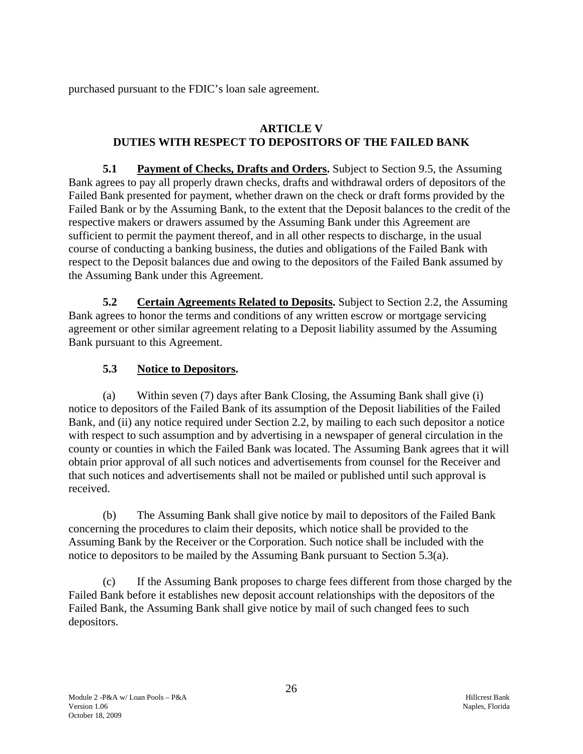purchased pursuant to the FDIC's loan sale agreement.

## ARTICLE V
## DUTIES WITH RESPECT TO DEPOSITORS OF THE FAILED BANK

**5.1 Payment of Checks, Drafts and Orders.** Subject to Section 9.5, the Assuming Bank agrees to pay all properly drawn checks, drafts and withdrawal orders of depositors of the Failed Bank presented for payment, whether drawn on the check or draft forms provided by the Failed Bank or by the Assuming Bank, to the extent that the Deposit balances to the credit of the respective makers or drawers assumed by the Assuming Bank under this Agreement are sufficient to permit the payment thereof, and in all other respects to discharge, in the usual course of conducting a banking business, the duties and obligations of the Failed Bank with respect to the Deposit balances due and owing to the depositors of the Failed Bank assumed by the Assuming Bank under this Agreement.

**5.2 Certain Agreements Related to Deposits.** Subject to Section 2.2, the Assuming Bank agrees to honor the terms and conditions of any written escrow or mortgage servicing agreement or other similar agreement relating to a Deposit liability assumed by the Assuming Bank pursuant to this Agreement.

**5.3 Notice to Depositors.**

(a) Within seven (7) days after Bank Closing, the Assuming Bank shall give (i) notice to depositors of the Failed Bank of its assumption of the Deposit liabilities of the Failed Bank, and (ii) any notice required under Section 2.2, by mailing to each such depositor a notice with respect to such assumption and by advertising in a newspaper of general circulation in the county or counties in which the Failed Bank was located. The Assuming Bank agrees that it will obtain prior approval of all such notices and advertisements from counsel for the Receiver and that such notices and advertisements shall not be mailed or published until such approval is received.

(b) The Assuming Bank shall give notice by mail to depositors of the Failed Bank concerning the procedures to claim their deposits, which notice shall be provided to the Assuming Bank by the Receiver or the Corporation. Such notice shall be included with the notice to depositors to be mailed by the Assuming Bank pursuant to Section 5.3(a).

(c) If the Assuming Bank proposes to charge fees different from those charged by the Failed Bank before it establishes new deposit account relationships with the depositors of the Failed Bank, the Assuming Bank shall give notice by mail of such changed fees to such depositors.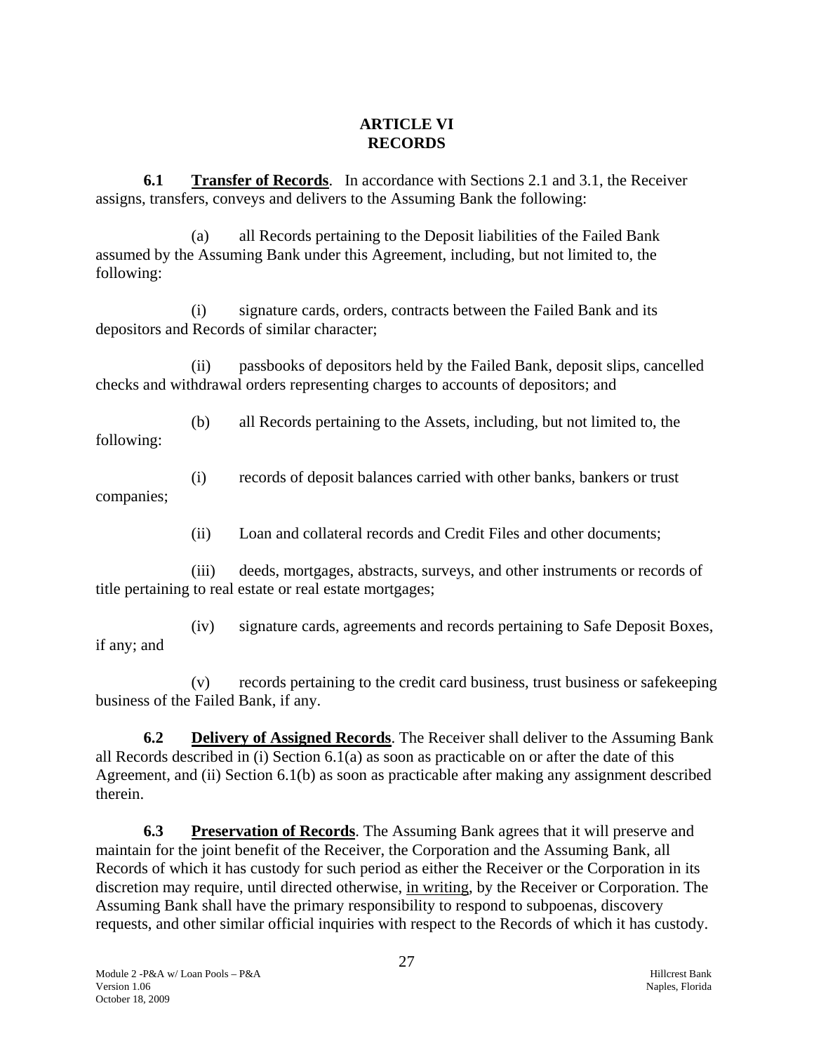## ARTICLE VI
## RECORDS

**6.1 Transfer of Records**. In accordance with Sections 2.1 and 3.1, the Receiver assigns, transfers, conveys and delivers to the Assuming Bank the following:

(a) all Records pertaining to the Deposit liabilities of the Failed Bank assumed by the Assuming Bank under this Agreement, including, but not limited to, the following:

(i) signature cards, orders, contracts between the Failed Bank and its depositors and Records of similar character;

(ii) passbooks of depositors held by the Failed Bank, deposit slips, cancelled checks and withdrawal orders representing charges to accounts of depositors; and

(b) all Records pertaining to the Assets, including, but not limited to, the following:

(i) records of deposit balances carried with other banks, bankers or trust companies;

(ii) Loan and collateral records and Credit Files and other documents;

(iii) deeds, mortgages, abstracts, surveys, and other instruments or records of title pertaining to real estate or real estate mortgages;

(iv) signature cards, agreements and records pertaining to Safe Deposit Boxes, if any; and

(v) records pertaining to the credit card business, trust business or safekeeping business of the Failed Bank, if any.

**6.2 Delivery of Assigned Records**. The Receiver shall deliver to the Assuming Bank all Records described in (i) Section 6.1(a) as soon as practicable on or after the date of this Agreement, and (ii) Section 6.1(b) as soon as practicable after making any assignment described therein.

**6.3 Preservation of Records**. The Assuming Bank agrees that it will preserve and maintain for the joint benefit of the Receiver, the Corporation and the Assuming Bank, all Records of which it has custody for such period as either the Receiver or the Corporation in its discretion may require, until directed otherwise, in writing, by the Receiver or Corporation. The Assuming Bank shall have the primary responsibility to respond to subpoenas, discovery requests, and other similar official inquiries with respect to the Records of which it has custody.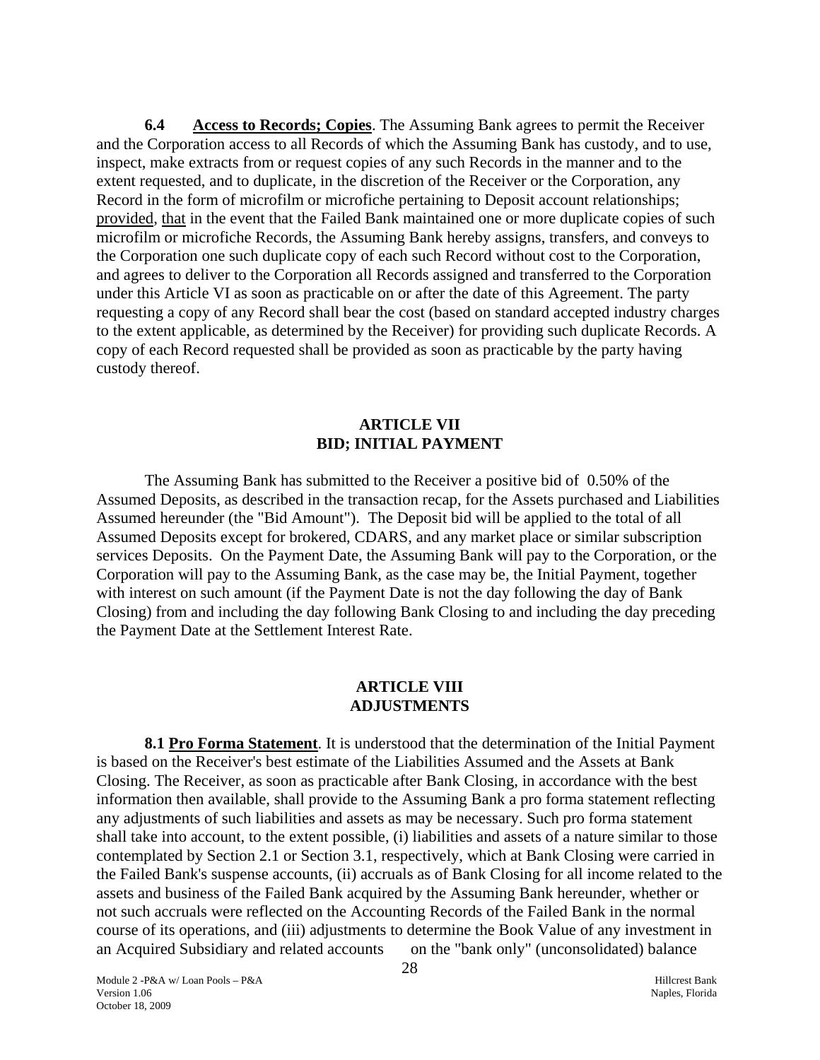**6.4 Access to Records; Copies**. The Assuming Bank agrees to permit the Receiver and the Corporation access to all Records of which the Assuming Bank has custody, and to use, inspect, make extracts from or request copies of any such Records in the manner and to the extent requested, and to duplicate, in the discretion of the Receiver or the Corporation, any Record in the form of microfilm or microfiche pertaining to Deposit account relationships; provided, that in the event that the Failed Bank maintained one or more duplicate copies of such microfilm or microfiche Records, the Assuming Bank hereby assigns, transfers, and conveys to the Corporation one such duplicate copy of each such Record without cost to the Corporation, and agrees to deliver to the Corporation all Records assigned and transferred to the Corporation under this Article VI as soon as practicable on or after the date of this Agreement. The party requesting a copy of any Record shall bear the cost (based on standard accepted industry charges to the extent applicable, as determined by the Receiver) for providing such duplicate Records. A copy of each Record requested shall be provided as soon as practicable by the party having custody thereof.

## ARTICLE VII
## BID; INITIAL PAYMENT

The Assuming Bank has submitted to the Receiver a positive bid of 0.50% of the Assumed Deposits, as described in the transaction recap, for the Assets purchased and Liabilities Assumed hereunder (the "Bid Amount"). The Deposit bid will be applied to the total of all Assumed Deposits except for brokered, CDARS, and any market place or similar subscription services Deposits. On the Payment Date, the Assuming Bank will pay to the Corporation, or the Corporation will pay to the Assuming Bank, as the case may be, the Initial Payment, together with interest on such amount (if the Payment Date is not the day following the day of Bank Closing) from and including the day following Bank Closing to and including the day preceding the Payment Date at the Settlement Interest Rate.

## ARTICLE VIII
## ADJUSTMENTS

**8.1 Pro Forma Statement**. It is understood that the determination of the Initial Payment is based on the Receiver's best estimate of the Liabilities Assumed and the Assets at Bank Closing. The Receiver, as soon as practicable after Bank Closing, in accordance with the best information then available, shall provide to the Assuming Bank a pro forma statement reflecting any adjustments of such liabilities and assets as may be necessary. Such pro forma statement shall take into account, to the extent possible, (i) liabilities and assets of a nature similar to those contemplated by Section 2.1 or Section 3.1, respectively, which at Bank Closing were carried in the Failed Bank's suspense accounts, (ii) accruals as of Bank Closing for all income related to the assets and business of the Failed Bank acquired by the Assuming Bank hereunder, whether or not such accruals were reflected on the Accounting Records of the Failed Bank in the normal course of its operations, and (iii) adjustments to determine the Book Value of any investment in an Acquired Subsidiary and related accounts on the "bank only" (unconsolidated) balance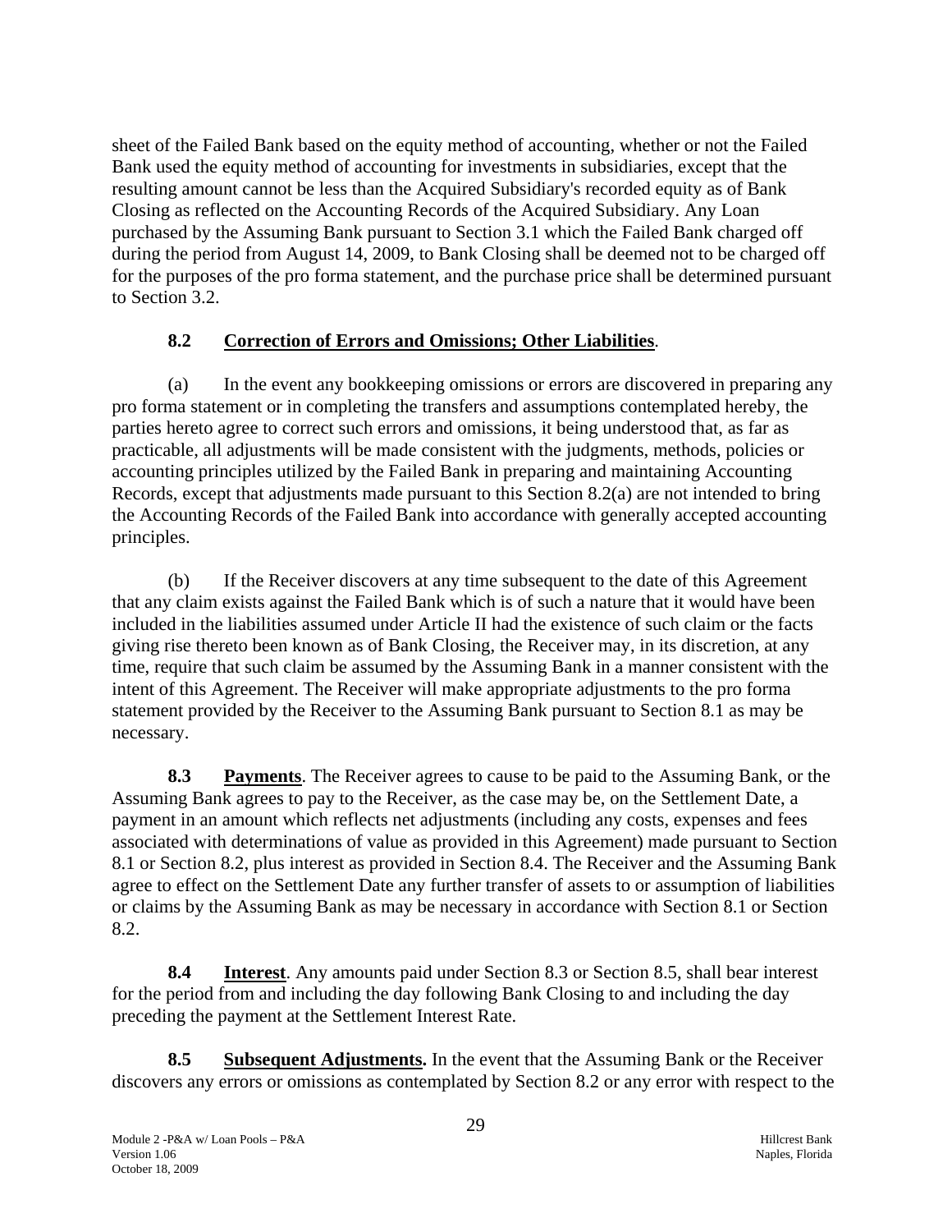sheet of the Failed Bank based on the equity method of accounting, whether or not the Failed Bank used the equity method of accounting for investments in subsidiaries, except that the resulting amount cannot be less than the Acquired Subsidiary's recorded equity as of Bank Closing as reflected on the Accounting Records of the Acquired Subsidiary. Any Loan purchased by the Assuming Bank pursuant to Section 3.1 which the Failed Bank charged off during the period from August 14, 2009, to Bank Closing shall be deemed not to be charged off for the purposes of the pro forma statement, and the purchase price shall be determined pursuant to Section 3.2.

**8.2 Correction of Errors and Omissions; Other Liabilities**.

(a) In the event any bookkeeping omissions or errors are discovered in preparing any pro forma statement or in completing the transfers and assumptions contemplated hereby, the parties hereto agree to correct such errors and omissions, it being understood that, as far as practicable, all adjustments will be made consistent with the judgments, methods, policies or accounting principles utilized by the Failed Bank in preparing and maintaining Accounting Records, except that adjustments made pursuant to this Section 8.2(a) are not intended to bring the Accounting Records of the Failed Bank into accordance with generally accepted accounting principles.

(b) If the Receiver discovers at any time subsequent to the date of this Agreement that any claim exists against the Failed Bank which is of such a nature that it would have been included in the liabilities assumed under Article II had the existence of such claim or the facts giving rise thereto been known as of Bank Closing, the Receiver may, in its discretion, at any time, require that such claim be assumed by the Assuming Bank in a manner consistent with the intent of this Agreement. The Receiver will make appropriate adjustments to the pro forma statement provided by the Receiver to the Assuming Bank pursuant to Section 8.1 as may be necessary.

**8.3 Payments**. The Receiver agrees to cause to be paid to the Assuming Bank, or the Assuming Bank agrees to pay to the Receiver, as the case may be, on the Settlement Date, a payment in an amount which reflects net adjustments (including any costs, expenses and fees associated with determinations of value as provided in this Agreement) made pursuant to Section 8.1 or Section 8.2, plus interest as provided in Section 8.4. The Receiver and the Assuming Bank agree to effect on the Settlement Date any further transfer of assets to or assumption of liabilities or claims by the Assuming Bank as may be necessary in accordance with Section 8.1 or Section 8.2.

**8.4 Interest**. Any amounts paid under Section 8.3 or Section 8.5, shall bear interest for the period from and including the day following Bank Closing to and including the day preceding the payment at the Settlement Interest Rate.

**8.5 Subsequent Adjustments.** In the event that the Assuming Bank or the Receiver discovers any errors or omissions as contemplated by Section 8.2 or any error with respect to the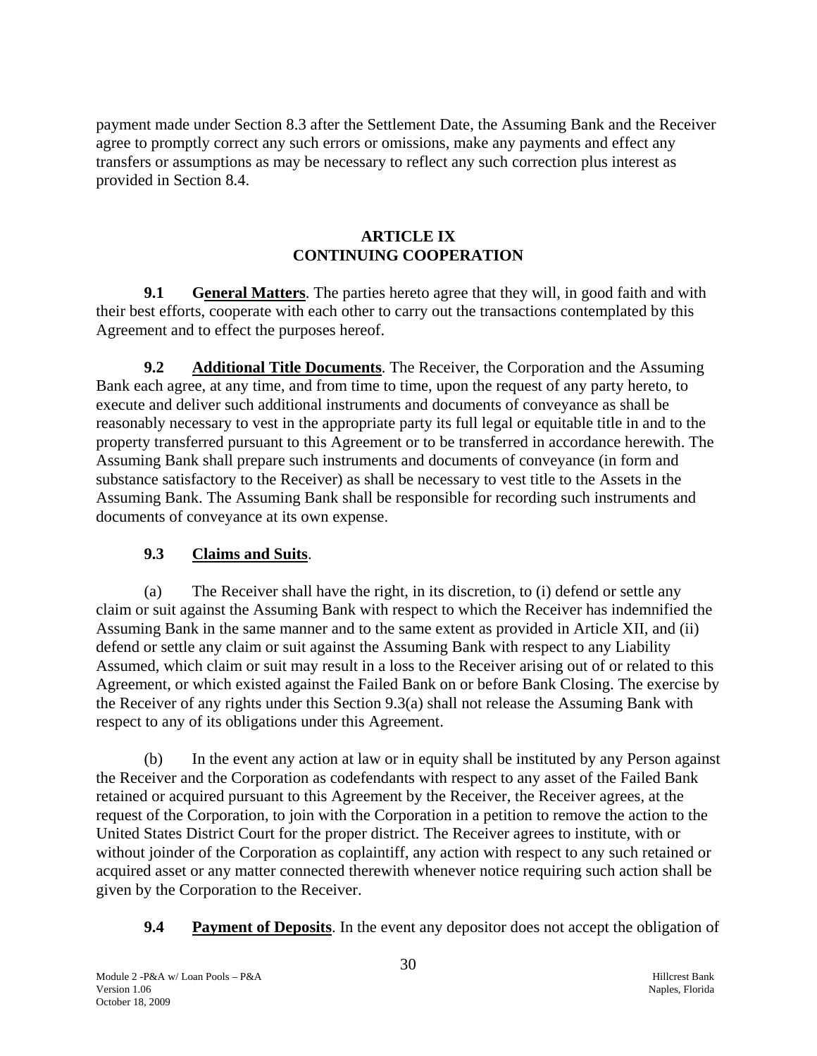payment made under Section 8.3 after the Settlement Date, the Assuming Bank and the Receiver agree to promptly correct any such errors or omissions, make any payments and effect any transfers or assumptions as may be necessary to reflect any such correction plus interest as provided in Section 8.4.

## ARTICLE IX
## CONTINUING COOPERATION

**9.1 General Matters**. The parties hereto agree that they will, in good faith and with their best efforts, cooperate with each other to carry out the transactions contemplated by this Agreement and to effect the purposes hereof.

**9.2 Additional Title Documents**. The Receiver, the Corporation and the Assuming Bank each agree, at any time, and from time to time, upon the request of any party hereto, to execute and deliver such additional instruments and documents of conveyance as shall be reasonably necessary to vest in the appropriate party its full legal or equitable title in and to the property transferred pursuant to this Agreement or to be transferred in accordance herewith. The Assuming Bank shall prepare such instruments and documents of conveyance (in form and substance satisfactory to the Receiver) as shall be necessary to vest title to the Assets in the Assuming Bank. The Assuming Bank shall be responsible for recording such instruments and documents of conveyance at its own expense.

**9.3 Claims and Suits**.

(a) The Receiver shall have the right, in its discretion, to (i) defend or settle any claim or suit against the Assuming Bank with respect to which the Receiver has indemnified the Assuming Bank in the same manner and to the same extent as provided in Article XII, and (ii) defend or settle any claim or suit against the Assuming Bank with respect to any Liability Assumed, which claim or suit may result in a loss to the Receiver arising out of or related to this Agreement, or which existed against the Failed Bank on or before Bank Closing. The exercise by the Receiver of any rights under this Section 9.3(a) shall not release the Assuming Bank with respect to any of its obligations under this Agreement.

(b) In the event any action at law or in equity shall be instituted by any Person against the Receiver and the Corporation as codefendants with respect to any asset of the Failed Bank retained or acquired pursuant to this Agreement by the Receiver, the Receiver agrees, at the request of the Corporation, to join with the Corporation in a petition to remove the action to the United States District Court for the proper district. The Receiver agrees to institute, with or without joinder of the Corporation as coplaintiff, any action with respect to any such retained or acquired asset or any matter connected therewith whenever notice requiring such action shall be given by the Corporation to the Receiver.

**9.4 Payment of Deposits**. In the event any depositor does not accept the obligation of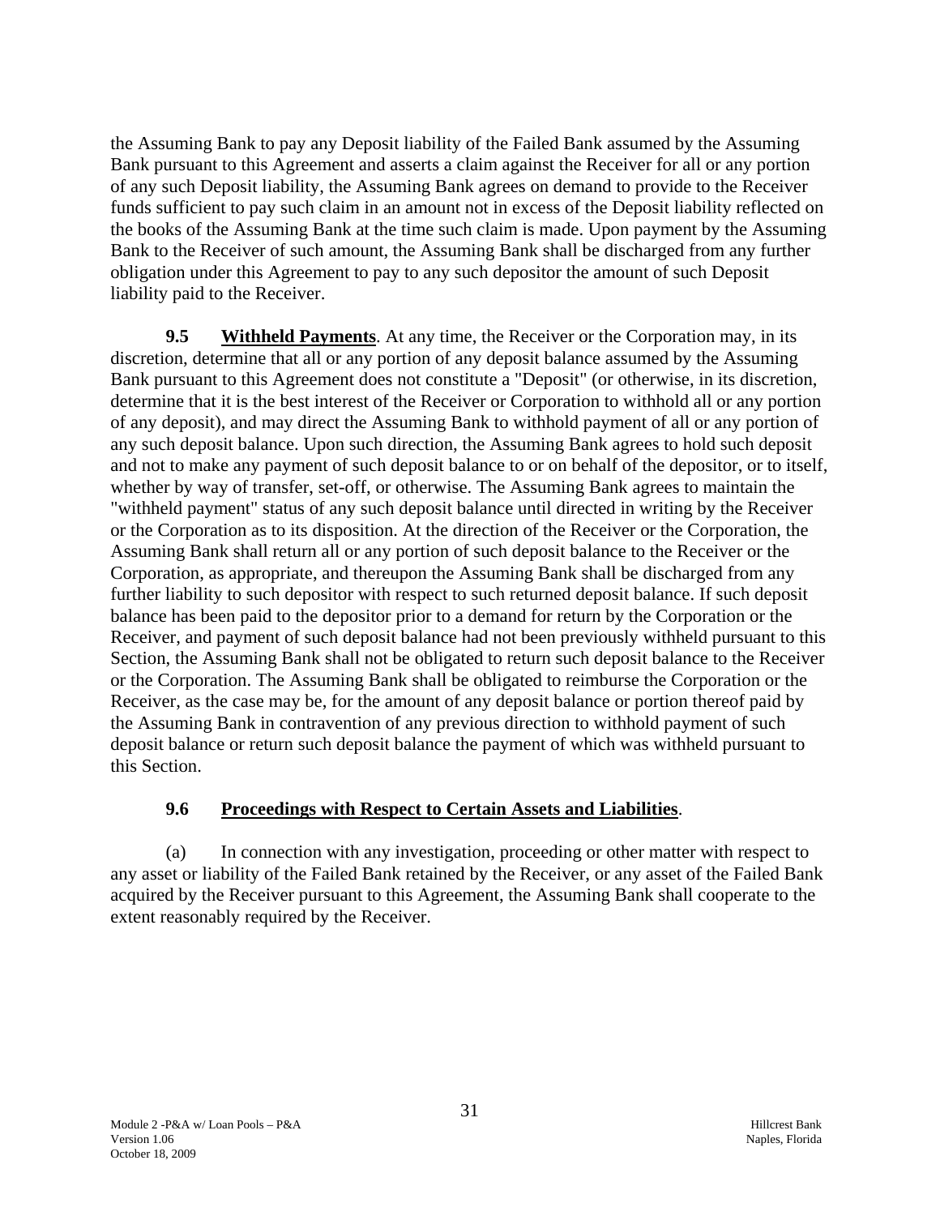the Assuming Bank to pay any Deposit liability of the Failed Bank assumed by the Assuming Bank pursuant to this Agreement and asserts a claim against the Receiver for all or any portion of any such Deposit liability, the Assuming Bank agrees on demand to provide to the Receiver funds sufficient to pay such claim in an amount not in excess of the Deposit liability reflected on the books of the Assuming Bank at the time such claim is made. Upon payment by the Assuming Bank to the Receiver of such amount, the Assuming Bank shall be discharged from any further obligation under this Agreement to pay to any such depositor the amount of such Deposit liability paid to the Receiver.

**9.5 <u>Withheld Payments</u>**. At any time, the Receiver or the Corporation may, in its discretion, determine that all or any portion of any deposit balance assumed by the Assuming Bank pursuant to this Agreement does not constitute a "Deposit" (or otherwise, in its discretion, determine that it is the best interest of the Receiver or Corporation to withhold all or any portion of any deposit), and may direct the Assuming Bank to withhold payment of all or any portion of any such deposit balance. Upon such direction, the Assuming Bank agrees to hold such deposit and not to make any payment of such deposit balance to or on behalf of the depositor, or to itself, whether by way of transfer, set-off, or otherwise. The Assuming Bank agrees to maintain the "withheld payment" status of any such deposit balance until directed in writing by the Receiver or the Corporation as to its disposition. At the direction of the Receiver or the Corporation, the Assuming Bank shall return all or any portion of such deposit balance to the Receiver or the Corporation, as appropriate, and thereupon the Assuming Bank shall be discharged from any further liability to such depositor with respect to such returned deposit balance. If such deposit balance has been paid to the depositor prior to a demand for return by the Corporation or the Receiver, and payment of such deposit balance had not been previously withheld pursuant to this Section, the Assuming Bank shall not be obligated to return such deposit balance to the Receiver or the Corporation. The Assuming Bank shall be obligated to reimburse the Corporation or the Receiver, as the case may be, for the amount of any deposit balance or portion thereof paid by the Assuming Bank in contravention of any previous direction to withhold payment of such deposit balance or return such deposit balance the payment of which was withheld pursuant to this Section.

**9.6 <u>Proceedings with Respect to Certain Assets and Liabilities</u>**.

(a) In connection with any investigation, proceeding or other matter with respect to any asset or liability of the Failed Bank retained by the Receiver, or any asset of the Failed Bank acquired by the Receiver pursuant to this Agreement, the Assuming Bank shall cooperate to the extent reasonably required by the Receiver.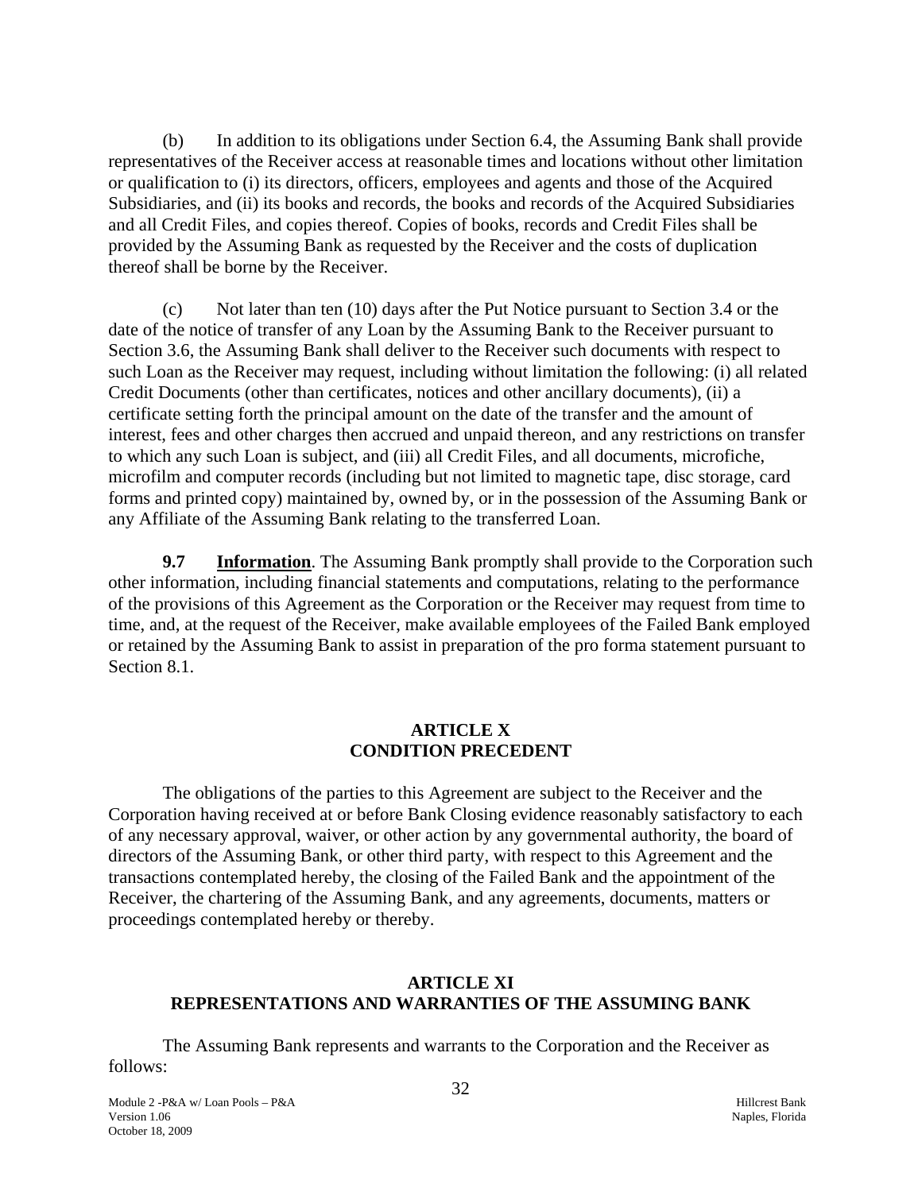(b) In addition to its obligations under Section 6.4, the Assuming Bank shall provide representatives of the Receiver access at reasonable times and locations without other limitation or qualification to (i) its directors, officers, employees and agents and those of the Acquired Subsidiaries, and (ii) its books and records, the books and records of the Acquired Subsidiaries and all Credit Files, and copies thereof. Copies of books, records and Credit Files shall be provided by the Assuming Bank as requested by the Receiver and the costs of duplication thereof shall be borne by the Receiver.

(c) Not later than ten (10) days after the Put Notice pursuant to Section 3.4 or the date of the notice of transfer of any Loan by the Assuming Bank to the Receiver pursuant to Section 3.6, the Assuming Bank shall deliver to the Receiver such documents with respect to such Loan as the Receiver may request, including without limitation the following: (i) all related Credit Documents (other than certificates, notices and other ancillary documents), (ii) a certificate setting forth the principal amount on the date of the transfer and the amount of interest, fees and other charges then accrued and unpaid thereon, and any restrictions on transfer to which any such Loan is subject, and (iii) all Credit Files, and all documents, microfiche, microfilm and computer records (including but not limited to magnetic tape, disc storage, card forms and printed copy) maintained by, owned by, or in the possession of the Assuming Bank or any Affiliate of the Assuming Bank relating to the transferred Loan.

**9.7 Information**. The Assuming Bank promptly shall provide to the Corporation such other information, including financial statements and computations, relating to the performance of the provisions of this Agreement as the Corporation or the Receiver may request from time to time, and, at the request of the Receiver, make available employees of the Failed Bank employed or retained by the Assuming Bank to assist in preparation of the pro forma statement pursuant to Section 8.1.

## ARTICLE X
## CONDITION PRECEDENT

The obligations of the parties to this Agreement are subject to the Receiver and the Corporation having received at or before Bank Closing evidence reasonably satisfactory to each of any necessary approval, waiver, or other action by any governmental authority, the board of directors of the Assuming Bank, or other third party, with respect to this Agreement and the transactions contemplated hereby, the closing of the Failed Bank and the appointment of the Receiver, the chartering of the Assuming Bank, and any agreements, documents, matters or proceedings contemplated hereby or thereby.

## ARTICLE XI
## REPRESENTATIONS AND WARRANTIES OF THE ASSUMING BANK

The Assuming Bank represents and warrants to the Corporation and the Receiver as follows: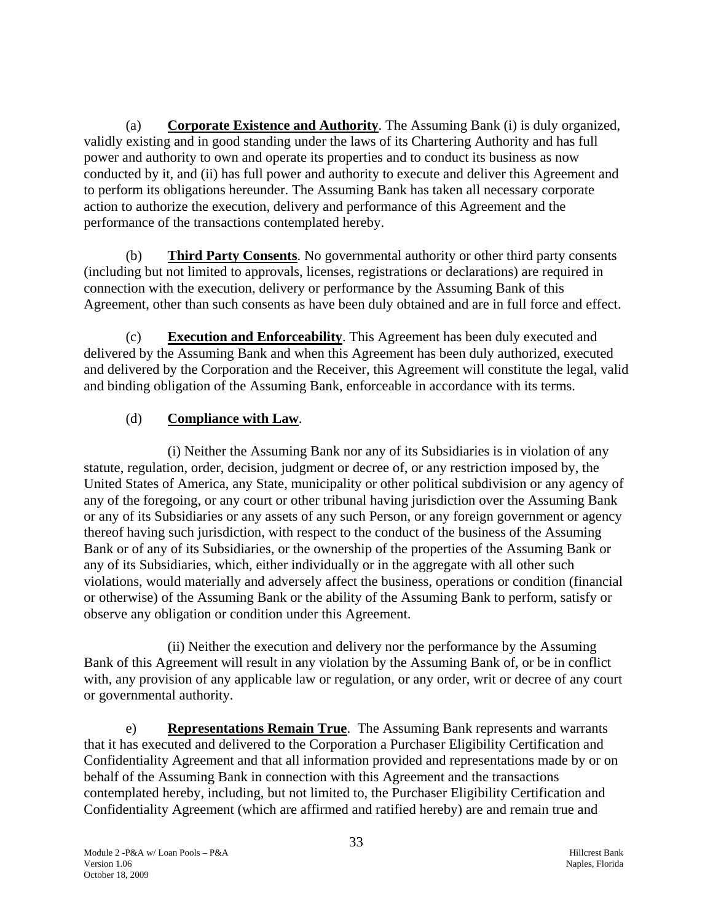(a) **Corporate Existence and Authority**. The Assuming Bank (i) is duly organized, validly existing and in good standing under the laws of its Chartering Authority and has full power and authority to own and operate its properties and to conduct its business as now conducted by it, and (ii) has full power and authority to execute and deliver this Agreement and to perform its obligations hereunder. The Assuming Bank has taken all necessary corporate action to authorize the execution, delivery and performance of this Agreement and the performance of the transactions contemplated hereby.

(b) **Third Party Consents**. No governmental authority or other third party consents (including but not limited to approvals, licenses, registrations or declarations) are required in connection with the execution, delivery or performance by the Assuming Bank of this Agreement, other than such consents as have been duly obtained and are in full force and effect.

(c) **Execution and Enforceability**. This Agreement has been duly executed and delivered by the Assuming Bank and when this Agreement has been duly authorized, executed and delivered by the Corporation and the Receiver, this Agreement will constitute the legal, valid and binding obligation of the Assuming Bank, enforceable in accordance with its terms.

(d) **Compliance with Law**.

(i) Neither the Assuming Bank nor any of its Subsidiaries is in violation of any statute, regulation, order, decision, judgment or decree of, or any restriction imposed by, the United States of America, any State, municipality or other political subdivision or any agency of any of the foregoing, or any court or other tribunal having jurisdiction over the Assuming Bank or any of its Subsidiaries or any assets of any such Person, or any foreign government or agency thereof having such jurisdiction, with respect to the conduct of the business of the Assuming Bank or of any of its Subsidiaries, or the ownership of the properties of the Assuming Bank or any of its Subsidiaries, which, either individually or in the aggregate with all other such violations, would materially and adversely affect the business, operations or condition (financial or otherwise) of the Assuming Bank or the ability of the Assuming Bank to perform, satisfy or observe any obligation or condition under this Agreement.

(ii) Neither the execution and delivery nor the performance by the Assuming Bank of this Agreement will result in any violation by the Assuming Bank of, or be in conflict with, any provision of any applicable law or regulation, or any order, writ or decree of any court or governmental authority.

e) **Representations Remain True**. The Assuming Bank represents and warrants that it has executed and delivered to the Corporation a Purchaser Eligibility Certification and Confidentiality Agreement and that all information provided and representations made by or on behalf of the Assuming Bank in connection with this Agreement and the transactions contemplated hereby, including, but not limited to, the Purchaser Eligibility Certification and Confidentiality Agreement (which are affirmed and ratified hereby) are and remain true and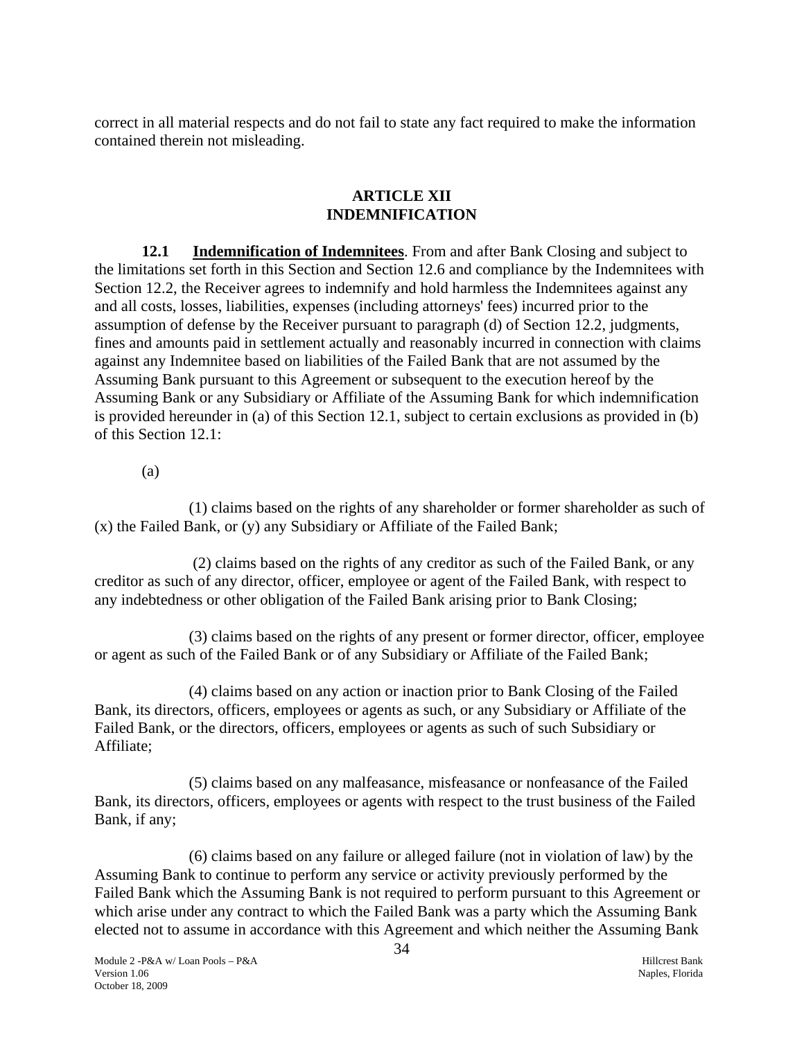correct in all material respects and do not fail to state any fact required to make the information contained therein not misleading.

## ARTICLE XII
## INDEMNIFICATION

**12.1 Indemnification of Indemnitees**. From and after Bank Closing and subject to the limitations set forth in this Section and Section 12.6 and compliance by the Indemnitees with Section 12.2, the Receiver agrees to indemnify and hold harmless the Indemnitees against any and all costs, losses, liabilities, expenses (including attorneys' fees) incurred prior to the assumption of defense by the Receiver pursuant to paragraph (d) of Section 12.2, judgments, fines and amounts paid in settlement actually and reasonably incurred in connection with claims against any Indemnitee based on liabilities of the Failed Bank that are not assumed by the Assuming Bank pursuant to this Agreement or subsequent to the execution hereof by the Assuming Bank or any Subsidiary or Affiliate of the Assuming Bank for which indemnification is provided hereunder in (a) of this Section 12.1, subject to certain exclusions as provided in (b) of this Section 12.1:

(a)

(1) claims based on the rights of any shareholder or former shareholder as such of (x) the Failed Bank, or (y) any Subsidiary or Affiliate of the Failed Bank;

(2) claims based on the rights of any creditor as such of the Failed Bank, or any creditor as such of any director, officer, employee or agent of the Failed Bank, with respect to any indebtedness or other obligation of the Failed Bank arising prior to Bank Closing;

(3) claims based on the rights of any present or former director, officer, employee or agent as such of the Failed Bank or of any Subsidiary or Affiliate of the Failed Bank;

(4) claims based on any action or inaction prior to Bank Closing of the Failed Bank, its directors, officers, employees or agents as such, or any Subsidiary or Affiliate of the Failed Bank, or the directors, officers, employees or agents as such of such Subsidiary or Affiliate;

(5) claims based on any malfeasance, misfeasance or nonfeasance of the Failed Bank, its directors, officers, employees or agents with respect to the trust business of the Failed Bank, if any;

(6) claims based on any failure or alleged failure (not in violation of law) by the Assuming Bank to continue to perform any service or activity previously performed by the Failed Bank which the Assuming Bank is not required to perform pursuant to this Agreement or which arise under any contract to which the Failed Bank was a party which the Assuming Bank elected not to assume in accordance with this Agreement and which neither the Assuming Bank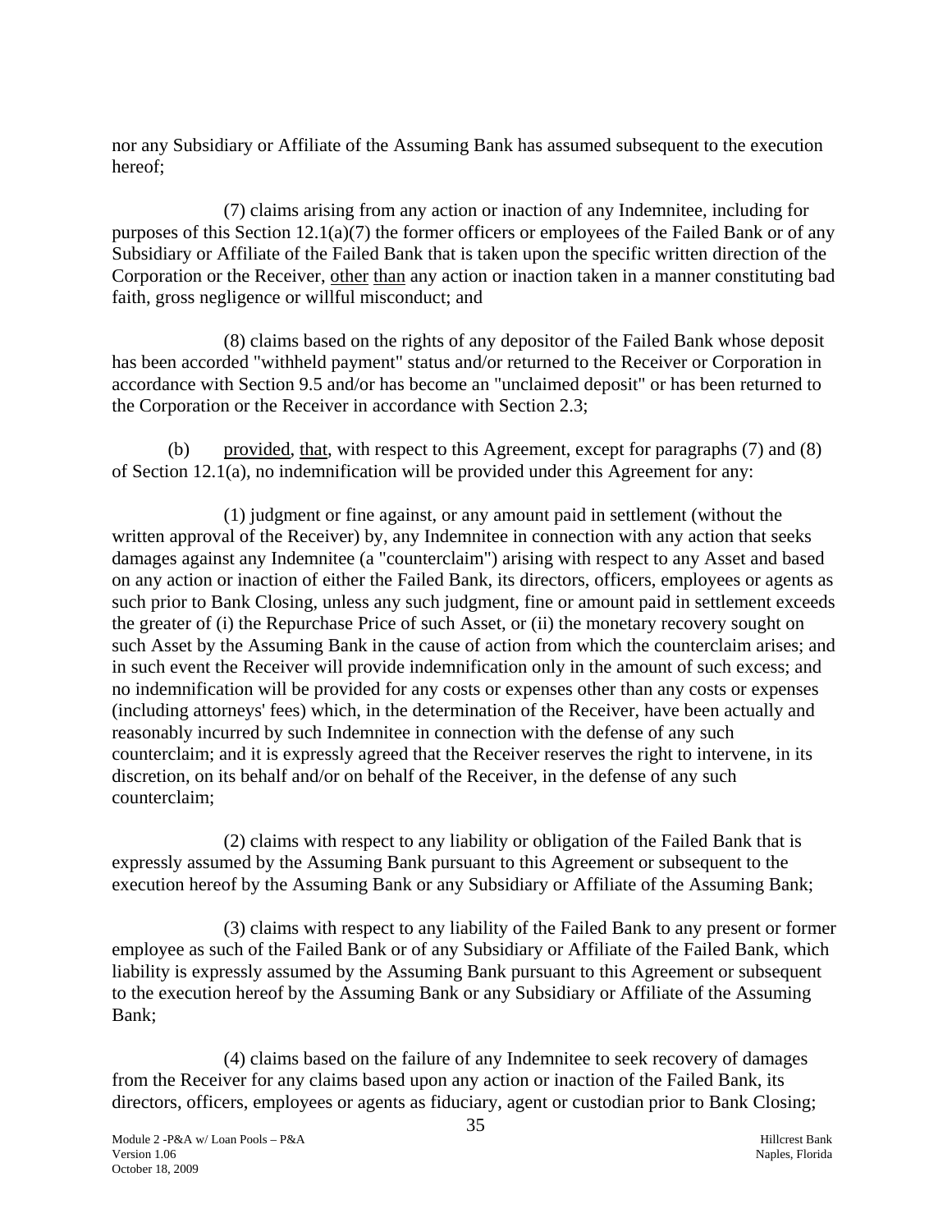nor any Subsidiary or Affiliate of the Assuming Bank has assumed subsequent to the execution hereof;

(7) claims arising from any action or inaction of any Indemnitee, including for purposes of this Section 12.1(a)(7) the former officers or employees of the Failed Bank or of any Subsidiary or Affiliate of the Failed Bank that is taken upon the specific written direction of the Corporation or the Receiver, other than any action or inaction taken in a manner constituting bad faith, gross negligence or willful misconduct; and

(8) claims based on the rights of any depositor of the Failed Bank whose deposit has been accorded "withheld payment" status and/or returned to the Receiver or Corporation in accordance with Section 9.5 and/or has become an "unclaimed deposit" or has been returned to the Corporation or the Receiver in accordance with Section 2.3;

(b) provided, that, with respect to this Agreement, except for paragraphs (7) and (8) of Section 12.1(a), no indemnification will be provided under this Agreement for any:

(1) judgment or fine against, or any amount paid in settlement (without the written approval of the Receiver) by, any Indemnitee in connection with any action that seeks damages against any Indemnitee (a "counterclaim") arising with respect to any Asset and based on any action or inaction of either the Failed Bank, its directors, officers, employees or agents as such prior to Bank Closing, unless any such judgment, fine or amount paid in settlement exceeds the greater of (i) the Repurchase Price of such Asset, or (ii) the monetary recovery sought on such Asset by the Assuming Bank in the cause of action from which the counterclaim arises; and in such event the Receiver will provide indemnification only in the amount of such excess; and no indemnification will be provided for any costs or expenses other than any costs or expenses (including attorneys' fees) which, in the determination of the Receiver, have been actually and reasonably incurred by such Indemnitee in connection with the defense of any such counterclaim; and it is expressly agreed that the Receiver reserves the right to intervene, in its discretion, on its behalf and/or on behalf of the Receiver, in the defense of any such counterclaim;

(2) claims with respect to any liability or obligation of the Failed Bank that is expressly assumed by the Assuming Bank pursuant to this Agreement or subsequent to the execution hereof by the Assuming Bank or any Subsidiary or Affiliate of the Assuming Bank;

(3) claims with respect to any liability of the Failed Bank to any present or former employee as such of the Failed Bank or of any Subsidiary or Affiliate of the Failed Bank, which liability is expressly assumed by the Assuming Bank pursuant to this Agreement or subsequent to the execution hereof by the Assuming Bank or any Subsidiary or Affiliate of the Assuming Bank;

(4) claims based on the failure of any Indemnitee to seek recovery of damages from the Receiver for any claims based upon any action or inaction of the Failed Bank, its directors, officers, employees or agents as fiduciary, agent or custodian prior to Bank Closing;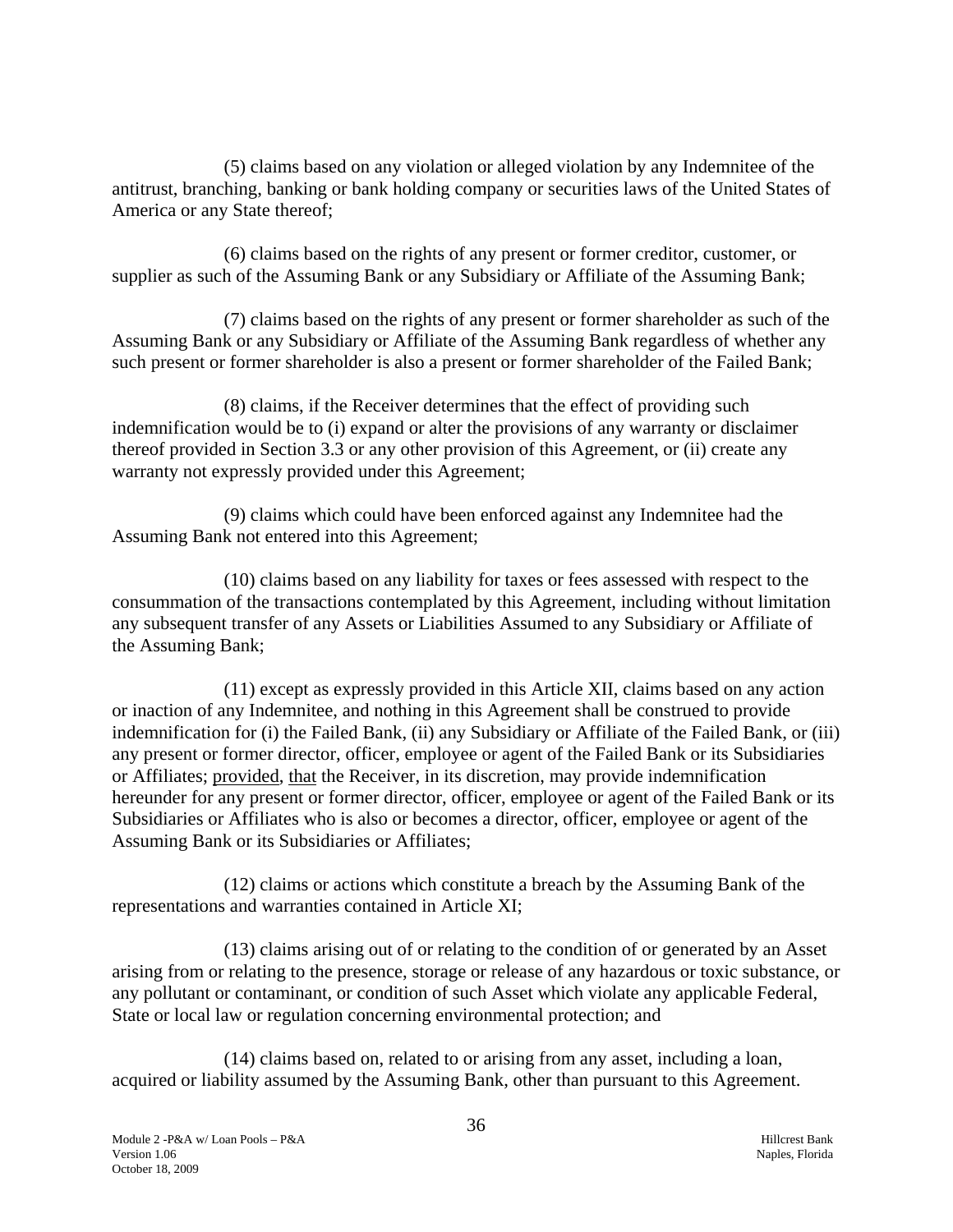(5) claims based on any violation or alleged violation by any Indemnitee of the antitrust, branching, banking or bank holding company or securities laws of the United States of America or any State thereof;

(6) claims based on the rights of any present or former creditor, customer, or supplier as such of the Assuming Bank or any Subsidiary or Affiliate of the Assuming Bank;

(7) claims based on the rights of any present or former shareholder as such of the Assuming Bank or any Subsidiary or Affiliate of the Assuming Bank regardless of whether any such present or former shareholder is also a present or former shareholder of the Failed Bank;

(8) claims, if the Receiver determines that the effect of providing such indemnification would be to (i) expand or alter the provisions of any warranty or disclaimer thereof provided in Section 3.3 or any other provision of this Agreement, or (ii) create any warranty not expressly provided under this Agreement;

(9) claims which could have been enforced against any Indemnitee had the Assuming Bank not entered into this Agreement;

(10) claims based on any liability for taxes or fees assessed with respect to the consummation of the transactions contemplated by this Agreement, including without limitation any subsequent transfer of any Assets or Liabilities Assumed to any Subsidiary or Affiliate of the Assuming Bank;

(11) except as expressly provided in this Article XII, claims based on any action or inaction of any Indemnitee, and nothing in this Agreement shall be construed to provide indemnification for (i) the Failed Bank, (ii) any Subsidiary or Affiliate of the Failed Bank, or (iii) any present or former director, officer, employee or agent of the Failed Bank or its Subsidiaries or Affiliates; provided, that the Receiver, in its discretion, may provide indemnification hereunder for any present or former director, officer, employee or agent of the Failed Bank or its Subsidiaries or Affiliates who is also or becomes a director, officer, employee or agent of the Assuming Bank or its Subsidiaries or Affiliates;

(12) claims or actions which constitute a breach by the Assuming Bank of the representations and warranties contained in Article XI;

(13) claims arising out of or relating to the condition of or generated by an Asset arising from or relating to the presence, storage or release of any hazardous or toxic substance, or any pollutant or contaminant, or condition of such Asset which violate any applicable Federal, State or local law or regulation concerning environmental protection; and

(14) claims based on, related to or arising from any asset, including a loan, acquired or liability assumed by the Assuming Bank, other than pursuant to this Agreement.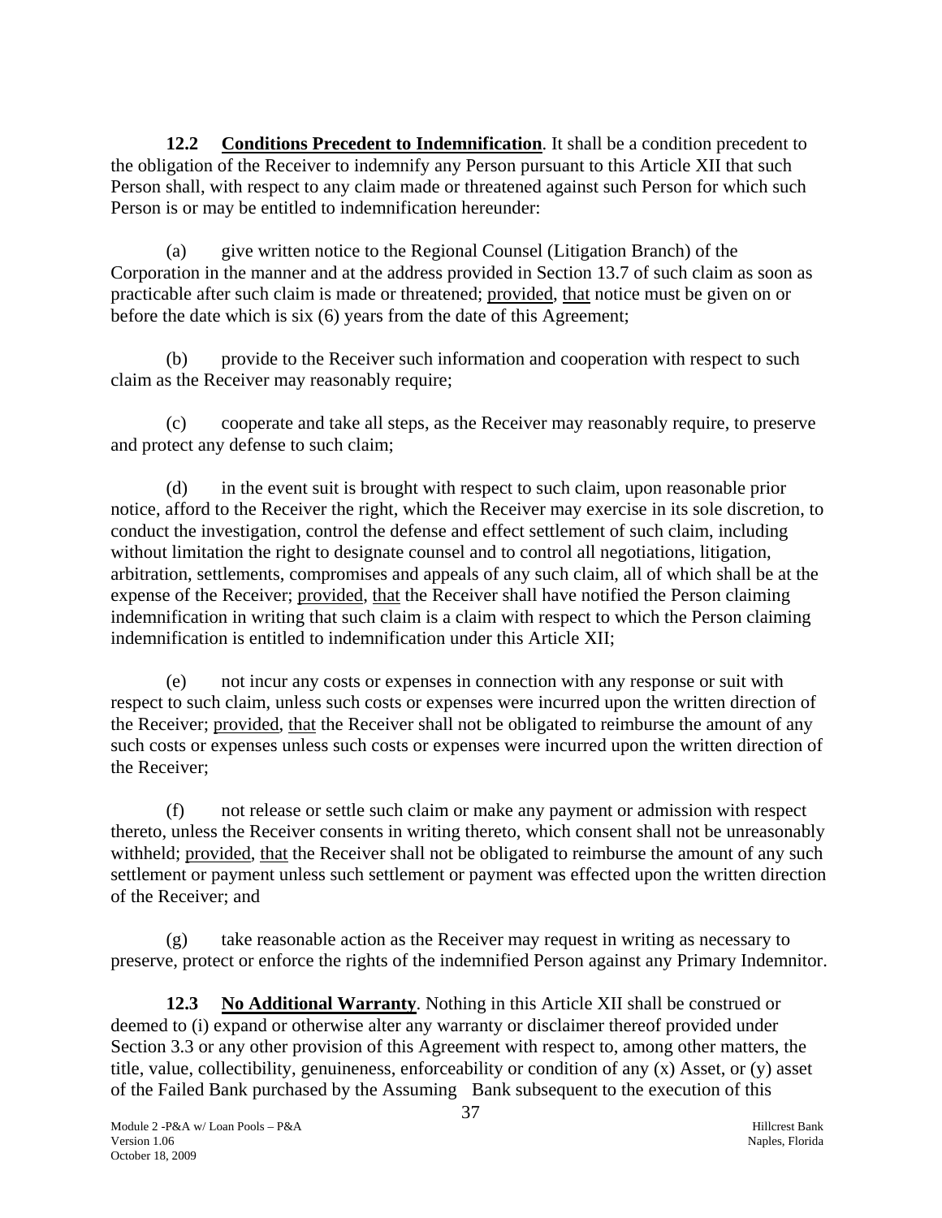**12.2 Conditions Precedent to Indemnification**. It shall be a condition precedent to the obligation of the Receiver to indemnify any Person pursuant to this Article XII that such Person shall, with respect to any claim made or threatened against such Person for which such Person is or may be entitled to indemnification hereunder:

(a) give written notice to the Regional Counsel (Litigation Branch) of the Corporation in the manner and at the address provided in Section 13.7 of such claim as soon as practicable after such claim is made or threatened; provided, that notice must be given on or before the date which is six (6) years from the date of this Agreement;

(b) provide to the Receiver such information and cooperation with respect to such claim as the Receiver may reasonably require;

(c) cooperate and take all steps, as the Receiver may reasonably require, to preserve and protect any defense to such claim;

(d) in the event suit is brought with respect to such claim, upon reasonable prior notice, afford to the Receiver the right, which the Receiver may exercise in its sole discretion, to conduct the investigation, control the defense and effect settlement of such claim, including without limitation the right to designate counsel and to control all negotiations, litigation, arbitration, settlements, compromises and appeals of any such claim, all of which shall be at the expense of the Receiver; provided, that the Receiver shall have notified the Person claiming indemnification in writing that such claim is a claim with respect to which the Person claiming indemnification is entitled to indemnification under this Article XII;

(e) not incur any costs or expenses in connection with any response or suit with respect to such claim, unless such costs or expenses were incurred upon the written direction of the Receiver; provided, that the Receiver shall not be obligated to reimburse the amount of any such costs or expenses unless such costs or expenses were incurred upon the written direction of the Receiver;

(f) not release or settle such claim or make any payment or admission with respect thereto, unless the Receiver consents in writing thereto, which consent shall not be unreasonably withheld; provided, that the Receiver shall not be obligated to reimburse the amount of any such settlement or payment unless such settlement or payment was effected upon the written direction of the Receiver; and

(g) take reasonable action as the Receiver may request in writing as necessary to preserve, protect or enforce the rights of the indemnified Person against any Primary Indemnitor.

**12.3 No Additional Warranty**. Nothing in this Article XII shall be construed or deemed to (i) expand or otherwise alter any warranty or disclaimer thereof provided under Section 3.3 or any other provision of this Agreement with respect to, among other matters, the title, value, collectibility, genuineness, enforceability or condition of any (x) Asset, or (y) asset of the Failed Bank purchased by the Assuming Bank subsequent to the execution of this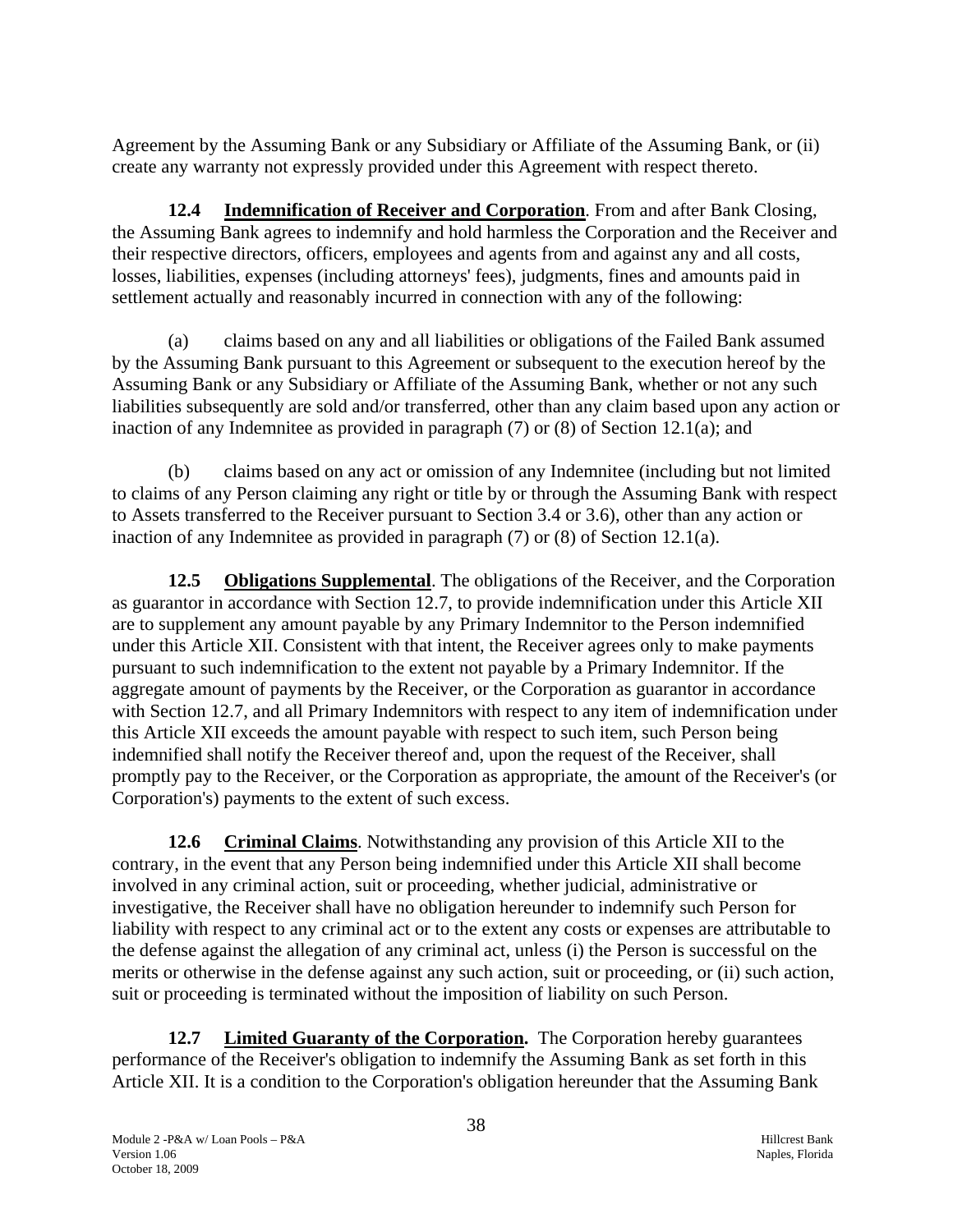Agreement by the Assuming Bank or any Subsidiary or Affiliate of the Assuming Bank, or (ii) create any warranty not expressly provided under this Agreement with respect thereto.

**12.4 <u>Indemnification of Receiver and Corporation</u>**. From and after Bank Closing, the Assuming Bank agrees to indemnify and hold harmless the Corporation and the Receiver and their respective directors, officers, employees and agents from and against any and all costs, losses, liabilities, expenses (including attorneys' fees), judgments, fines and amounts paid in settlement actually and reasonably incurred in connection with any of the following:

(a) claims based on any and all liabilities or obligations of the Failed Bank assumed by the Assuming Bank pursuant to this Agreement or subsequent to the execution hereof by the Assuming Bank or any Subsidiary or Affiliate of the Assuming Bank, whether or not any such liabilities subsequently are sold and/or transferred, other than any claim based upon any action or inaction of any Indemnitee as provided in paragraph (7) or (8) of Section 12.1(a); and

(b) claims based on any act or omission of any Indemnitee (including but not limited to claims of any Person claiming any right or title by or through the Assuming Bank with respect to Assets transferred to the Receiver pursuant to Section 3.4 or 3.6), other than any action or inaction of any Indemnitee as provided in paragraph (7) or (8) of Section 12.1(a).

**12.5 <u>Obligations Supplemental</u>**. The obligations of the Receiver, and the Corporation as guarantor in accordance with Section 12.7, to provide indemnification under this Article XII are to supplement any amount payable by any Primary Indemnitor to the Person indemnified under this Article XII. Consistent with that intent, the Receiver agrees only to make payments pursuant to such indemnification to the extent not payable by a Primary Indemnitor. If the aggregate amount of payments by the Receiver, or the Corporation as guarantor in accordance with Section 12.7, and all Primary Indemnitors with respect to any item of indemnification under this Article XII exceeds the amount payable with respect to such item, such Person being indemnified shall notify the Receiver thereof and, upon the request of the Receiver, shall promptly pay to the Receiver, or the Corporation as appropriate, the amount of the Receiver's (or Corporation's) payments to the extent of such excess.

**12.6 <u>Criminal Claims</u>**. Notwithstanding any provision of this Article XII to the contrary, in the event that any Person being indemnified under this Article XII shall become involved in any criminal action, suit or proceeding, whether judicial, administrative or investigative, the Receiver shall have no obligation hereunder to indemnify such Person for liability with respect to any criminal act or to the extent any costs or expenses are attributable to the defense against the allegation of any criminal act, unless (i) the Person is successful on the merits or otherwise in the defense against any such action, suit or proceeding, or (ii) such action, suit or proceeding is terminated without the imposition of liability on such Person.

**12.7 <u>Limited Guaranty of the Corporation</u>.** The Corporation hereby guarantees performance of the Receiver's obligation to indemnify the Assuming Bank as set forth in this Article XII. It is a condition to the Corporation's obligation hereunder that the Assuming Bank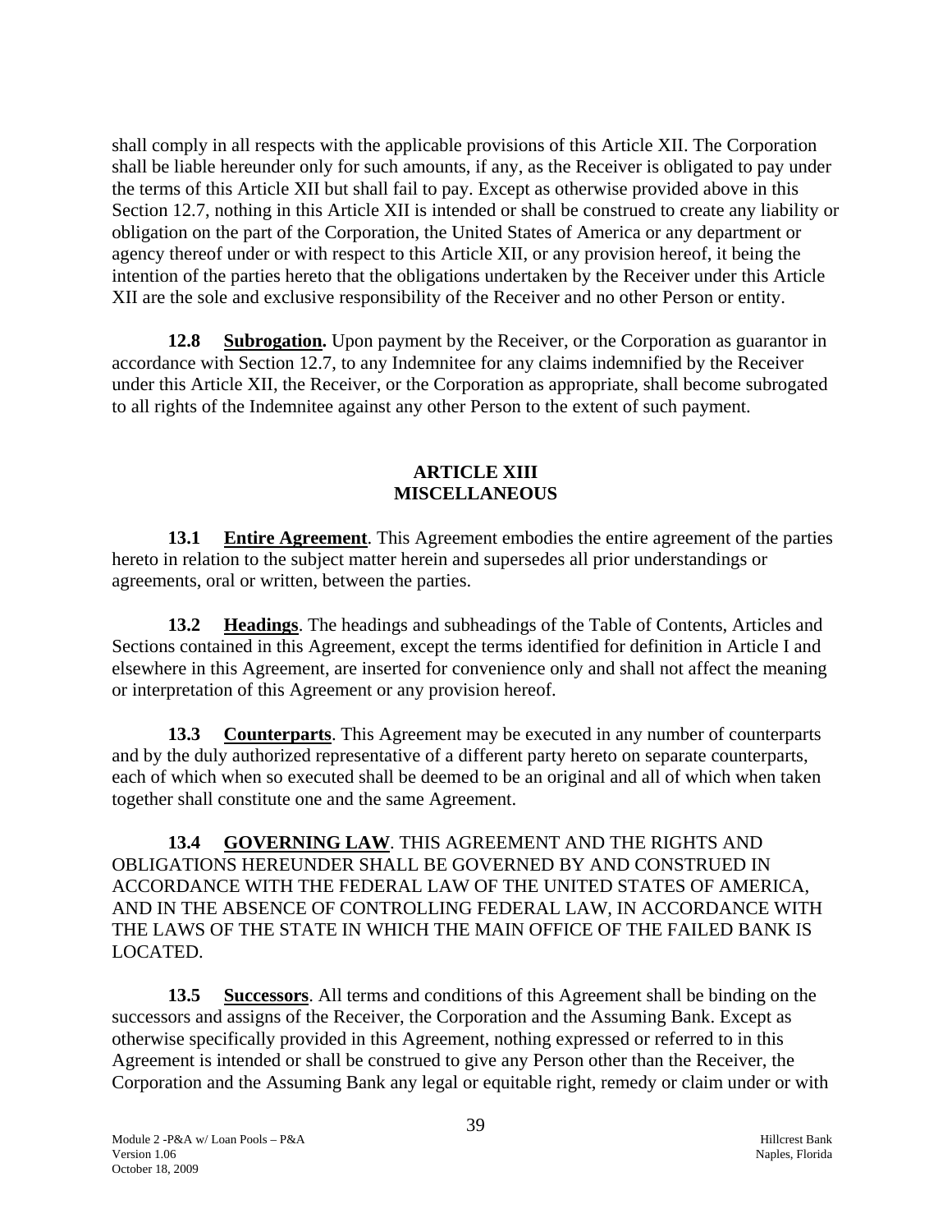shall comply in all respects with the applicable provisions of this Article XII. The Corporation shall be liable hereunder only for such amounts, if any, as the Receiver is obligated to pay under the terms of this Article XII but shall fail to pay. Except as otherwise provided above in this Section 12.7, nothing in this Article XII is intended or shall be construed to create any liability or obligation on the part of the Corporation, the United States of America or any department or agency thereof under or with respect to this Article XII, or any provision hereof, it being the intention of the parties hereto that the obligations undertaken by the Receiver under this Article XII are the sole and exclusive responsibility of the Receiver and no other Person or entity.

**12.8 Subrogation.** Upon payment by the Receiver, or the Corporation as guarantor in accordance with Section 12.7, to any Indemnitee for any claims indemnified by the Receiver under this Article XII, the Receiver, or the Corporation as appropriate, shall become subrogated to all rights of the Indemnitee against any other Person to the extent of such payment.

## ARTICLE XIII
## MISCELLANEOUS

**13.1 Entire Agreement**. This Agreement embodies the entire agreement of the parties hereto in relation to the subject matter herein and supersedes all prior understandings or agreements, oral or written, between the parties.

**13.2 Headings**. The headings and subheadings of the Table of Contents, Articles and Sections contained in this Agreement, except the terms identified for definition in Article I and elsewhere in this Agreement, are inserted for convenience only and shall not affect the meaning or interpretation of this Agreement or any provision hereof.

**13.3 Counterparts**. This Agreement may be executed in any number of counterparts and by the duly authorized representative of a different party hereto on separate counterparts, each of which when so executed shall be deemed to be an original and all of which when taken together shall constitute one and the same Agreement.

**13.4 GOVERNING LAW**. THIS AGREEMENT AND THE RIGHTS AND OBLIGATIONS HEREUNDER SHALL BE GOVERNED BY AND CONSTRUED IN ACCORDANCE WITH THE FEDERAL LAW OF THE UNITED STATES OF AMERICA, AND IN THE ABSENCE OF CONTROLLING FEDERAL LAW, IN ACCORDANCE WITH THE LAWS OF THE STATE IN WHICH THE MAIN OFFICE OF THE FAILED BANK IS LOCATED.

**13.5 Successors**. All terms and conditions of this Agreement shall be binding on the successors and assigns of the Receiver, the Corporation and the Assuming Bank. Except as otherwise specifically provided in this Agreement, nothing expressed or referred to in this Agreement is intended or shall be construed to give any Person other than the Receiver, the Corporation and the Assuming Bank any legal or equitable right, remedy or claim under or with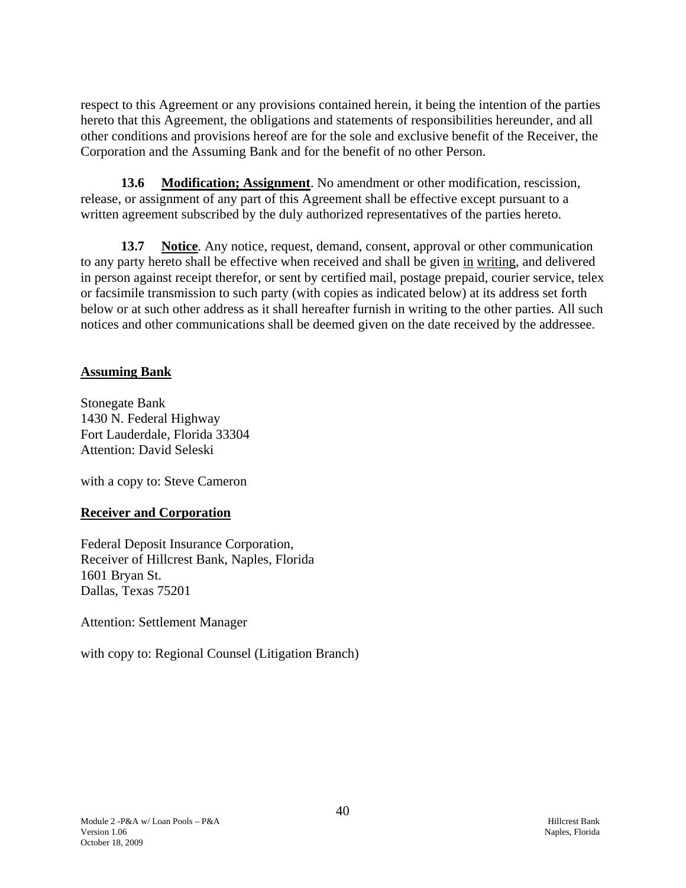respect to this Agreement or any provisions contained herein, it being the intention of the parties hereto that this Agreement, the obligations and statements of responsibilities hereunder, and all other conditions and provisions hereof are for the sole and exclusive benefit of the Receiver, the Corporation and the Assuming Bank and for the benefit of no other Person.

**13.6 Modification; Assignment**. No amendment or other modification, rescission, release, or assignment of any part of this Agreement shall be effective except pursuant to a written agreement subscribed by the duly authorized representatives of the parties hereto.

**13.7 Notice**. Any notice, request, demand, consent, approval or other communication to any party hereto shall be effective when received and shall be given in writing, and delivered in person against receipt therefor, or sent by certified mail, postage prepaid, courier service, telex or facsimile transmission to such party (with copies as indicated below) at its address set forth below or at such other address as it shall hereafter furnish in writing to the other parties. All such notices and other communications shall be deemed given on the date received by the addressee.

**Assuming Bank**

Stonegate Bank
1430 N. Federal Highway
Fort Lauderdale, Florida 33304
Attention: David Seleski

with a copy to: Steve Cameron

**Receiver and Corporation**

Federal Deposit Insurance Corporation,
Receiver of Hillcrest Bank, Naples, Florida
1601 Bryan St.
Dallas, Texas 75201

Attention: Settlement Manager

with copy to: Regional Counsel (Litigation Branch)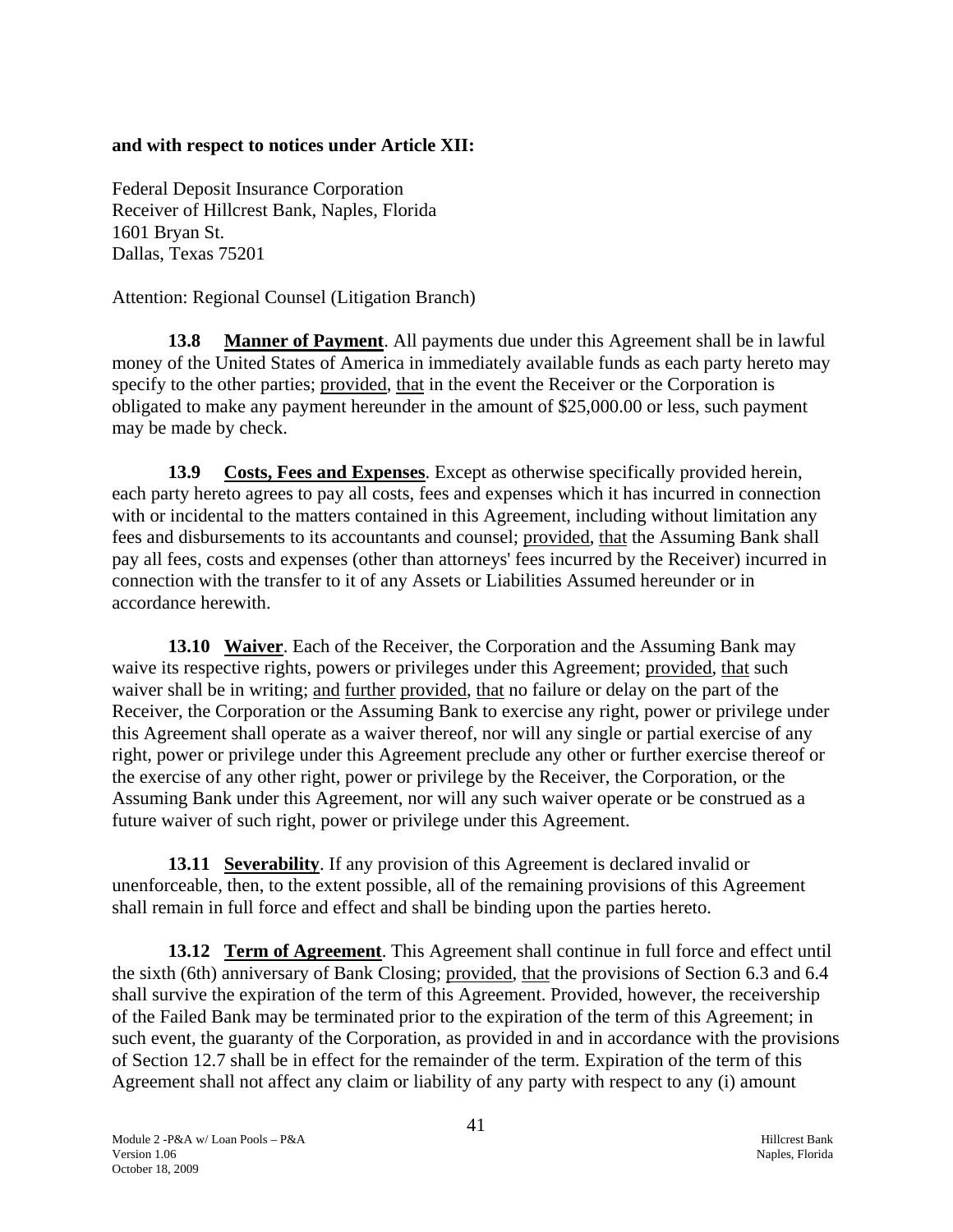**and with respect to notices under Article XII:**

Federal Deposit Insurance Corporation
Receiver of Hillcrest Bank, Naples, Florida
1601 Bryan St.
Dallas, Texas 75201

Attention: Regional Counsel (Litigation Branch)

**13.8 Manner of Payment**. All payments due under this Agreement shall be in lawful money of the United States of America in immediately available funds as each party hereto may specify to the other parties; provided, that in the event the Receiver or the Corporation is obligated to make any payment hereunder in the amount of $25,000.00 or less, such payment may be made by check.

**13.9 Costs, Fees and Expenses**. Except as otherwise specifically provided herein, each party hereto agrees to pay all costs, fees and expenses which it has incurred in connection with or incidental to the matters contained in this Agreement, including without limitation any fees and disbursements to its accountants and counsel; provided, that the Assuming Bank shall pay all fees, costs and expenses (other than attorneys' fees incurred by the Receiver) incurred in connection with the transfer to it of any Assets or Liabilities Assumed hereunder or in accordance herewith.

**13.10 Waiver**. Each of the Receiver, the Corporation and the Assuming Bank may waive its respective rights, powers or privileges under this Agreement; provided, that such waiver shall be in writing; and further provided, that no failure or delay on the part of the Receiver, the Corporation or the Assuming Bank to exercise any right, power or privilege under this Agreement shall operate as a waiver thereof, nor will any single or partial exercise of any right, power or privilege under this Agreement preclude any other or further exercise thereof or the exercise of any other right, power or privilege by the Receiver, the Corporation, or the Assuming Bank under this Agreement, nor will any such waiver operate or be construed as a future waiver of such right, power or privilege under this Agreement.

**13.11 Severability**. If any provision of this Agreement is declared invalid or unenforceable, then, to the extent possible, all of the remaining provisions of this Agreement shall remain in full force and effect and shall be binding upon the parties hereto.

**13.12 Term of Agreement**. This Agreement shall continue in full force and effect until the sixth (6th) anniversary of Bank Closing; provided, that the provisions of Section 6.3 and 6.4 shall survive the expiration of the term of this Agreement. Provided, however, the receivership of the Failed Bank may be terminated prior to the expiration of the term of this Agreement; in such event, the guaranty of the Corporation, as provided in and in accordance with the provisions of Section 12.7 shall be in effect for the remainder of the term. Expiration of the term of this Agreement shall not affect any claim or liability of any party with respect to any (i) amount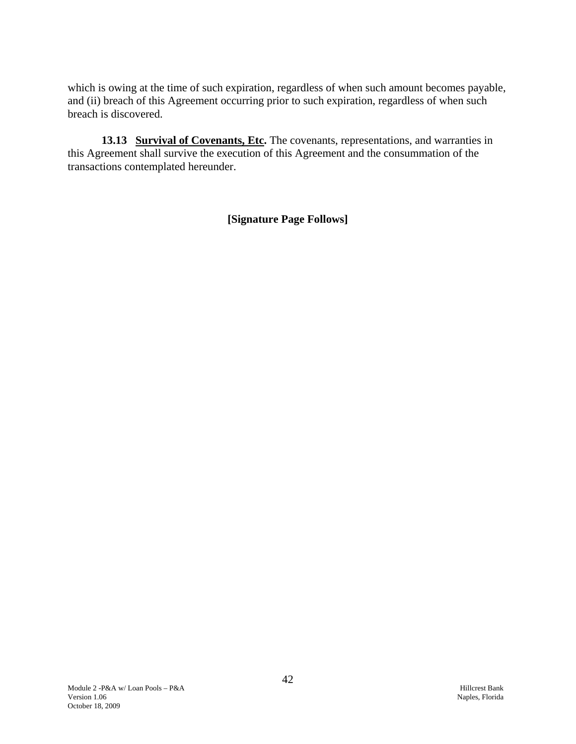which is owing at the time of such expiration, regardless of when such amount becomes payable, and (ii) breach of this Agreement occurring prior to such expiration, regardless of when such breach is discovered.

**13.13 Survival of Covenants, Etc.** The covenants, representations, and warranties in this Agreement shall survive the execution of this Agreement and the consummation of the transactions contemplated hereunder.

**[Signature Page Follows]**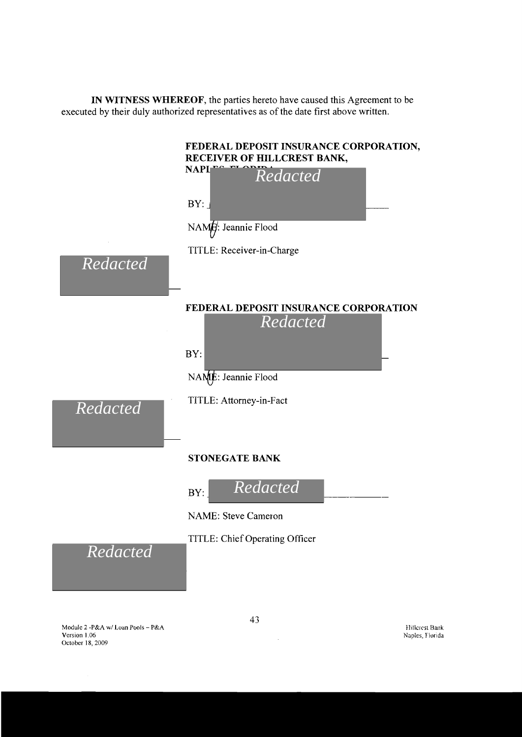**IN WITNESS WHEREOF**, the parties hereto have caused this Agreement to be executed by their duly authorized representatives as of the date first above written.

**FEDERAL DEPOSIT INSURANCE CORPORATION, RECEIVER OF HILLCREST BANK, NAPLES, FLORIDA**

*Redacted*

BY: ______________________

NAME: Jeannie Flood

TITLE: Receiver-in-Charge

*Redacted*

**FEDERAL DEPOSIT INSURANCE CORPORATION**

*Redacted*

BY: ______________________

NAME: Jeannie Flood

TITLE: Attorney-in-Fact

*Redacted*

**STONEGATE BANK**

BY: *Redacted* ______________________

NAME: Steve Cameron

TITLE: Chief Operating Officer

*Redacted*

Module 2 -P&A w/ Loan Pools – P&A
Version 1.06
October 18, 2009

Hillcrest Bank
Naples, Florida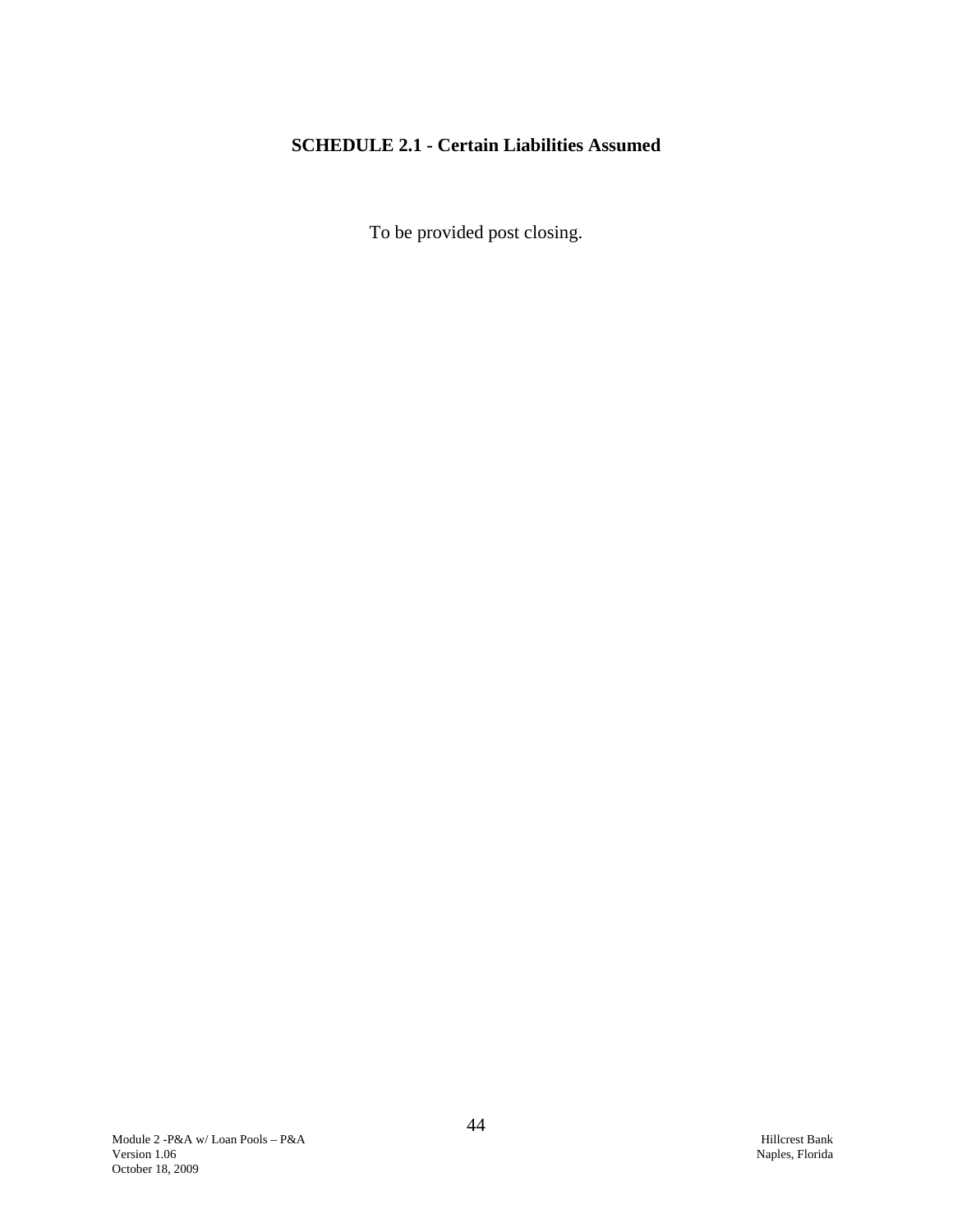## SCHEDULE 2.1 - Certain Liabilities Assumed

To be provided post closing.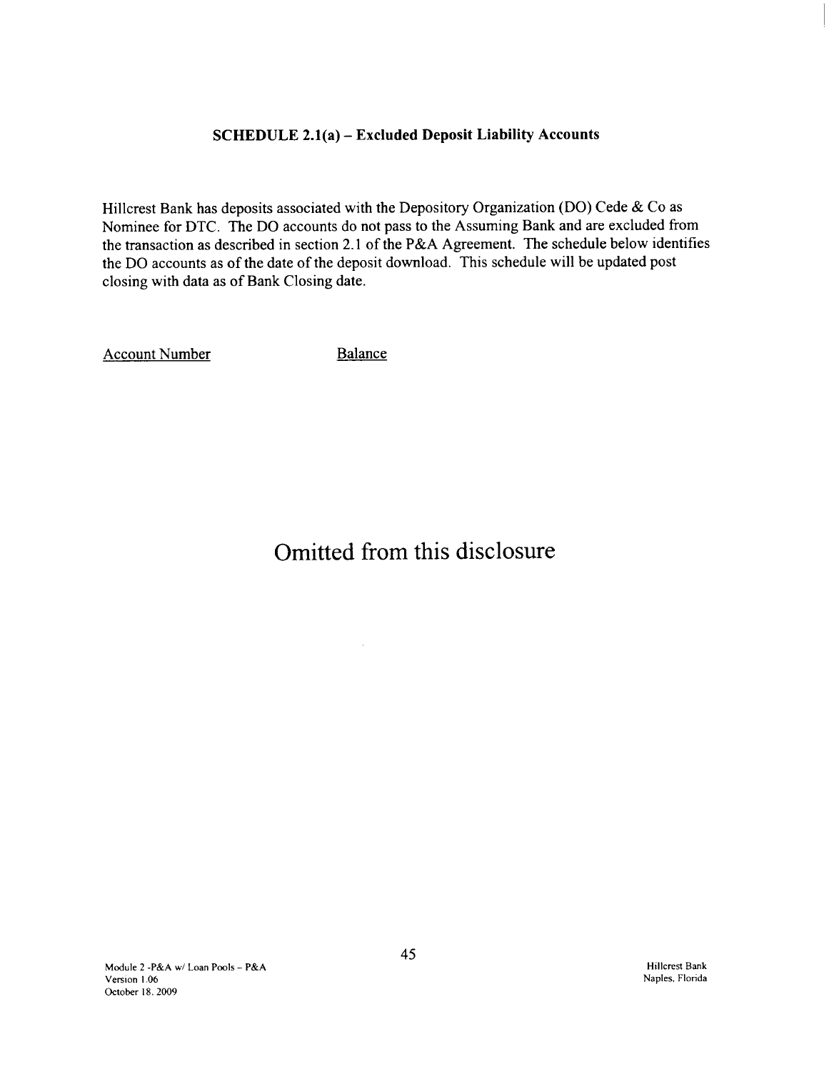## SCHEDULE 2.1(a) – Excluded Deposit Liability Accounts

Hillcrest Bank has deposits associated with the Depository Organization (DO) Cede & Co as Nominee for DTC. The DO accounts do not pass to the Assuming Bank and are excluded from the transaction as described in section 2.1 of the P&A Agreement. The schedule below identifies the DO accounts as of the date of the deposit download. This schedule will be updated post closing with data as of Bank Closing date.

| Account Number | Balance |
| --- | --- |

# Omitted from this disclosure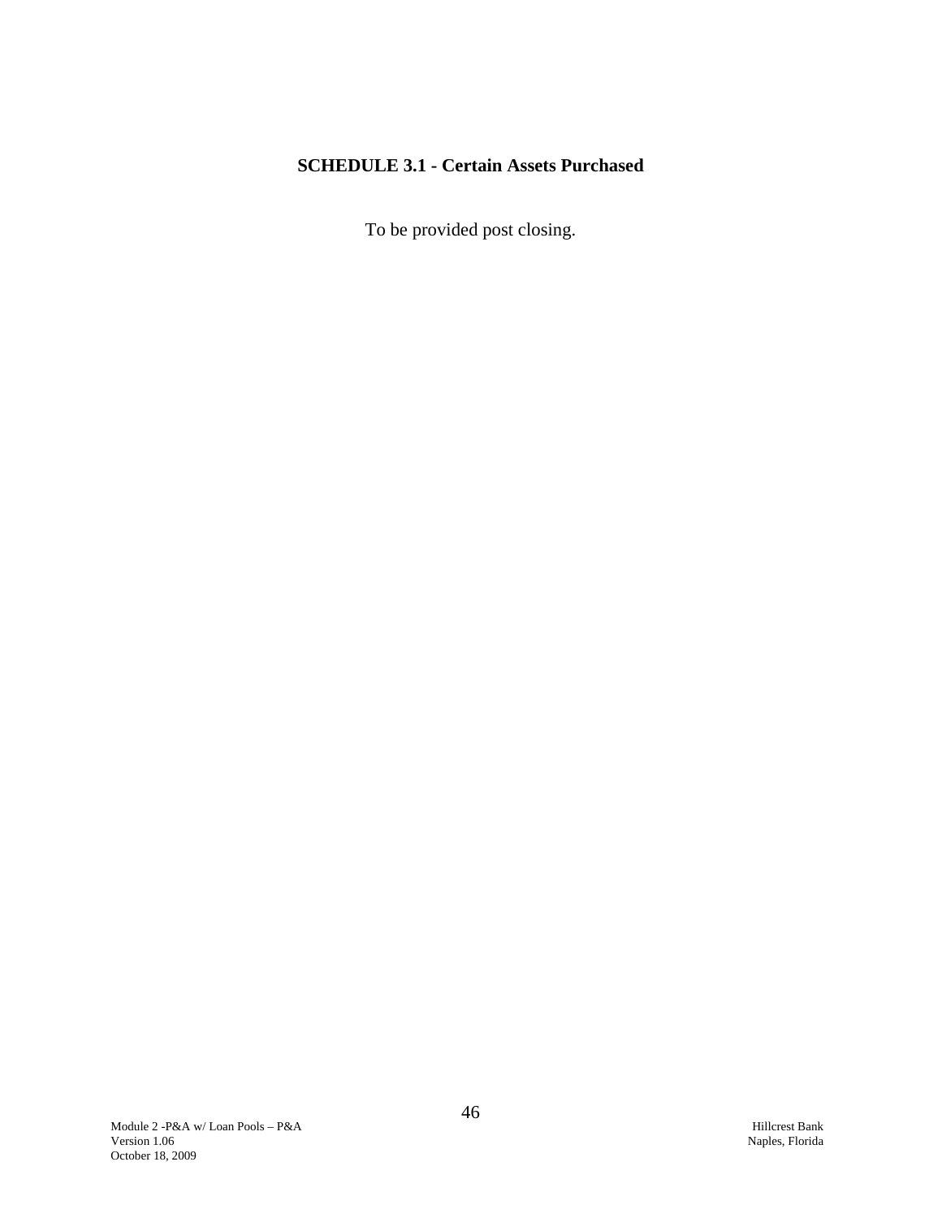**SCHEDULE 3.1 - Certain Assets Purchased**

To be provided post closing.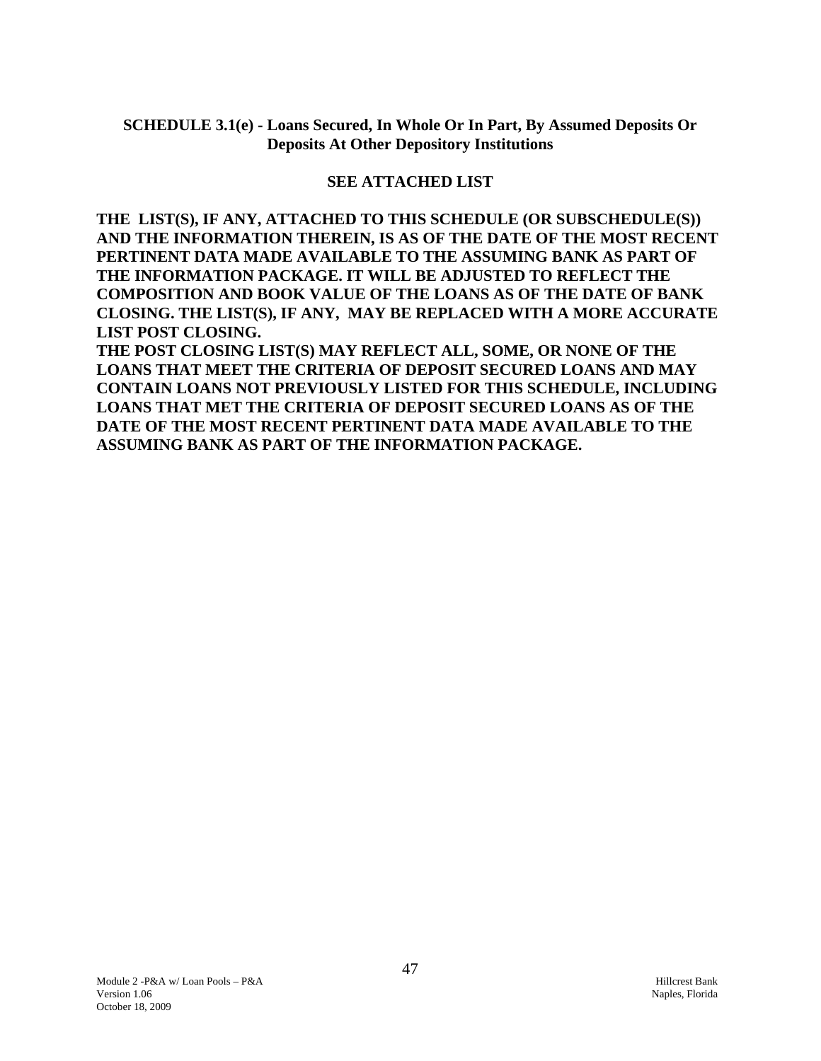## SCHEDULE 3.1(e) - Loans Secured, In Whole Or In Part, By Assumed Deposits Or Deposits At Other Depository Institutions

**SEE ATTACHED LIST**

**THE LIST(S), IF ANY, ATTACHED TO THIS SCHEDULE (OR SUBSCHEDULE(S)) AND THE INFORMATION THEREIN, IS AS OF THE DATE OF THE MOST RECENT PERTINENT DATA MADE AVAILABLE TO THE ASSUMING BANK AS PART OF THE INFORMATION PACKAGE. IT WILL BE ADJUSTED TO REFLECT THE COMPOSITION AND BOOK VALUE OF THE LOANS AS OF THE DATE OF BANK CLOSING. THE LIST(S), IF ANY, MAY BE REPLACED WITH A MORE ACCURATE LIST POST CLOSING.**

**THE POST CLOSING LIST(S) MAY REFLECT ALL, SOME, OR NONE OF THE LOANS THAT MEET THE CRITERIA OF DEPOSIT SECURED LOANS AND MAY CONTAIN LOANS NOT PREVIOUSLY LISTED FOR THIS SCHEDULE, INCLUDING LOANS THAT MET THE CRITERIA OF DEPOSIT SECURED LOANS AS OF THE DATE OF THE MOST RECENT PERTINENT DATA MADE AVAILABLE TO THE ASSUMING BANK AS PART OF THE INFORMATION PACKAGE.**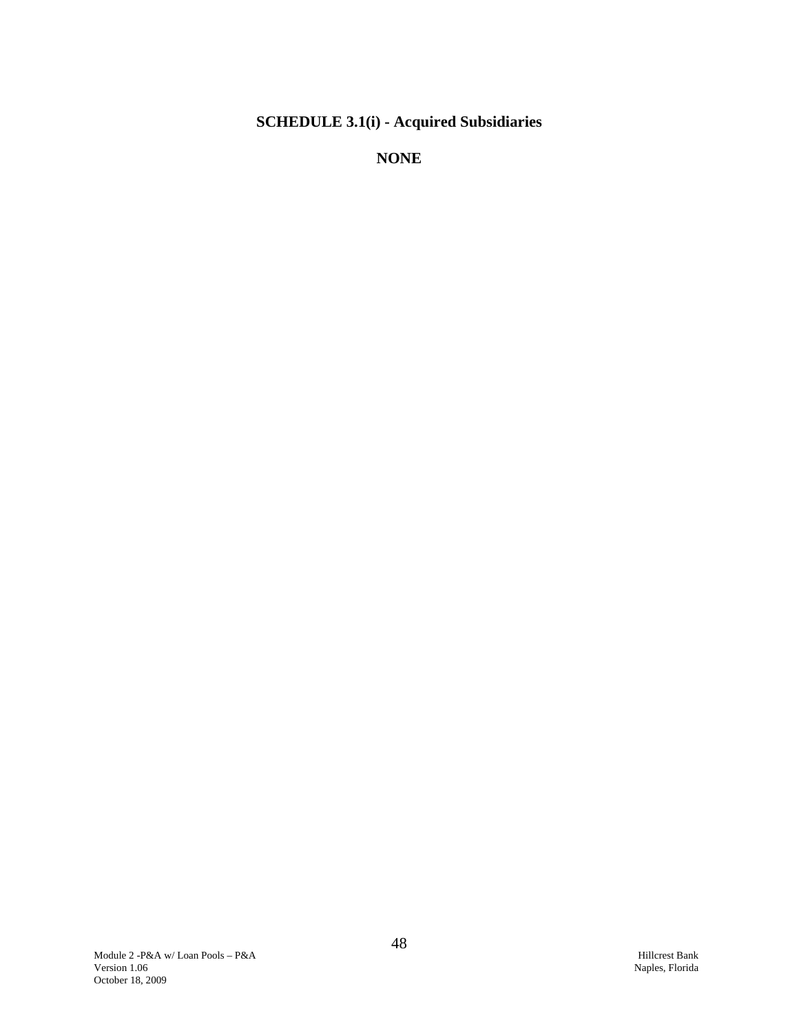**SCHEDULE 3.1(i) - Acquired Subsidiaries**

**NONE**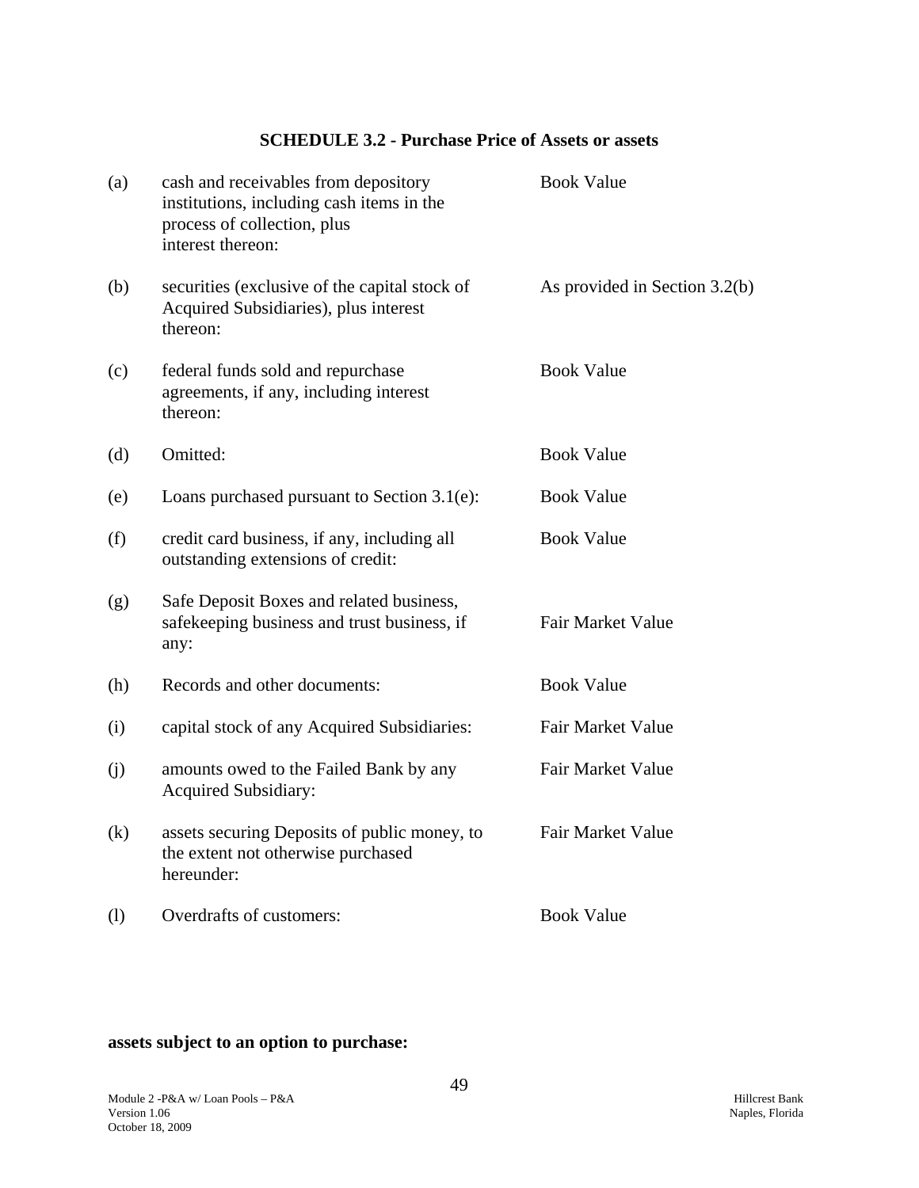## SCHEDULE 3.2 - Purchase Price of Assets or assets

| | | |
|---|---|---|
| (a) | cash and receivables from depository institutions, including cash items in the process of collection, plus interest thereon: | Book Value |
| (b) | securities (exclusive of the capital stock of Acquired Subsidiaries), plus interest thereon: | As provided in Section 3.2(b) |
| (c) | federal funds sold and repurchase agreements, if any, including interest thereon: | Book Value |
| (d) | Omitted: | Book Value |
| (e) | Loans purchased pursuant to Section 3.1(e): | Book Value |
| (f) | credit card business, if any, including all outstanding extensions of credit: | Book Value |
| (g) | Safe Deposit Boxes and related business, safekeeping business and trust business, if any: | Fair Market Value |
| (h) | Records and other documents: | Book Value |
| (i) | capital stock of any Acquired Subsidiaries: | Fair Market Value |
| (j) | amounts owed to the Failed Bank by any Acquired Subsidiary: | Fair Market Value |
| (k) | assets securing Deposits of public money, to the extent not otherwise purchased hereunder: | Fair Market Value |
| (l) | Overdrafts of customers: | Book Value |

**assets subject to an option to purchase:**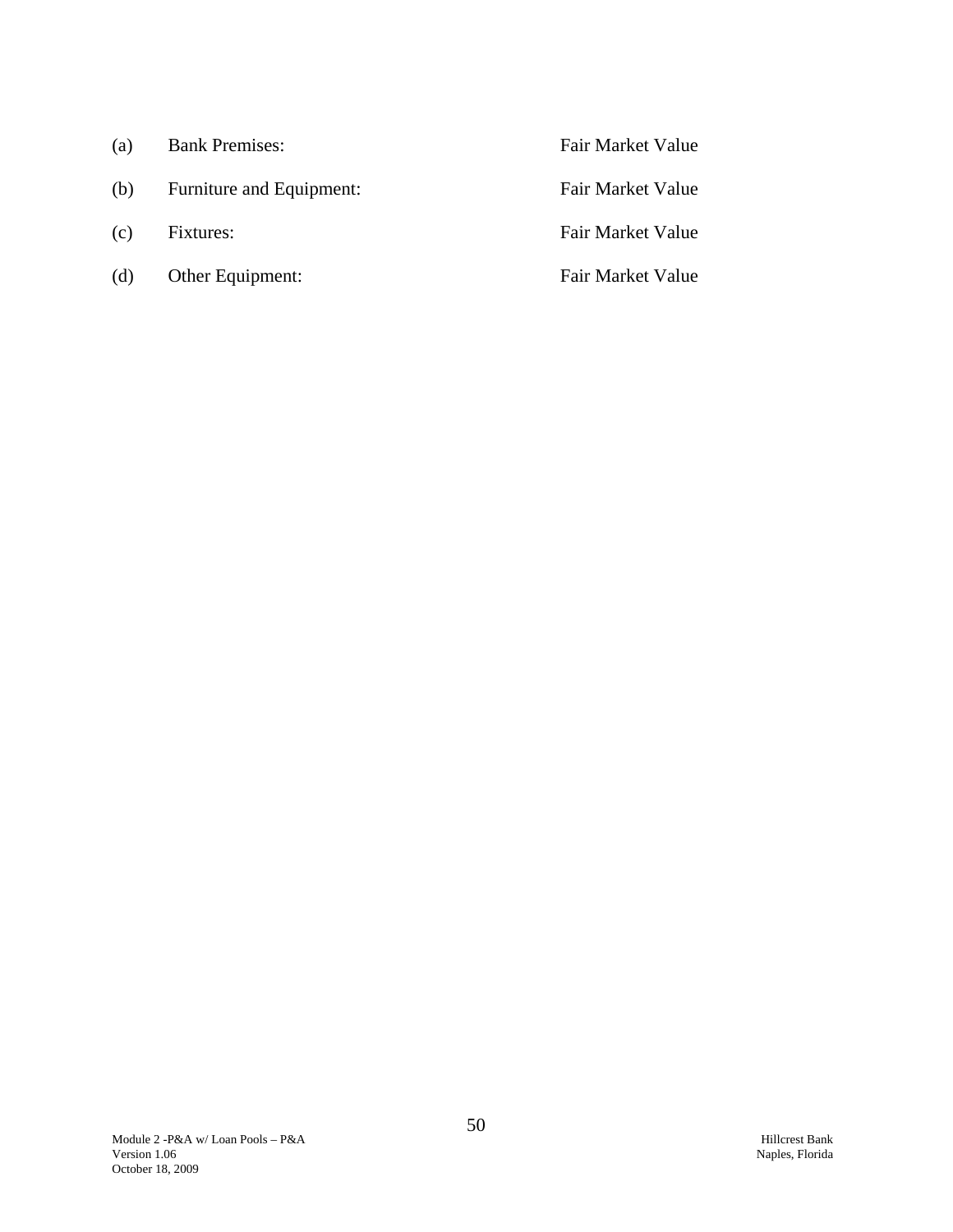(a) Bank Premises: Fair Market Value

(b) Furniture and Equipment: Fair Market Value

(c) Fixtures: Fair Market Value

(d) Other Equipment: Fair Market Value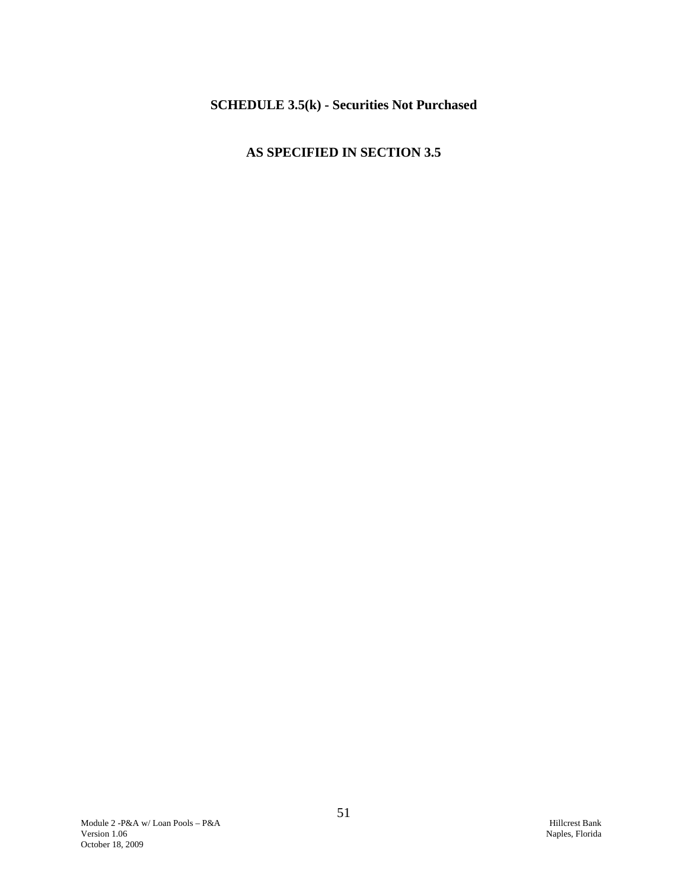# SCHEDULE 3.5(k) - Securities Not Purchased

## AS SPECIFIED IN SECTION 3.5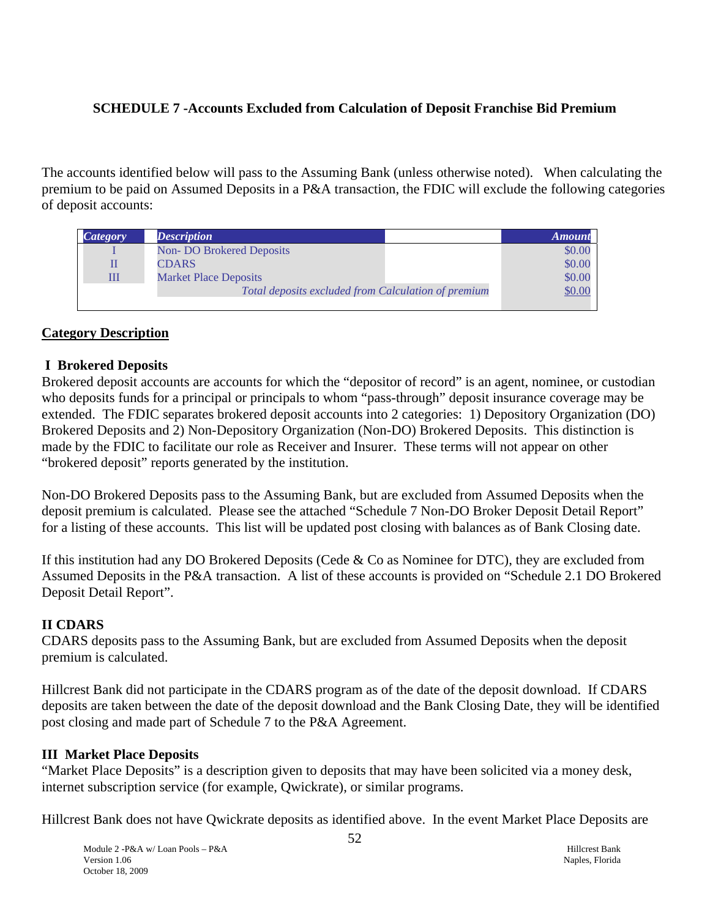**SCHEDULE 7 -Accounts Excluded from Calculation of Deposit Franchise Bid Premium**

The accounts identified below will pass to the Assuming Bank (unless otherwise noted). When calculating the premium to be paid on Assumed Deposits in a P&A transaction, the FDIC will exclude the following categories of deposit accounts:

| *Category* | *Description* | *Amount* |
|---|---|---|
| I | Non- DO Brokered Deposits | $0.00 |
| II | CDARS | $0.00 |
| III | Market Place Deposits | $0.00 |
| | *Total deposits excluded from Calculation of premium* | $0.00 |

**Category Description**

**I Brokered Deposits**

Brokered deposit accounts are accounts for which the "depositor of record" is an agent, nominee, or custodian who deposits funds for a principal or principals to whom "pass-through" deposit insurance coverage may be extended. The FDIC separates brokered deposit accounts into 2 categories: 1) Depository Organization (DO) Brokered Deposits and 2) Non-Depository Organization (Non-DO) Brokered Deposits. This distinction is made by the FDIC to facilitate our role as Receiver and Insurer. These terms will not appear on other "brokered deposit" reports generated by the institution.

Non-DO Brokered Deposits pass to the Assuming Bank, but are excluded from Assumed Deposits when the deposit premium is calculated. Please see the attached "Schedule 7 Non-DO Broker Deposit Detail Report" for a listing of these accounts. This list will be updated post closing with balances as of Bank Closing date.

If this institution had any DO Brokered Deposits (Cede & Co as Nominee for DTC), they are excluded from Assumed Deposits in the P&A transaction. A list of these accounts is provided on "Schedule 2.1 DO Brokered Deposit Detail Report".

**II CDARS**

CDARS deposits pass to the Assuming Bank, but are excluded from Assumed Deposits when the deposit premium is calculated.

Hillcrest Bank did not participate in the CDARS program as of the date of the deposit download. If CDARS deposits are taken between the date of the deposit download and the Bank Closing Date, they will be identified post closing and made part of Schedule 7 to the P&A Agreement.

**III Market Place Deposits**

"Market Place Deposits" is a description given to deposits that may have been solicited via a money desk, internet subscription service (for example, Qwickrate), or similar programs.

Hillcrest Bank does not have Qwickrate deposits as identified above. In the event Market Place Deposits are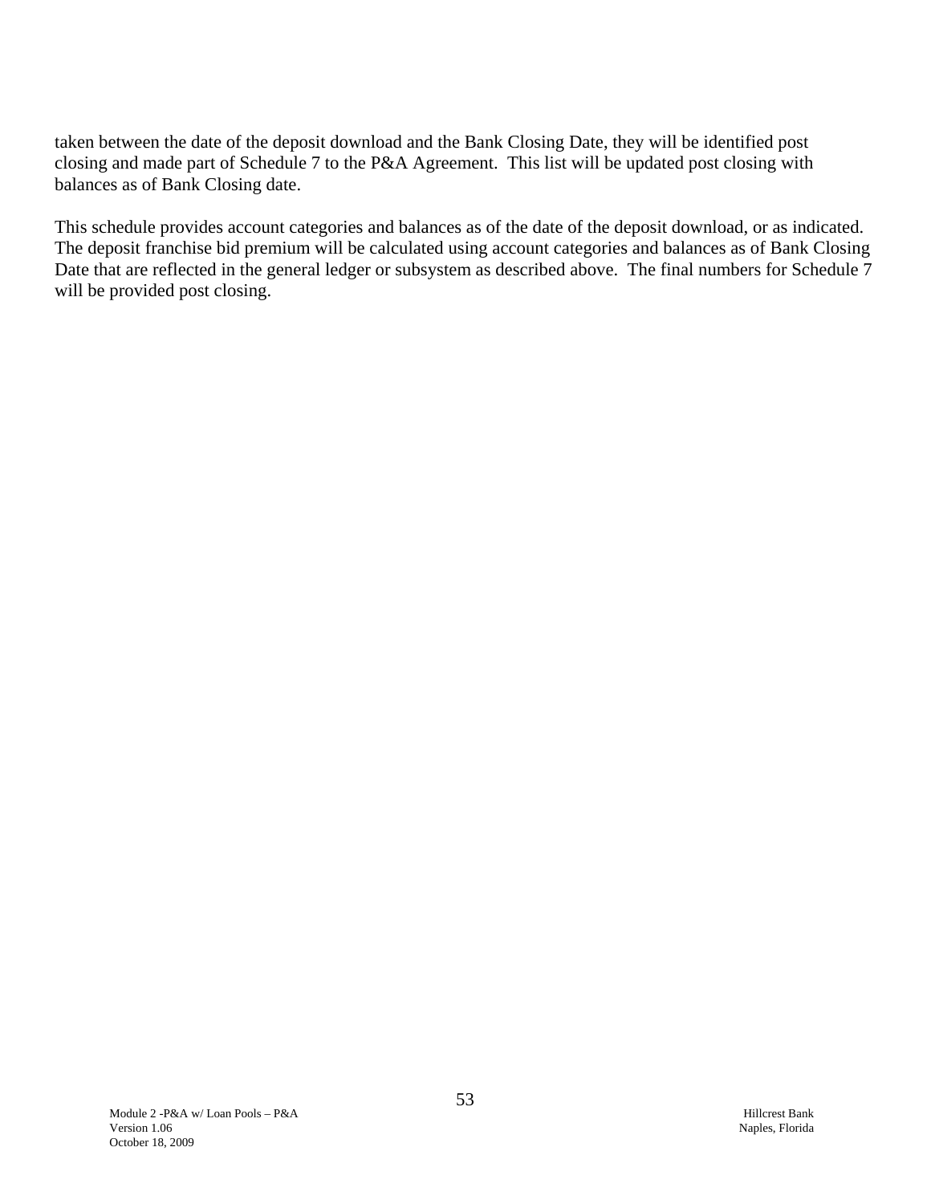taken between the date of the deposit download and the Bank Closing Date, they will be identified post closing and made part of Schedule 7 to the P&A Agreement. This list will be updated post closing with balances as of Bank Closing date.

This schedule provides account categories and balances as of the date of the deposit download, or as indicated. The deposit franchise bid premium will be calculated using account categories and balances as of Bank Closing Date that are reflected in the general ledger or subsystem as described above. The final numbers for Schedule 7 will be provided post closing.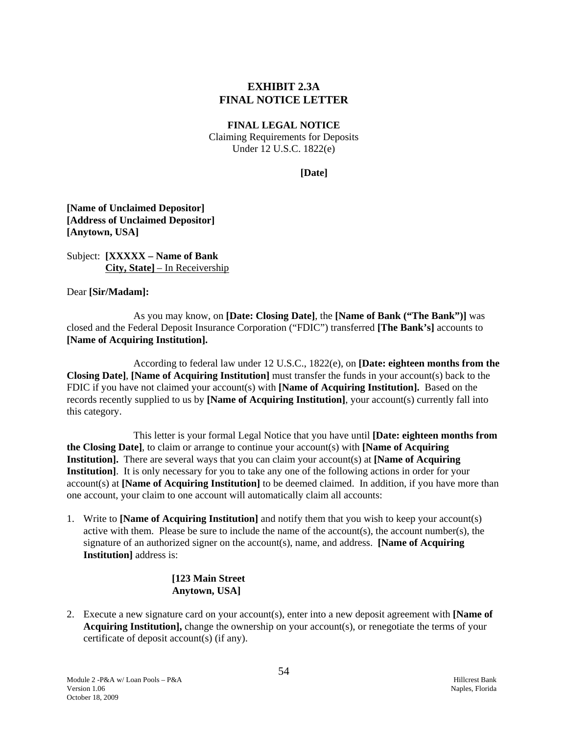# EXHIBIT 2.3A
# FINAL NOTICE LETTER

**FINAL LEGAL NOTICE**
Claiming Requirements for Deposits
Under 12 U.S.C. 1822(e)

**[Date]**

**[Name of Unclaimed Depositor]**
**[Address of Unclaimed Depositor]**
**[Anytown, USA]**

Subject: **[XXXXX – Name of Bank**
**City, State]** – In Receivership

Dear **[Sir/Madam]:**

As you may know, on **[Date: Closing Date]**, the **[Name of Bank ("The Bank")]** was closed and the Federal Deposit Insurance Corporation ("FDIC") transferred **[The Bank's]** accounts to **[Name of Acquiring Institution].**

According to federal law under 12 U.S.C., 1822(e), on **[Date: eighteen months from the Closing Date]**, **[Name of Acquiring Institution]** must transfer the funds in your account(s) back to the FDIC if you have not claimed your account(s) with **[Name of Acquiring Institution].** Based on the records recently supplied to us by **[Name of Acquiring Institution]**, your account(s) currently fall into this category.

This letter is your formal Legal Notice that you have until **[Date: eighteen months from the Closing Date]**, to claim or arrange to continue your account(s) with **[Name of Acquiring Institution].** There are several ways that you can claim your account(s) at **[Name of Acquiring Institution]**. It is only necessary for you to take any one of the following actions in order for your account(s) at **[Name of Acquiring Institution]** to be deemed claimed. In addition, if you have more than one account, your claim to one account will automatically claim all accounts:

1. Write to **[Name of Acquiring Institution]** and notify them that you wish to keep your account(s) active with them. Please be sure to include the name of the account(s), the account number(s), the signature of an authorized signer on the account(s), name, and address. **[Name of Acquiring Institution]** address is:

   **[123 Main Street**
   **Anytown, USA]**

2. Execute a new signature card on your account(s), enter into a new deposit agreement with **[Name of Acquiring Institution],** change the ownership on your account(s), or renegotiate the terms of your certificate of deposit account(s) (if any).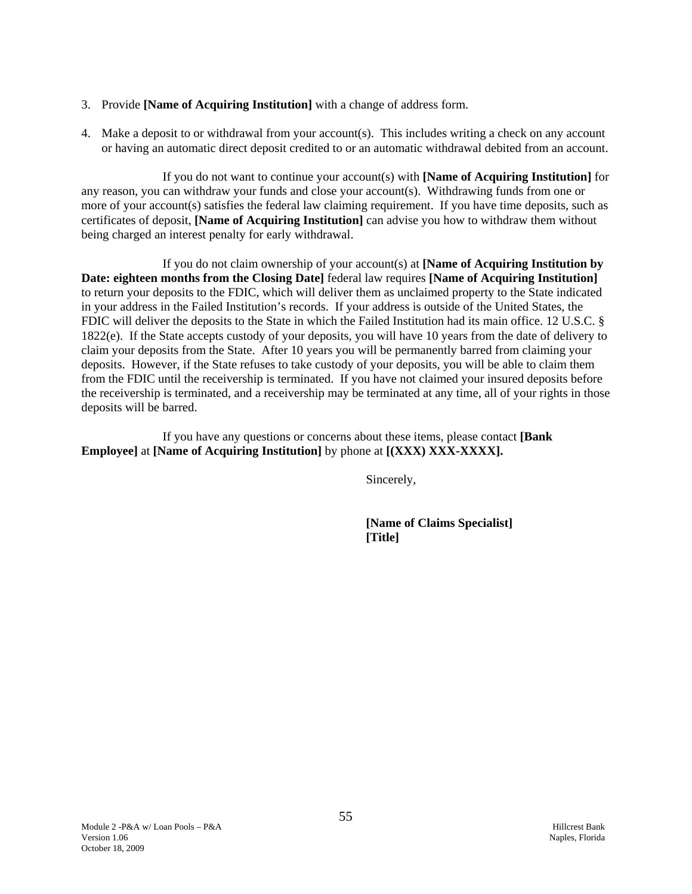3. Provide **[Name of Acquiring Institution]** with a change of address form.

4. Make a deposit to or withdrawal from your account(s). This includes writing a check on any account or having an automatic direct deposit credited to or an automatic withdrawal debited from an account.

If you do not want to continue your account(s) with **[Name of Acquiring Institution]** for any reason, you can withdraw your funds and close your account(s). Withdrawing funds from one or more of your account(s) satisfies the federal law claiming requirement. If you have time deposits, such as certificates of deposit, **[Name of Acquiring Institution]** can advise you how to withdraw them without being charged an interest penalty for early withdrawal.

If you do not claim ownership of your account(s) at **[Name of Acquiring Institution by Date: eighteen months from the Closing Date]** federal law requires **[Name of Acquiring Institution]** to return your deposits to the FDIC, which will deliver them as unclaimed property to the State indicated in your address in the Failed Institution's records. If your address is outside of the United States, the FDIC will deliver the deposits to the State in which the Failed Institution had its main office. 12 U.S.C. § 1822(e). If the State accepts custody of your deposits, you will have 10 years from the date of delivery to claim your deposits from the State. After 10 years you will be permanently barred from claiming your deposits. However, if the State refuses to take custody of your deposits, you will be able to claim them from the FDIC until the receivership is terminated. If you have not claimed your insured deposits before the receivership is terminated, and a receivership may be terminated at any time, all of your rights in those deposits will be barred.

If you have any questions or concerns about these items, please contact **[Bank Employee]** at **[Name of Acquiring Institution]** by phone at **[(XXX) XXX-XXXX].**

Sincerely,

**[Name of Claims Specialist]**
**[Title]**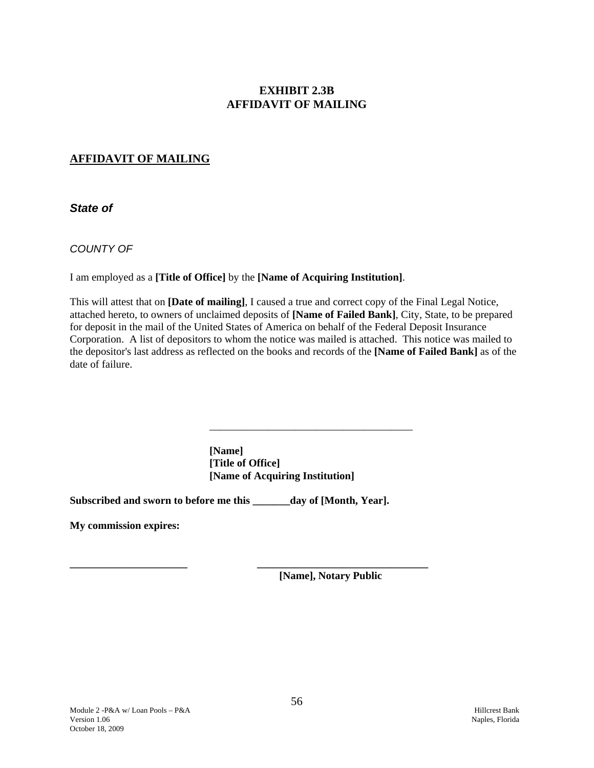**EXHIBIT 2.3B**
**AFFIDAVIT OF MAILING**

## AFFIDAVIT OF MAILING

***State of***

*COUNTY OF*

I am employed as a **[Title of Office]** by the **[Name of Acquiring Institution]**.

This will attest that on **[Date of mailing]**, I caused a true and correct copy of the Final Legal Notice, attached hereto, to owners of unclaimed deposits of **[Name of Failed Bank]**, City, State, to be prepared for deposit in the mail of the United States of America on behalf of the Federal Deposit Insurance Corporation. A list of depositors to whom the notice was mailed is attached. This notice was mailed to the depositor's last address as reflected on the books and records of the **[Name of Failed Bank]** as of the date of failure.

\_\_\_\_\_\_\_\_\_\_\_\_\_\_\_\_\_\_\_\_\_\_\_\_\_\_\_\_\_\_\_\_\_\_\_\_\_\_

**[Name]**
**[Title of Office]**
**[Name of Acquiring Institution]**

**Subscribed and sworn to before me this \_\_\_\_\_\_\_day of [Month, Year].**

**My commission expires:**

\_\_\_\_\_\_\_\_\_\_\_\_\_\_\_\_\_\_\_\_\_\_ \_\_\_\_\_\_\_\_\_\_\_\_\_\_\_\_\_\_\_\_\_\_\_\_\_\_\_\_\_\_\_\_\_
**[Name], Notary Public**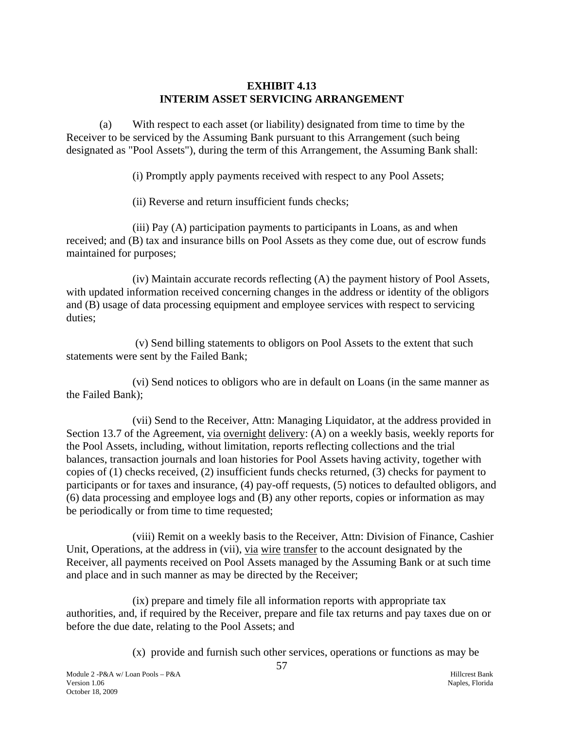# EXHIBIT 4.13
# INTERIM ASSET SERVICING ARRANGEMENT

(a) With respect to each asset (or liability) designated from time to time by the Receiver to be serviced by the Assuming Bank pursuant to this Arrangement (such being designated as "Pool Assets"), during the term of this Arrangement, the Assuming Bank shall:

(i) Promptly apply payments received with respect to any Pool Assets;

(ii) Reverse and return insufficient funds checks;

(iii) Pay (A) participation payments to participants in Loans, as and when received; and (B) tax and insurance bills on Pool Assets as they come due, out of escrow funds maintained for purposes;

(iv) Maintain accurate records reflecting (A) the payment history of Pool Assets, with updated information received concerning changes in the address or identity of the obligors and (B) usage of data processing equipment and employee services with respect to servicing duties;

(v) Send billing statements to obligors on Pool Assets to the extent that such statements were sent by the Failed Bank;

(vi) Send notices to obligors who are in default on Loans (in the same manner as the Failed Bank);

(vii) Send to the Receiver, Attn: Managing Liquidator, at the address provided in Section 13.7 of the Agreement, <u>via overnight delivery</u>: (A) on a weekly basis, weekly reports for the Pool Assets, including, without limitation, reports reflecting collections and the trial balances, transaction journals and loan histories for Pool Assets having activity, together with copies of (1) checks received, (2) insufficient funds checks returned, (3) checks for payment to participants or for taxes and insurance, (4) pay-off requests, (5) notices to defaulted obligors, and (6) data processing and employee logs and (B) any other reports, copies or information as may be periodically or from time to time requested;

(viii) Remit on a weekly basis to the Receiver, Attn: Division of Finance, Cashier Unit, Operations, at the address in (vii), <u>via wire transfer</u> to the account designated by the Receiver, all payments received on Pool Assets managed by the Assuming Bank or at such time and place and in such manner as may be directed by the Receiver;

(ix) prepare and timely file all information reports with appropriate tax authorities, and, if required by the Receiver, prepare and file tax returns and pay taxes due on or before the due date, relating to the Pool Assets; and

(x) provide and furnish such other services, operations or functions as may be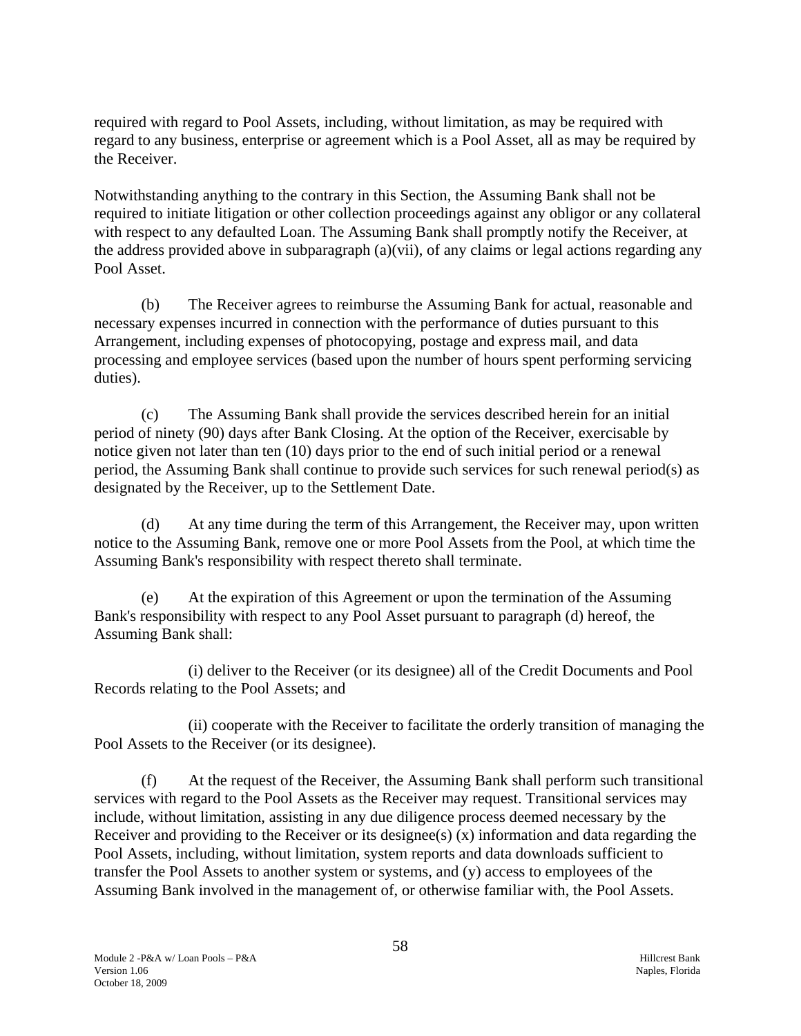required with regard to Pool Assets, including, without limitation, as may be required with regard to any business, enterprise or agreement which is a Pool Asset, all as may be required by the Receiver.

Notwithstanding anything to the contrary in this Section, the Assuming Bank shall not be required to initiate litigation or other collection proceedings against any obligor or any collateral with respect to any defaulted Loan. The Assuming Bank shall promptly notify the Receiver, at the address provided above in subparagraph (a)(vii), of any claims or legal actions regarding any Pool Asset.

(b) The Receiver agrees to reimburse the Assuming Bank for actual, reasonable and necessary expenses incurred in connection with the performance of duties pursuant to this Arrangement, including expenses of photocopying, postage and express mail, and data processing and employee services (based upon the number of hours spent performing servicing duties).

(c) The Assuming Bank shall provide the services described herein for an initial period of ninety (90) days after Bank Closing. At the option of the Receiver, exercisable by notice given not later than ten (10) days prior to the end of such initial period or a renewal period, the Assuming Bank shall continue to provide such services for such renewal period(s) as designated by the Receiver, up to the Settlement Date.

(d) At any time during the term of this Arrangement, the Receiver may, upon written notice to the Assuming Bank, remove one or more Pool Assets from the Pool, at which time the Assuming Bank's responsibility with respect thereto shall terminate.

(e) At the expiration of this Agreement or upon the termination of the Assuming Bank's responsibility with respect to any Pool Asset pursuant to paragraph (d) hereof, the Assuming Bank shall:

(i) deliver to the Receiver (or its designee) all of the Credit Documents and Pool Records relating to the Pool Assets; and

(ii) cooperate with the Receiver to facilitate the orderly transition of managing the Pool Assets to the Receiver (or its designee).

(f) At the request of the Receiver, the Assuming Bank shall perform such transitional services with regard to the Pool Assets as the Receiver may request. Transitional services may include, without limitation, assisting in any due diligence process deemed necessary by the Receiver and providing to the Receiver or its designee(s) (x) information and data regarding the Pool Assets, including, without limitation, system reports and data downloads sufficient to transfer the Pool Assets to another system or systems, and (y) access to employees of the Assuming Bank involved in the management of, or otherwise familiar with, the Pool Assets.